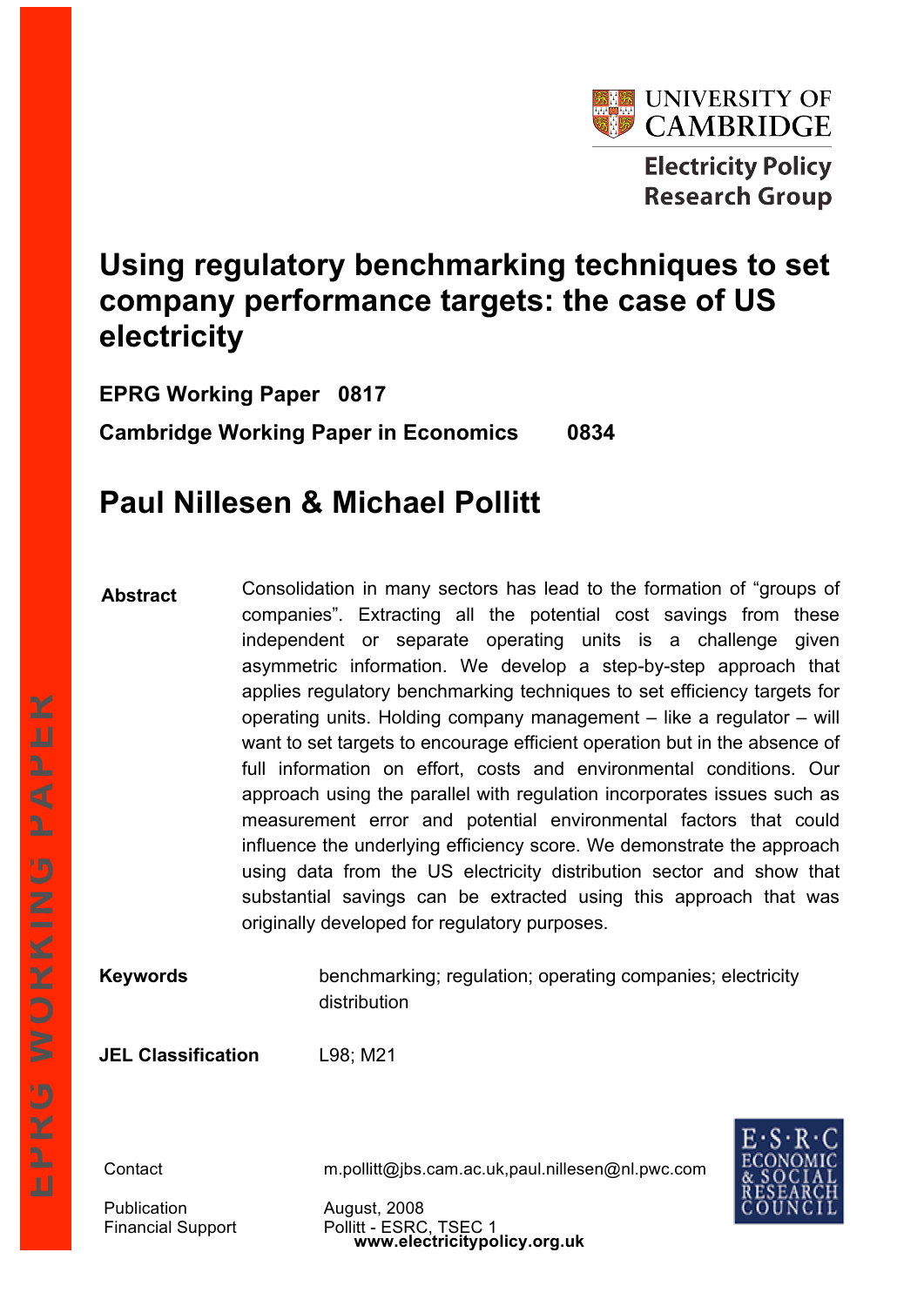UNIVERSITY OF CAMBRIDGE

Electricity Policy Research Group

# Using regulatory benchmarking techniques to set company performance targets: the case of US electricity

**EPRG Working Paper 0817**

**Cambridge Working Paper in Economics 0834**

## Paul Nillesen & Michael Pollitt

**Abstract**

Consolidation in many sectors has lead to the formation of "groups of companies". Extracting all the potential cost savings from these independent or separate operating units is a challenge given asymmetric information. We develop a step-by-step approach that applies regulatory benchmarking techniques to set efficiency targets for operating units. Holding company management – like a regulator – will want to set targets to encourage efficient operation but in the absence of full information on effort, costs and environmental conditions. Our approach using the parallel with regulation incorporates issues such as measurement error and potential environmental factors that could influence the underlying efficiency score. We demonstrate the approach using data from the US electricity distribution sector and show that substantial savings can be extracted using this approach that was originally developed for regulatory purposes.

**Keywords** benchmarking; regulation; operating companies; electricity distribution

**JEL Classification** L98; M21

Contact m.pollitt@jbs.cam.ac.uk,paul.nillesen@nl.pwc.com

Publication August, 2008

Financial Support Pollitt - ESRC, TSEC 1

**www.electricitypolicy.org.uk**

EPRG WORKING PAPER

E·S·R·C ECONOMIC & SOCIAL RESEARCH COUNCIL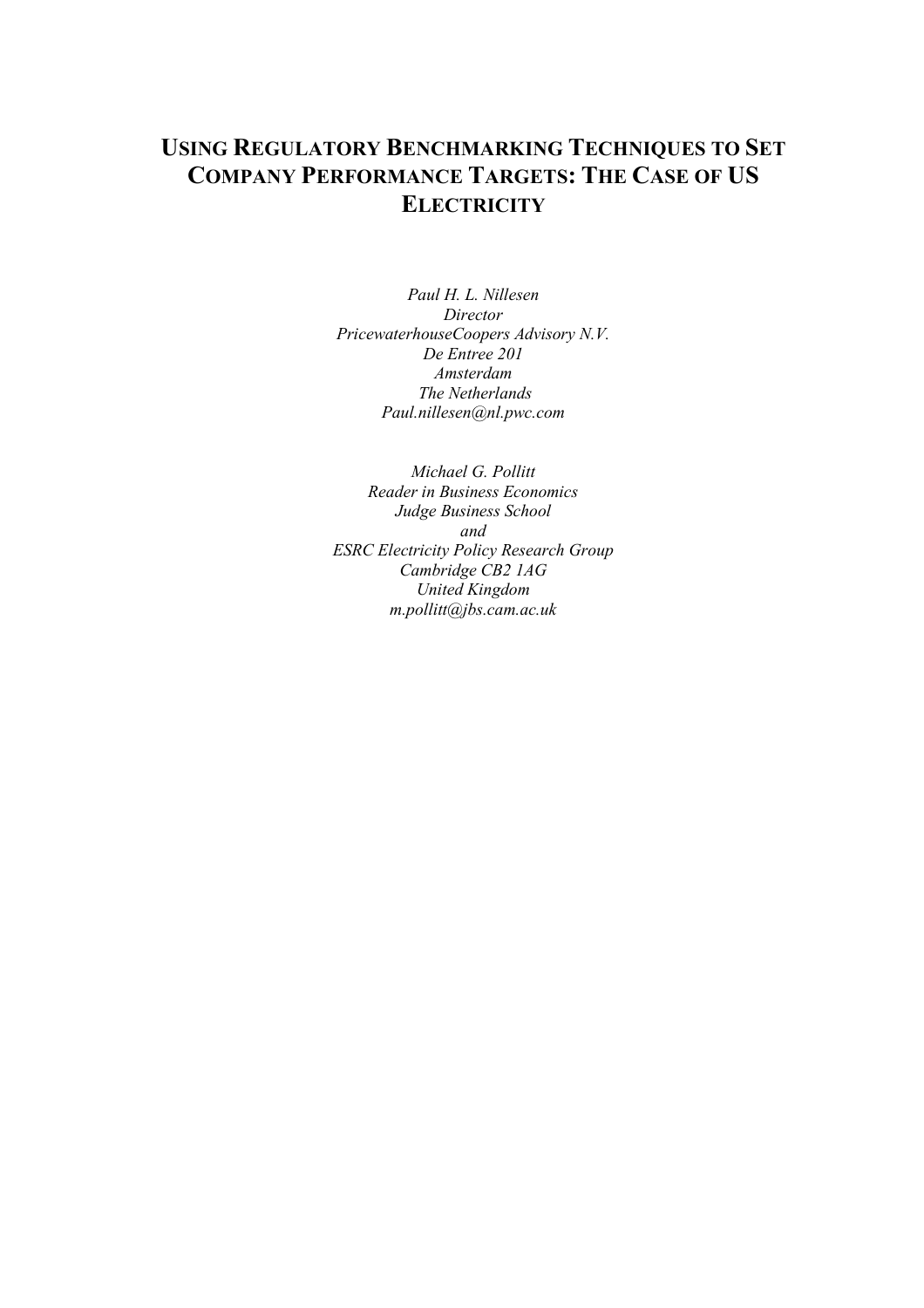# Using Regulatory Benchmarking Techniques to Set Company Performance Targets: The Case of US Electricity

*Paul H. L. Nillesen*
*Director*
*PricewaterhouseCoopers Advisory N.V.*
*De Entree 201*
*Amsterdam*
*The Netherlands*
*Paul.nillesen@nl.pwc.com*

*Michael G. Pollitt*
*Reader in Business Economics*
*Judge Business School*
*and*
*ESRC Electricity Policy Research Group*
*Cambridge CB2 1AG*
*United Kingdom*
*m.pollitt@jbs.cam.ac.uk*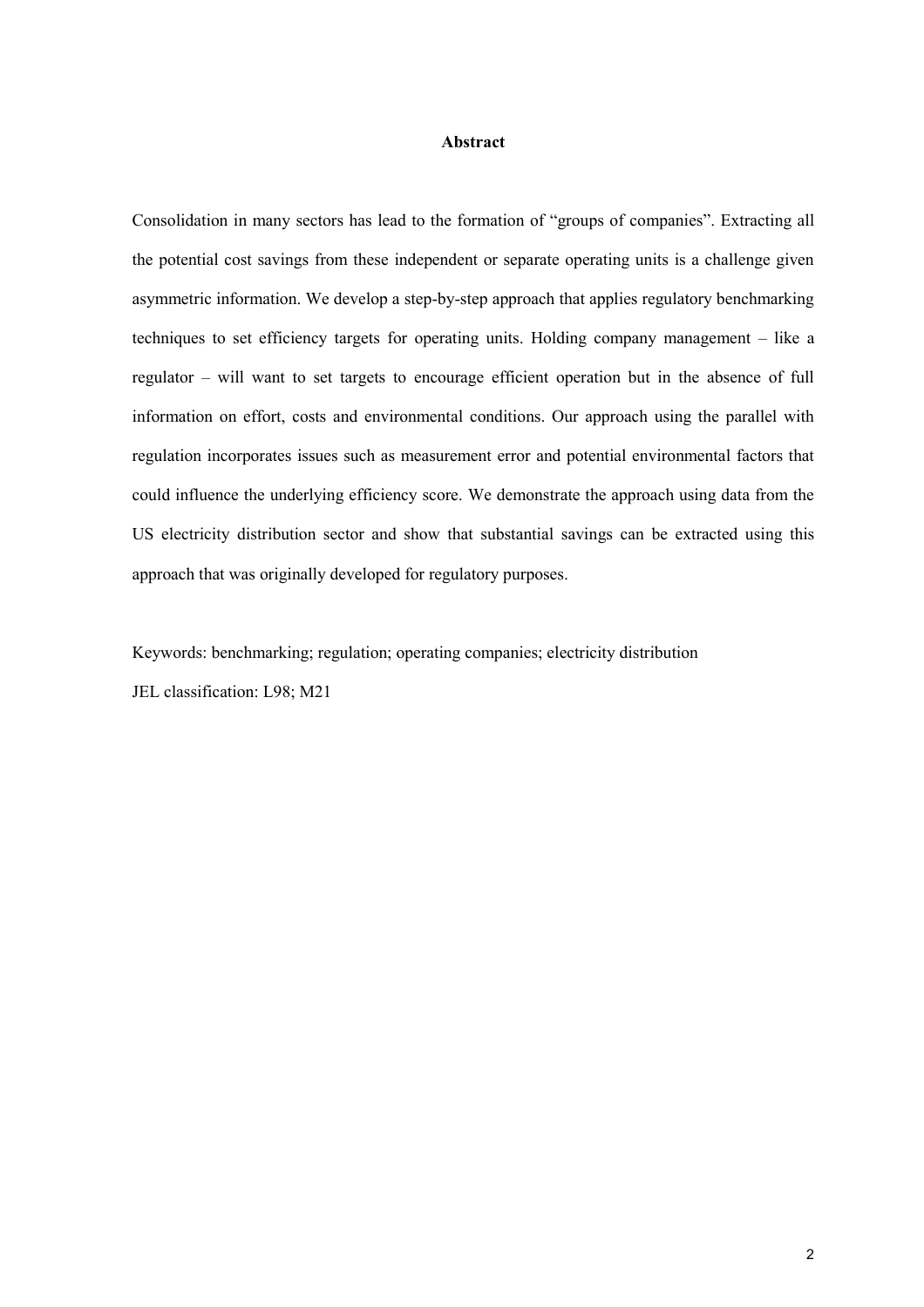**Abstract**

Consolidation in many sectors has lead to the formation of "groups of companies". Extracting all the potential cost savings from these independent or separate operating units is a challenge given asymmetric information. We develop a step-by-step approach that applies regulatory benchmarking techniques to set efficiency targets for operating units. Holding company management – like a regulator – will want to set targets to encourage efficient operation but in the absence of full information on effort, costs and environmental conditions. Our approach using the parallel with regulation incorporates issues such as measurement error and potential environmental factors that could influence the underlying efficiency score. We demonstrate the approach using data from the US electricity distribution sector and show that substantial savings can be extracted using this approach that was originally developed for regulatory purposes.

Keywords: benchmarking; regulation; operating companies; electricity distribution

JEL classification: L98; M21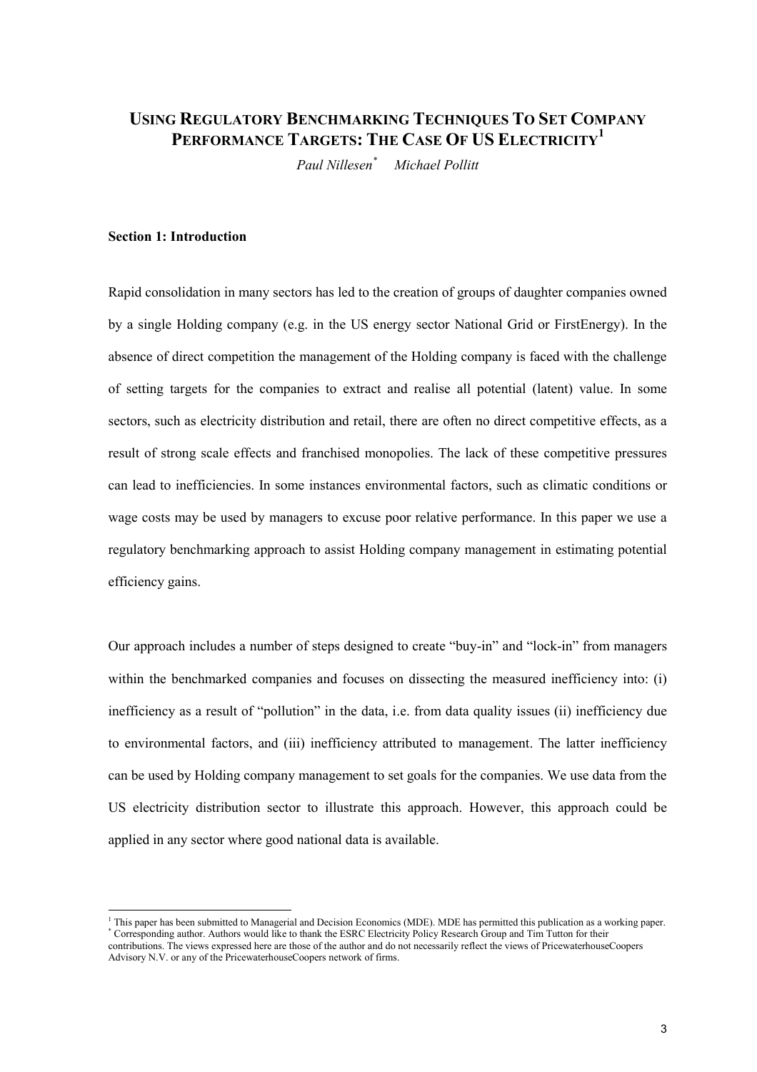# USING REGULATORY BENCHMARKING TECHNIQUES TO SET COMPANY PERFORMANCE TARGETS: THE CASE OF US ELECTRICITY[1]

*Paul Nillesen*[*] *Michael Pollitt*

### Section 1: Introduction

Rapid consolidation in many sectors has led to the creation of groups of daughter companies owned by a single Holding company (e.g. in the US energy sector National Grid or FirstEnergy). In the absence of direct competition the management of the Holding company is faced with the challenge of setting targets for the companies to extract and realise all potential (latent) value. In some sectors, such as electricity distribution and retail, there are often no direct competitive effects, as a result of strong scale effects and franchised monopolies. The lack of these competitive pressures can lead to inefficiencies. In some instances environmental factors, such as climatic conditions or wage costs may be used by managers to excuse poor relative performance. In this paper we use a regulatory benchmarking approach to assist Holding company management in estimating potential efficiency gains.

Our approach includes a number of steps designed to create "buy-in" and "lock-in" from managers within the benchmarked companies and focuses on dissecting the measured inefficiency into: (i) inefficiency as a result of "pollution" in the data, i.e. from data quality issues (ii) inefficiency due to environmental factors, and (iii) inefficiency attributed to management. The latter inefficiency can be used by Holding company management to set goals for the companies. We use data from the US electricity distribution sector to illustrate this approach. However, this approach could be applied in any sector where good national data is available.

[1] This paper has been submitted to Managerial and Decision Economics (MDE). MDE has permitted this publication as a working paper.
[*] Corresponding author. Authors would like to thank the ESRC Electricity Policy Research Group and Tim Tutton for their contributions. The views expressed here are those of the author and do not necessarily reflect the views of PricewaterhouseCoopers Advisory N.V. or any of the PricewaterhouseCoopers network of firms.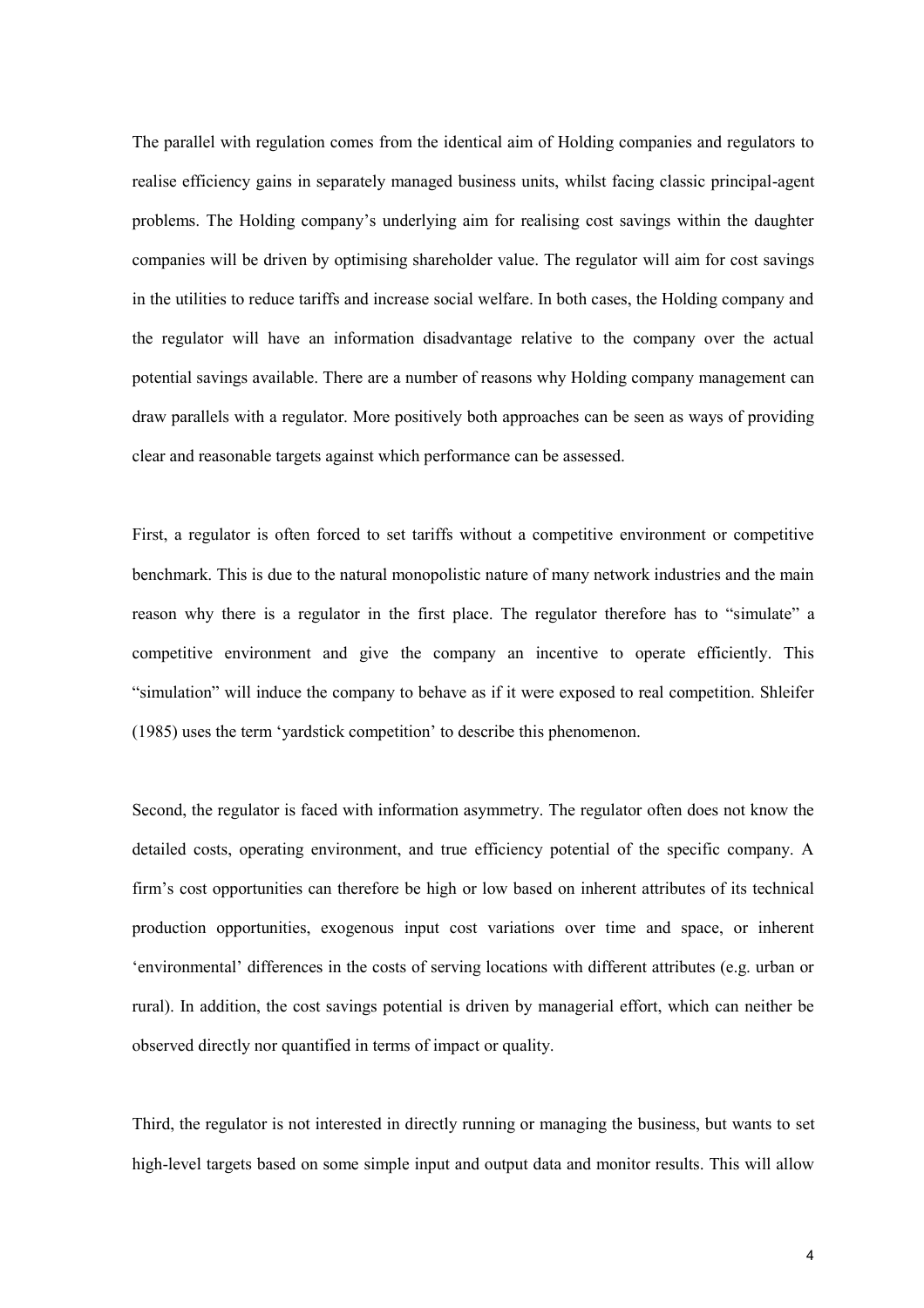The parallel with regulation comes from the identical aim of Holding companies and regulators to realise efficiency gains in separately managed business units, whilst facing classic principal-agent problems. The Holding company's underlying aim for realising cost savings within the daughter companies will be driven by optimising shareholder value. The regulator will aim for cost savings in the utilities to reduce tariffs and increase social welfare. In both cases, the Holding company and the regulator will have an information disadvantage relative to the company over the actual potential savings available. There are a number of reasons why Holding company management can draw parallels with a regulator. More positively both approaches can be seen as ways of providing clear and reasonable targets against which performance can be assessed.

First, a regulator is often forced to set tariffs without a competitive environment or competitive benchmark. This is due to the natural monopolistic nature of many network industries and the main reason why there is a regulator in the first place. The regulator therefore has to "simulate" a competitive environment and give the company an incentive to operate efficiently. This "simulation" will induce the company to behave as if it were exposed to real competition. Shleifer (1985) uses the term 'yardstick competition' to describe this phenomenon.

Second, the regulator is faced with information asymmetry. The regulator often does not know the detailed costs, operating environment, and true efficiency potential of the specific company. A firm's cost opportunities can therefore be high or low based on inherent attributes of its technical production opportunities, exogenous input cost variations over time and space, or inherent 'environmental' differences in the costs of serving locations with different attributes (e.g. urban or rural). In addition, the cost savings potential is driven by managerial effort, which can neither be observed directly nor quantified in terms of impact or quality.

Third, the regulator is not interested in directly running or managing the business, but wants to set high-level targets based on some simple input and output data and monitor results. This will allow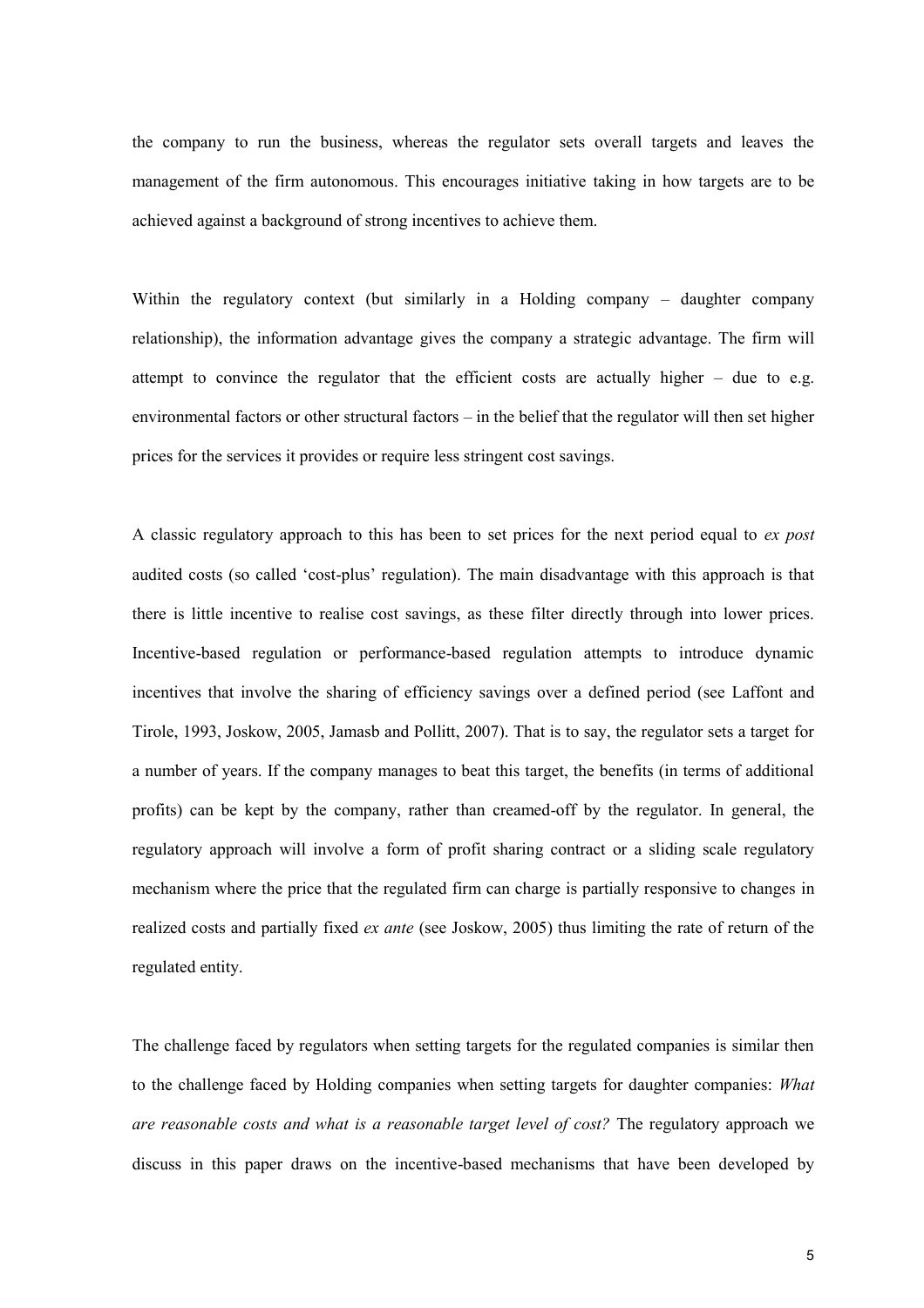the company to run the business, whereas the regulator sets overall targets and leaves the management of the firm autonomous. This encourages initiative taking in how targets are to be achieved against a background of strong incentives to achieve them.

Within the regulatory context (but similarly in a Holding company – daughter company relationship), the information advantage gives the company a strategic advantage. The firm will attempt to convince the regulator that the efficient costs are actually higher – due to e.g. environmental factors or other structural factors – in the belief that the regulator will then set higher prices for the services it provides or require less stringent cost savings.

A classic regulatory approach to this has been to set prices for the next period equal to *ex post* audited costs (so called 'cost-plus' regulation). The main disadvantage with this approach is that there is little incentive to realise cost savings, as these filter directly through into lower prices. Incentive-based regulation or performance-based regulation attempts to introduce dynamic incentives that involve the sharing of efficiency savings over a defined period (see Laffont and Tirole, 1993, Joskow, 2005, Jamasb and Pollitt, 2007). That is to say, the regulator sets a target for a number of years. If the company manages to beat this target, the benefits (in terms of additional profits) can be kept by the company, rather than creamed-off by the regulator. In general, the regulatory approach will involve a form of profit sharing contract or a sliding scale regulatory mechanism where the price that the regulated firm can charge is partially responsive to changes in realized costs and partially fixed *ex ante* (see Joskow, 2005) thus limiting the rate of return of the regulated entity.

The challenge faced by regulators when setting targets for the regulated companies is similar then to the challenge faced by Holding companies when setting targets for daughter companies: *What are reasonable costs and what is a reasonable target level of cost?* The regulatory approach we discuss in this paper draws on the incentive-based mechanisms that have been developed by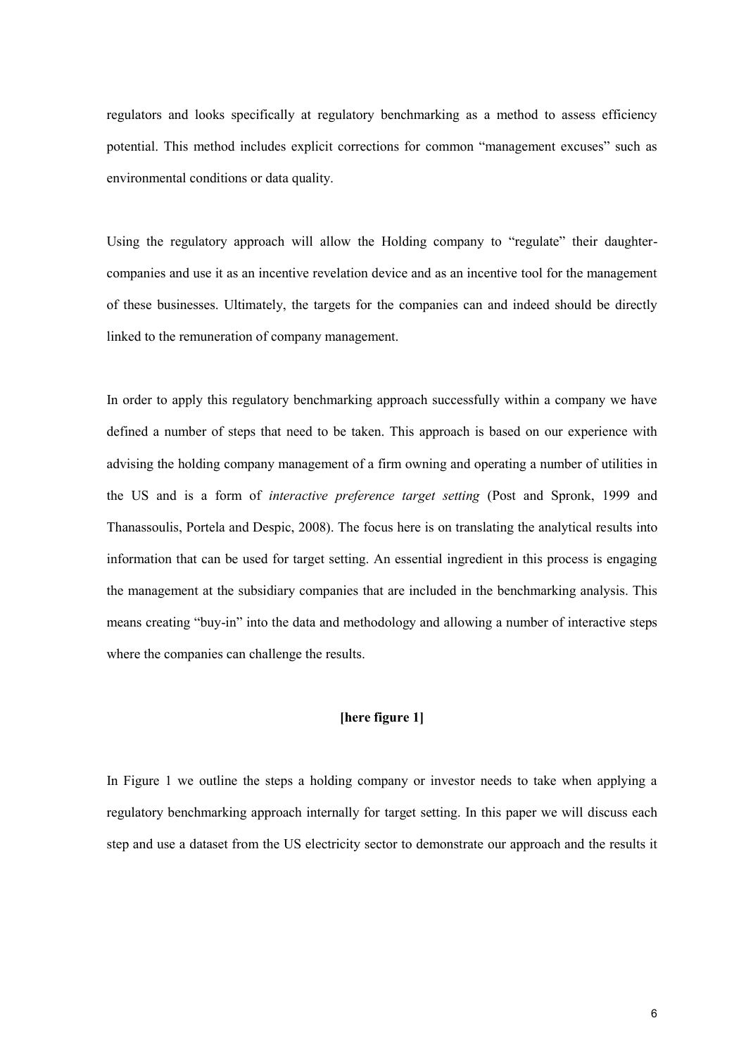regulators and looks specifically at regulatory benchmarking as a method to assess efficiency potential. This method includes explicit corrections for common "management excuses" such as environmental conditions or data quality.

Using the regulatory approach will allow the Holding company to "regulate" their daughter-companies and use it as an incentive revelation device and as an incentive tool for the management of these businesses. Ultimately, the targets for the companies can and indeed should be directly linked to the remuneration of company management.

In order to apply this regulatory benchmarking approach successfully within a company we have defined a number of steps that need to be taken. This approach is based on our experience with advising the holding company management of a firm owning and operating a number of utilities in the US and is a form of *interactive preference target setting* (Post and Spronk, 1999 and Thanassoulis, Portela and Despic, 2008). The focus here is on translating the analytical results into information that can be used for target setting. An essential ingredient in this process is engaging the management at the subsidiary companies that are included in the benchmarking analysis. This means creating "buy-in" into the data and methodology and allowing a number of interactive steps where the companies can challenge the results.

**[here figure 1]**

In Figure 1 we outline the steps a holding company or investor needs to take when applying a regulatory benchmarking approach internally for target setting. In this paper we will discuss each step and use a dataset from the US electricity sector to demonstrate our approach and the results it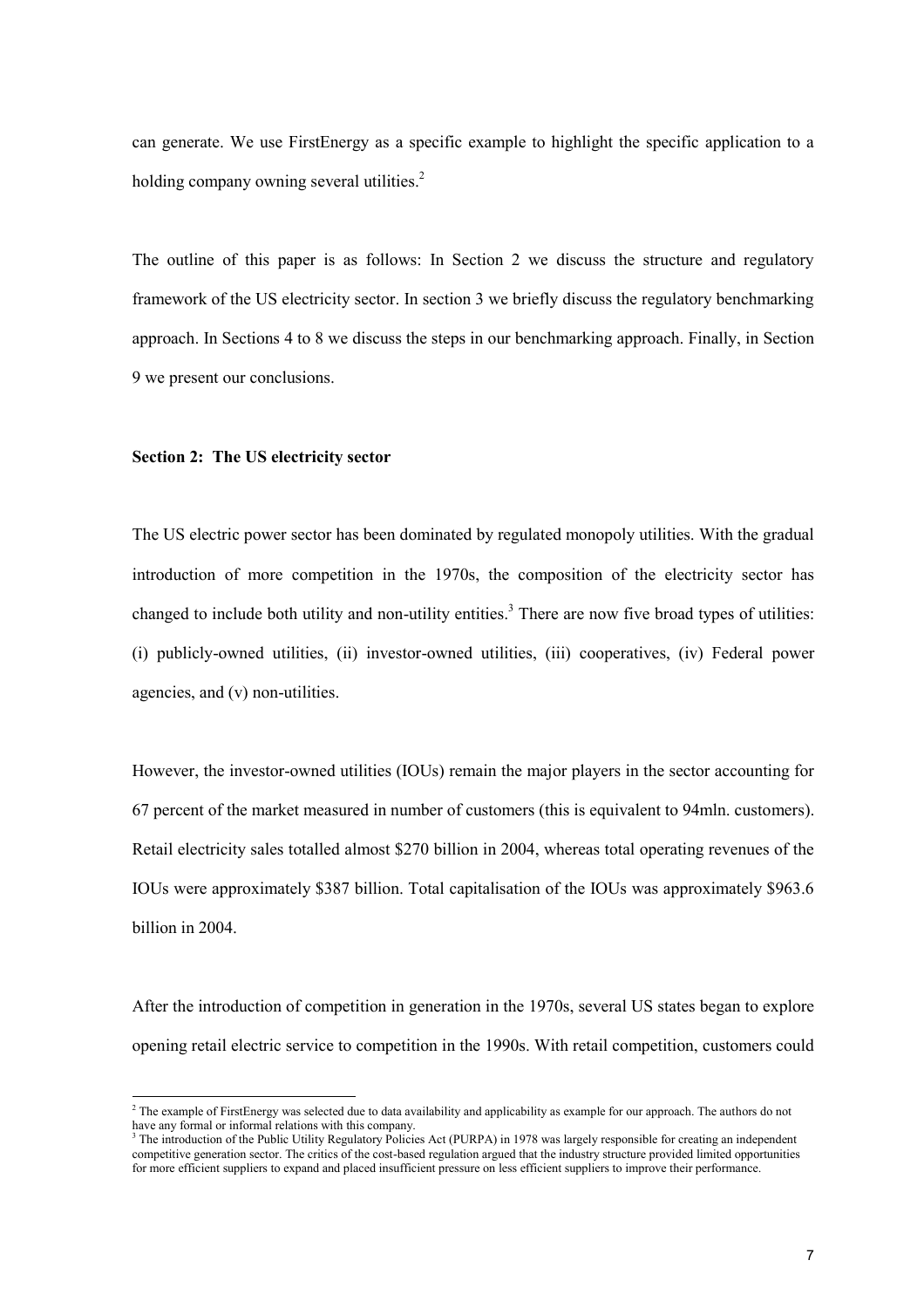can generate. We use FirstEnergy as a specific example to highlight the specific application to a holding company owning several utilities.[2]

The outline of this paper is as follows: In Section 2 we discuss the structure and regulatory framework of the US electricity sector. In section 3 we briefly discuss the regulatory benchmarking approach. In Sections 4 to 8 we discuss the steps in our benchmarking approach. Finally, in Section 9 we present our conclusions.

**Section 2: The US electricity sector**

The US electric power sector has been dominated by regulated monopoly utilities. With the gradual introduction of more competition in the 1970s, the composition of the electricity sector has changed to include both utility and non-utility entities.[3] There are now five broad types of utilities: (i) publicly-owned utilities, (ii) investor-owned utilities, (iii) cooperatives, (iv) Federal power agencies, and (v) non-utilities.

However, the investor-owned utilities (IOUs) remain the major players in the sector accounting for 67 percent of the market measured in number of customers (this is equivalent to 94mln. customers). Retail electricity sales totalled almost $270 billion in 2004, whereas total operating revenues of the IOUs were approximately $387 billion. Total capitalisation of the IOUs was approximately $963.6 billion in 2004.

After the introduction of competition in generation in the 1970s, several US states began to explore opening retail electric service to competition in the 1990s. With retail competition, customers could

[2] The example of FirstEnergy was selected due to data availability and applicability as example for our approach. The authors do not have any formal or informal relations with this company.

[3] The introduction of the Public Utility Regulatory Policies Act (PURPA) in 1978 was largely responsible for creating an independent competitive generation sector. The critics of the cost-based regulation argued that the industry structure provided limited opportunities for more efficient suppliers to expand and placed insufficient pressure on less efficient suppliers to improve their performance.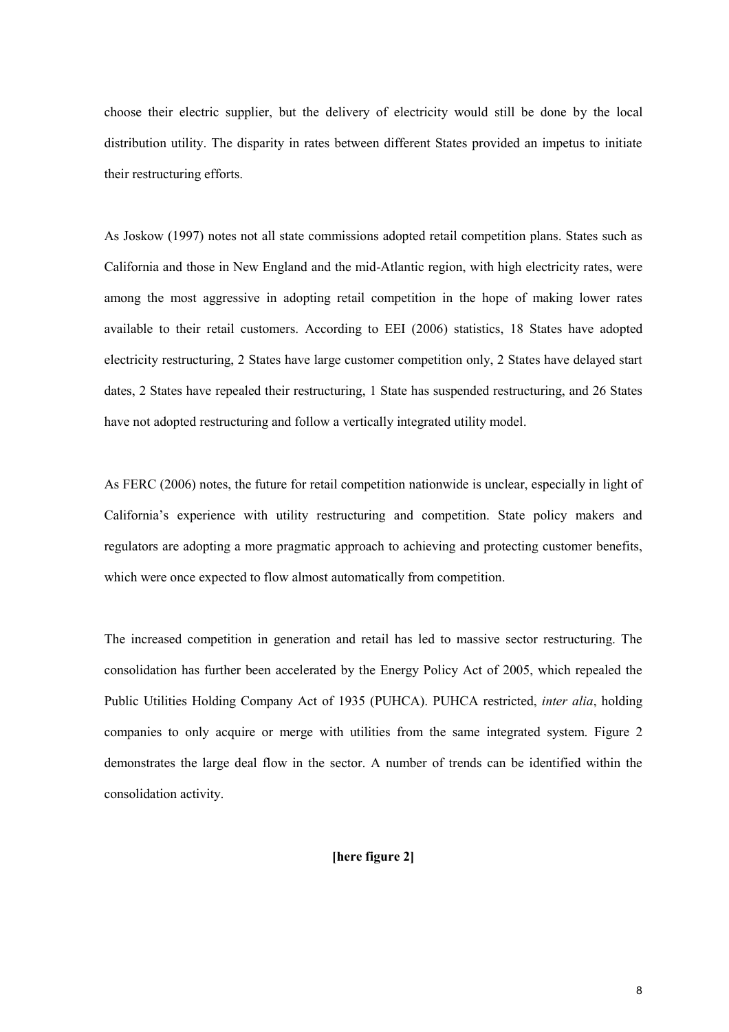choose their electric supplier, but the delivery of electricity would still be done by the local distribution utility. The disparity in rates between different States provided an impetus to initiate their restructuring efforts.

As Joskow (1997) notes not all state commissions adopted retail competition plans. States such as California and those in New England and the mid-Atlantic region, with high electricity rates, were among the most aggressive in adopting retail competition in the hope of making lower rates available to their retail customers. According to EEI (2006) statistics, 18 States have adopted electricity restructuring, 2 States have large customer competition only, 2 States have delayed start dates, 2 States have repealed their restructuring, 1 State has suspended restructuring, and 26 States have not adopted restructuring and follow a vertically integrated utility model.

As FERC (2006) notes, the future for retail competition nationwide is unclear, especially in light of California's experience with utility restructuring and competition. State policy makers and regulators are adopting a more pragmatic approach to achieving and protecting customer benefits, which were once expected to flow almost automatically from competition.

The increased competition in generation and retail has led to massive sector restructuring. The consolidation has further been accelerated by the Energy Policy Act of 2005, which repealed the Public Utilities Holding Company Act of 1935 (PUHCA). PUHCA restricted, *inter alia*, holding companies to only acquire or merge with utilities from the same integrated system. Figure 2 demonstrates the large deal flow in the sector. A number of trends can be identified within the consolidation activity.

**[here figure 2]**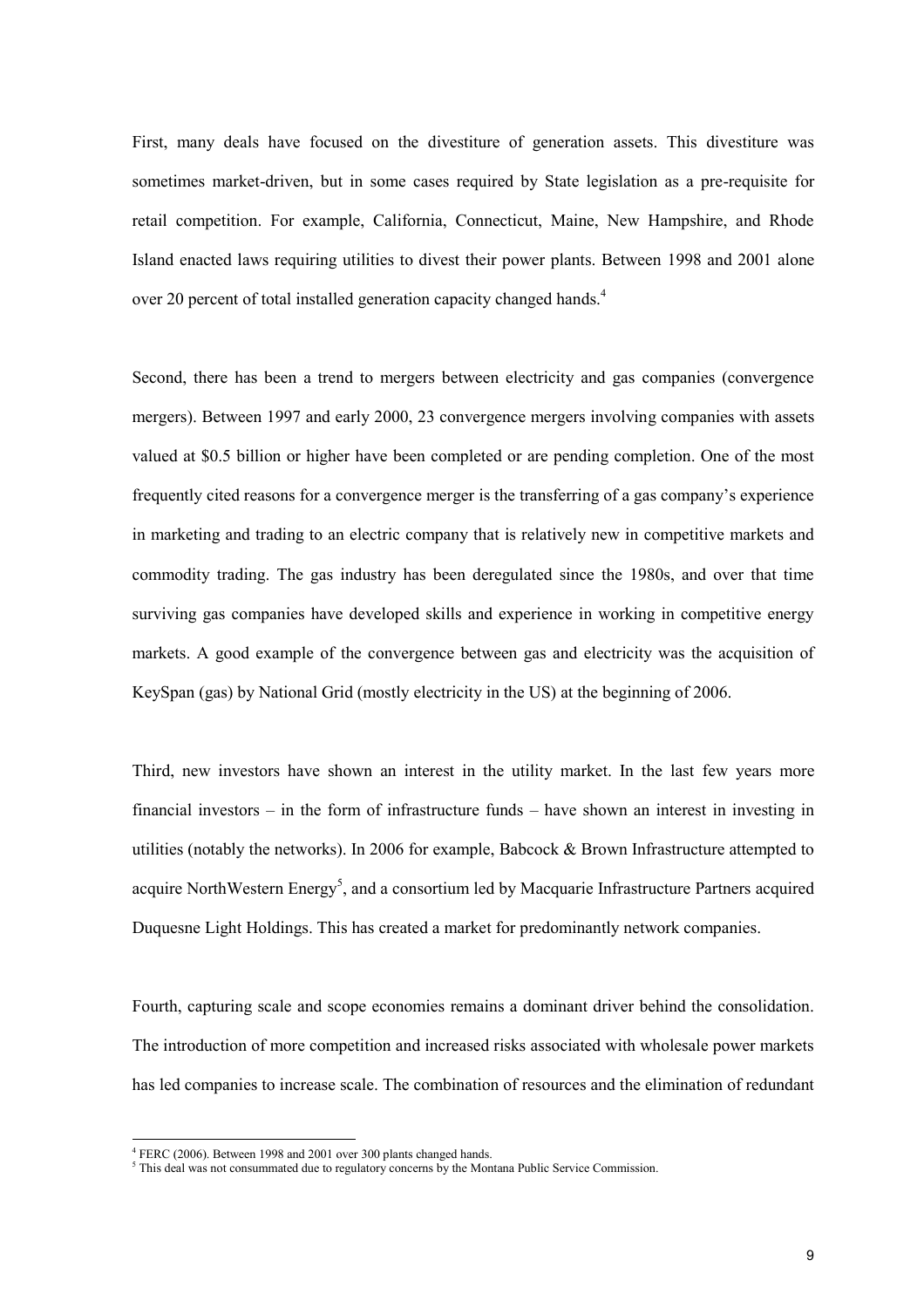First, many deals have focused on the divestiture of generation assets. This divestiture was sometimes market-driven, but in some cases required by State legislation as a pre-requisite for retail competition. For example, California, Connecticut, Maine, New Hampshire, and Rhode Island enacted laws requiring utilities to divest their power plants. Between 1998 and 2001 alone over 20 percent of total installed generation capacity changed hands.[4]

Second, there has been a trend to mergers between electricity and gas companies (convergence mergers). Between 1997 and early 2000, 23 convergence mergers involving companies with assets valued at \$0.5 billion or higher have been completed or are pending completion. One of the most frequently cited reasons for a convergence merger is the transferring of a gas company's experience in marketing and trading to an electric company that is relatively new in competitive markets and commodity trading. The gas industry has been deregulated since the 1980s, and over that time surviving gas companies have developed skills and experience in working in competitive energy markets. A good example of the convergence between gas and electricity was the acquisition of KeySpan (gas) by National Grid (mostly electricity in the US) at the beginning of 2006.

Third, new investors have shown an interest in the utility market. In the last few years more financial investors – in the form of infrastructure funds – have shown an interest in investing in utilities (notably the networks). In 2006 for example, Babcock & Brown Infrastructure attempted to acquire NorthWestern Energy[5], and a consortium led by Macquarie Infrastructure Partners acquired Duquesne Light Holdings. This has created a market for predominantly network companies.

Fourth, capturing scale and scope economies remains a dominant driver behind the consolidation. The introduction of more competition and increased risks associated with wholesale power markets has led companies to increase scale. The combination of resources and the elimination of redundant

---

[4] FERC (2006). Between 1998 and 2001 over 300 plants changed hands.

[5] This deal was not consummated due to regulatory concerns by the Montana Public Service Commission.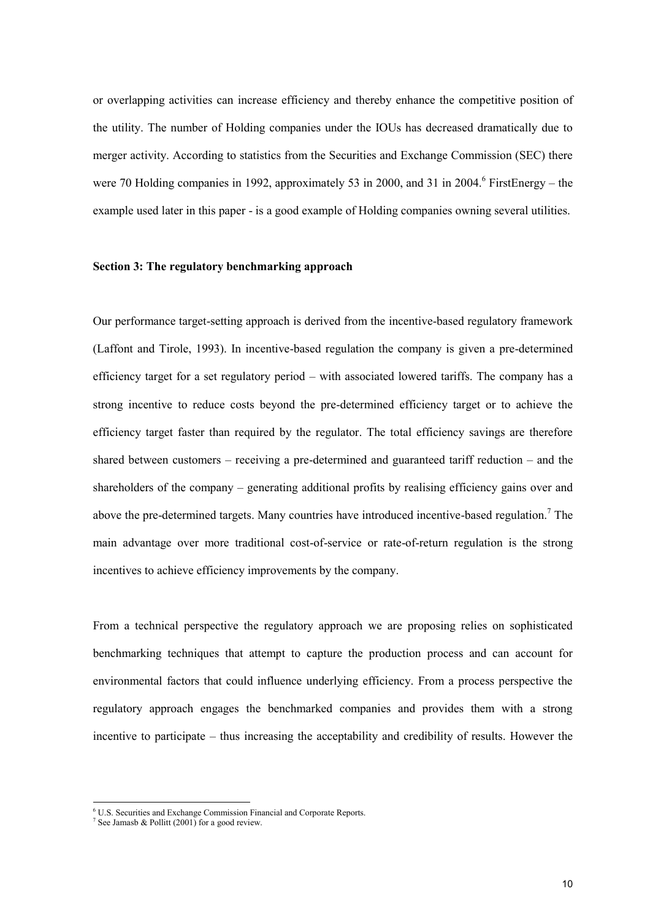or overlapping activities can increase efficiency and thereby enhance the competitive position of the utility. The number of Holding companies under the IOUs has decreased dramatically due to merger activity. According to statistics from the Securities and Exchange Commission (SEC) there were 70 Holding companies in 1992, approximately 53 in 2000, and 31 in 2004.[6] FirstEnergy – the example used later in this paper - is a good example of Holding companies owning several utilities.

**Section 3: The regulatory benchmarking approach**

Our performance target-setting approach is derived from the incentive-based regulatory framework (Laffont and Tirole, 1993). In incentive-based regulation the company is given a pre-determined efficiency target for a set regulatory period – with associated lowered tariffs. The company has a strong incentive to reduce costs beyond the pre-determined efficiency target or to achieve the efficiency target faster than required by the regulator. The total efficiency savings are therefore shared between customers – receiving a pre-determined and guaranteed tariff reduction – and the shareholders of the company – generating additional profits by realising efficiency gains over and above the pre-determined targets. Many countries have introduced incentive-based regulation.[7] The main advantage over more traditional cost-of-service or rate-of-return regulation is the strong incentives to achieve efficiency improvements by the company.

From a technical perspective the regulatory approach we are proposing relies on sophisticated benchmarking techniques that attempt to capture the production process and can account for environmental factors that could influence underlying efficiency. From a process perspective the regulatory approach engages the benchmarked companies and provides them with a strong incentive to participate – thus increasing the acceptability and credibility of results. However the

[6] U.S. Securities and Exchange Commission Financial and Corporate Reports.

[7] See Jamasb & Pollitt (2001) for a good review.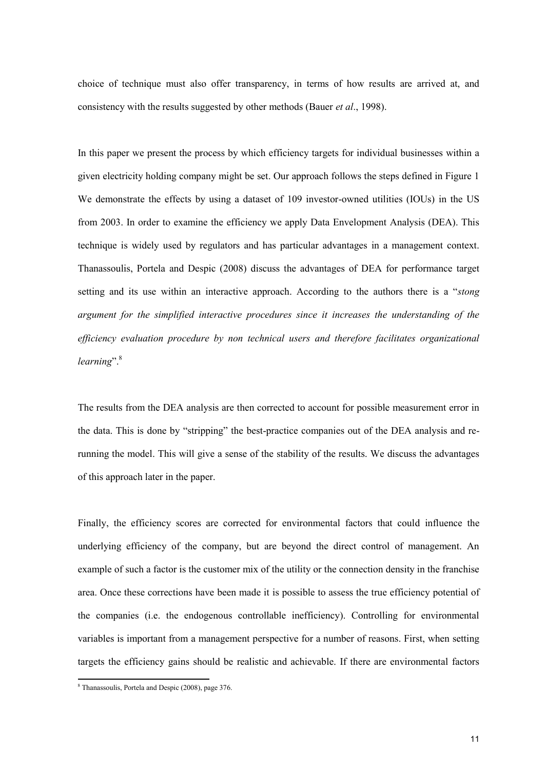choice of technique must also offer transparency, in terms of how results are arrived at, and consistency with the results suggested by other methods (Bauer *et al*., 1998).

In this paper we present the process by which efficiency targets for individual businesses within a given electricity holding company might be set. Our approach follows the steps defined in Figure 1 We demonstrate the effects by using a dataset of 109 investor-owned utilities (IOUs) in the US from 2003. In order to examine the efficiency we apply Data Envelopment Analysis (DEA). This technique is widely used by regulators and has particular advantages in a management context. Thanassoulis, Portela and Despic (2008) discuss the advantages of DEA for performance target setting and its use within an interactive approach. According to the authors there is a "*stong argument for the simplified interactive procedures since it increases the understanding of the efficiency evaluation procedure by non technical users and therefore facilitates organizational learning*".[8]

The results from the DEA analysis are then corrected to account for possible measurement error in the data. This is done by "stripping" the best-practice companies out of the DEA analysis and re-running the model. This will give a sense of the stability of the results. We discuss the advantages of this approach later in the paper.

Finally, the efficiency scores are corrected for environmental factors that could influence the underlying efficiency of the company, but are beyond the direct control of management. An example of such a factor is the customer mix of the utility or the connection density in the franchise area. Once these corrections have been made it is possible to assess the true efficiency potential of the companies (i.e. the endogenous controllable inefficiency). Controlling for environmental variables is important from a management perspective for a number of reasons. First, when setting targets the efficiency gains should be realistic and achievable. If there are environmental factors

[8] Thanassoulis, Portela and Despic (2008), page 376.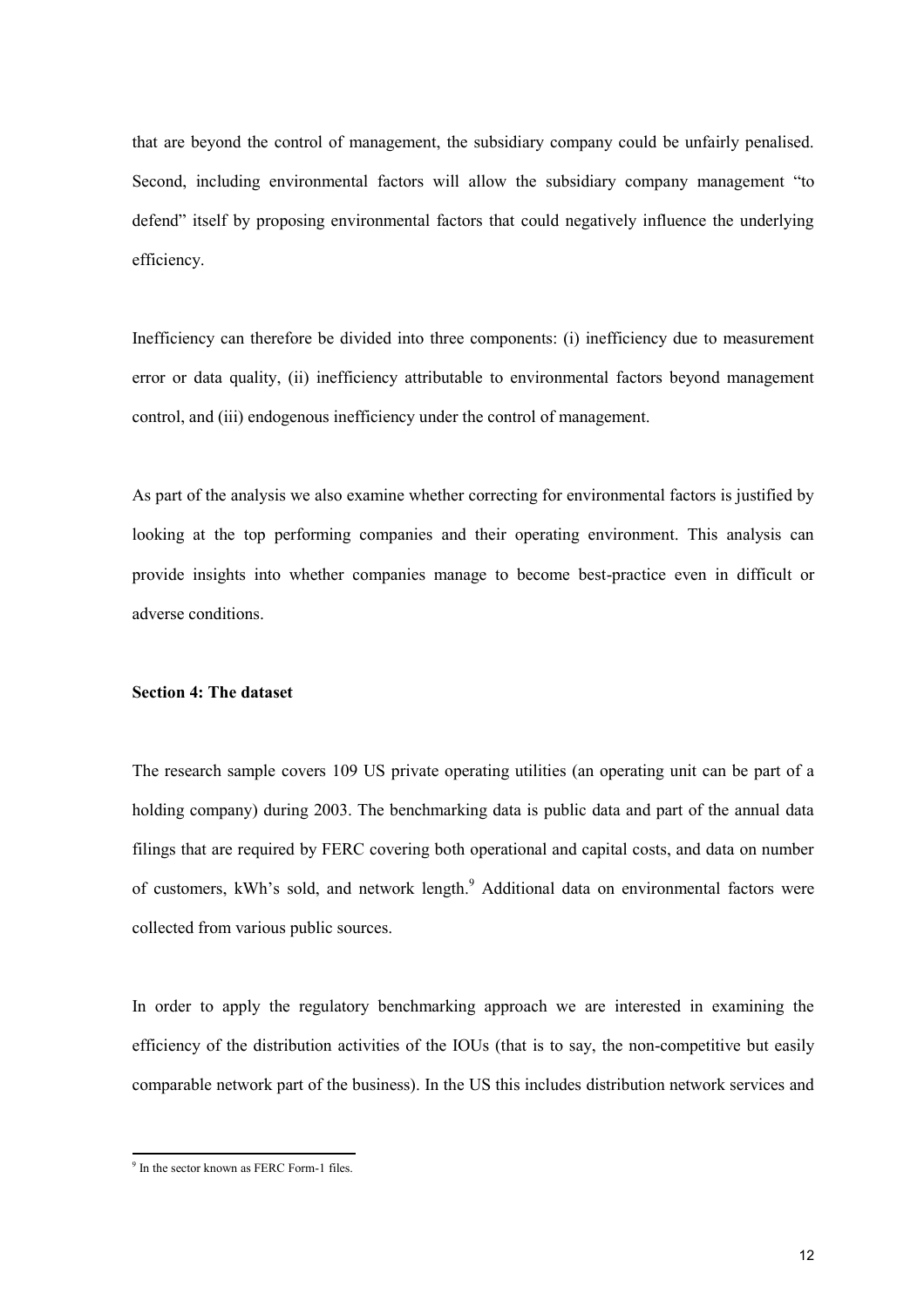that are beyond the control of management, the subsidiary company could be unfairly penalised. Second, including environmental factors will allow the subsidiary company management "to defend" itself by proposing environmental factors that could negatively influence the underlying efficiency.

Inefficiency can therefore be divided into three components: (i) inefficiency due to measurement error or data quality, (ii) inefficiency attributable to environmental factors beyond management control, and (iii) endogenous inefficiency under the control of management.

As part of the analysis we also examine whether correcting for environmental factors is justified by looking at the top performing companies and their operating environment. This analysis can provide insights into whether companies manage to become best-practice even in difficult or adverse conditions.

**Section 4: The dataset**

The research sample covers 109 US private operating utilities (an operating unit can be part of a holding company) during 2003. The benchmarking data is public data and part of the annual data filings that are required by FERC covering both operational and capital costs, and data on number of customers, kWh's sold, and network length.[9] Additional data on environmental factors were collected from various public sources.

In order to apply the regulatory benchmarking approach we are interested in examining the efficiency of the distribution activities of the IOUs (that is to say, the non-competitive but easily comparable network part of the business). In the US this includes distribution network services and

[9] In the sector known as FERC Form-1 files.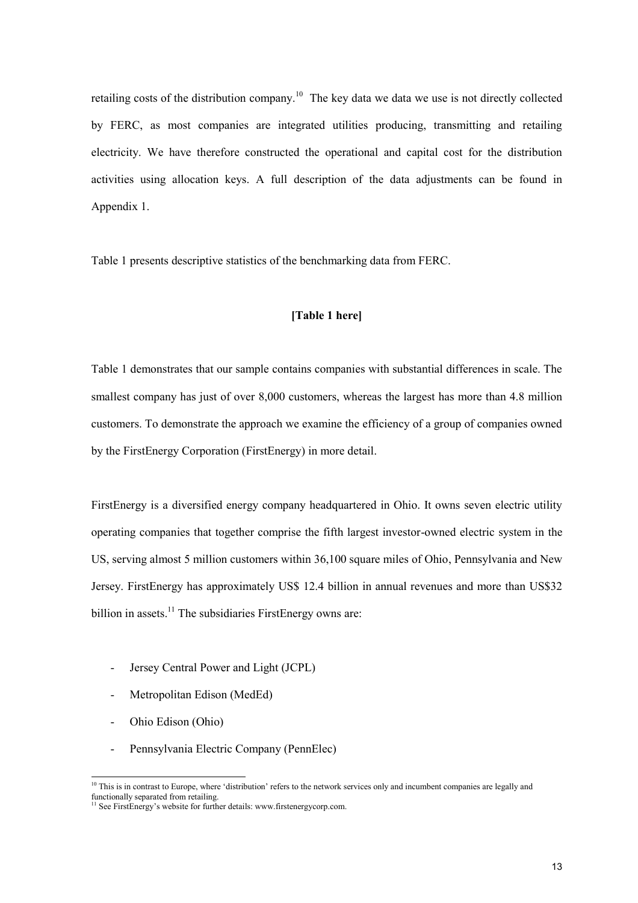retailing costs of the distribution company.[10] The key data we data we use is not directly collected by FERC, as most companies are integrated utilities producing, transmitting and retailing electricity. We have therefore constructed the operational and capital cost for the distribution activities using allocation keys. A full description of the data adjustments can be found in Appendix 1.

Table 1 presents descriptive statistics of the benchmarking data from FERC.

**[Table 1 here]**

Table 1 demonstrates that our sample contains companies with substantial differences in scale. The smallest company has just of over 8,000 customers, whereas the largest has more than 4.8 million customers. To demonstrate the approach we examine the efficiency of a group of companies owned by the FirstEnergy Corporation (FirstEnergy) in more detail.

FirstEnergy is a diversified energy company headquartered in Ohio. It owns seven electric utility operating companies that together comprise the fifth largest investor-owned electric system in the US, serving almost 5 million customers within 36,100 square miles of Ohio, Pennsylvania and New Jersey. FirstEnergy has approximately US$ 12.4 billion in annual revenues and more than US$32 billion in assets.[11] The subsidiaries FirstEnergy owns are:

- Jersey Central Power and Light (JCPL)
- Metropolitan Edison (MedEd)
- Ohio Edison (Ohio)
- Pennsylvania Electric Company (PennElec)

[10] This is in contrast to Europe, where 'distribution' refers to the network services only and incumbent companies are legally and functionally separated from retailing.

[11] See FirstEnergy's website for further details: www.firstenergycorp.com.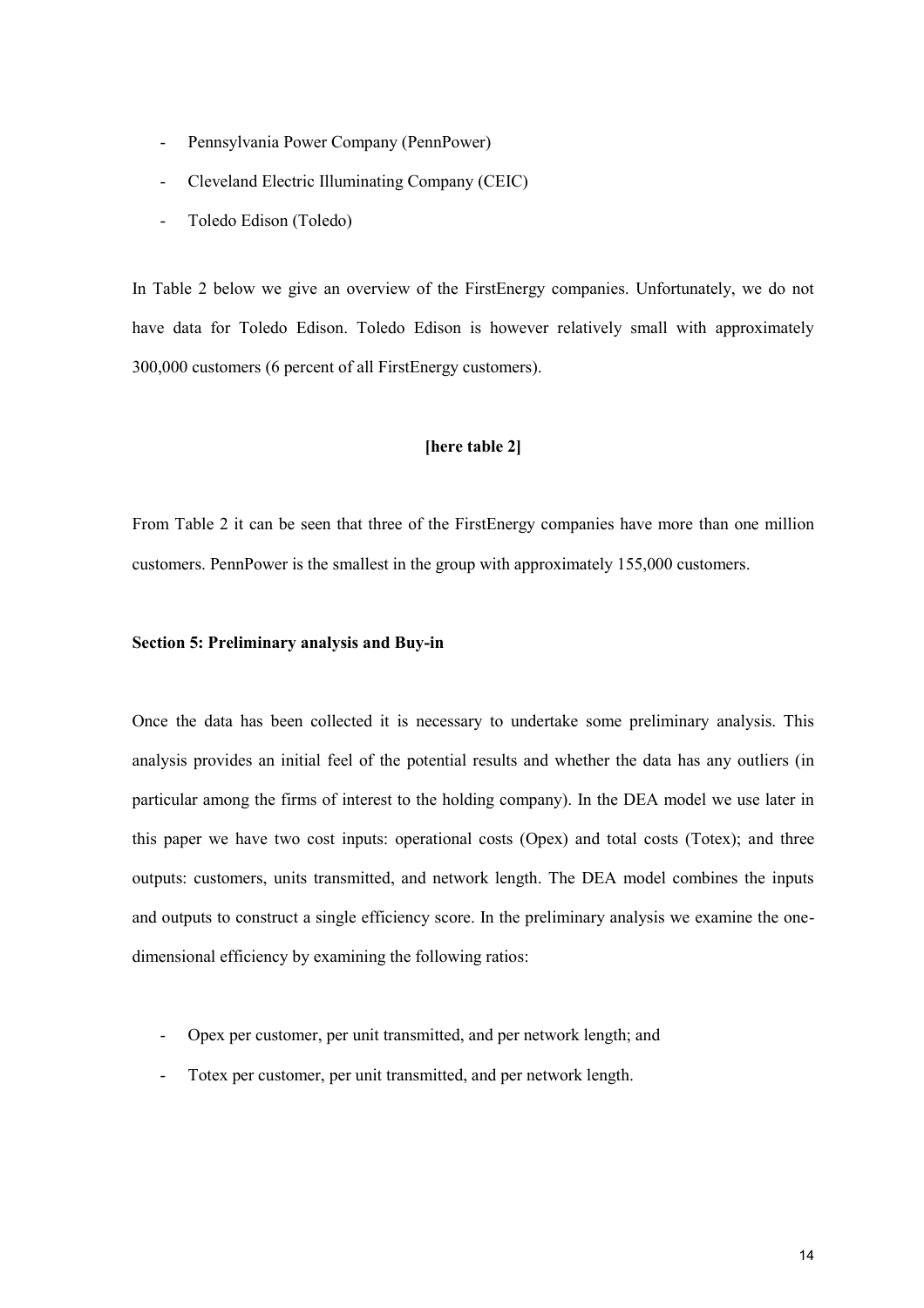- Pennsylvania Power Company (PennPower)
- Cleveland Electric Illuminating Company (CEIC)
- Toledo Edison (Toledo)

In Table 2 below we give an overview of the FirstEnergy companies. Unfortunately, we do not have data for Toledo Edison. Toledo Edison is however relatively small with approximately 300,000 customers (6 percent of all FirstEnergy customers).

**[here table 2]**

From Table 2 it can be seen that three of the FirstEnergy companies have more than one million customers. PennPower is the smallest in the group with approximately 155,000 customers.

**Section 5: Preliminary analysis and Buy-in**

Once the data has been collected it is necessary to undertake some preliminary analysis. This analysis provides an initial feel of the potential results and whether the data has any outliers (in particular among the firms of interest to the holding company). In the DEA model we use later in this paper we have two cost inputs: operational costs (Opex) and total costs (Totex); and three outputs: customers, units transmitted, and network length. The DEA model combines the inputs and outputs to construct a single efficiency score. In the preliminary analysis we examine the one-dimensional efficiency by examining the following ratios:

- Opex per customer, per unit transmitted, and per network length; and
- Totex per customer, per unit transmitted, and per network length.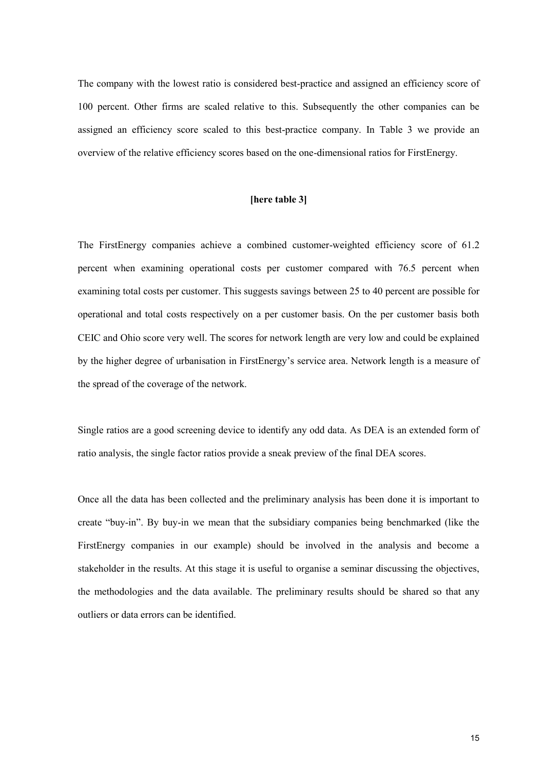The company with the lowest ratio is considered best-practice and assigned an efficiency score of 100 percent. Other firms are scaled relative to this. Subsequently the other companies can be assigned an efficiency score scaled to this best-practice company. In Table 3 we provide an overview of the relative efficiency scores based on the one-dimensional ratios for FirstEnergy.

**[here table 3]**

The FirstEnergy companies achieve a combined customer-weighted efficiency score of 61.2 percent when examining operational costs per customer compared with 76.5 percent when examining total costs per customer. This suggests savings between 25 to 40 percent are possible for operational and total costs respectively on a per customer basis. On the per customer basis both CEIC and Ohio score very well. The scores for network length are very low and could be explained by the higher degree of urbanisation in FirstEnergy's service area. Network length is a measure of the spread of the coverage of the network.

Single ratios are a good screening device to identify any odd data. As DEA is an extended form of ratio analysis, the single factor ratios provide a sneak preview of the final DEA scores.

Once all the data has been collected and the preliminary analysis has been done it is important to create "buy-in". By buy-in we mean that the subsidiary companies being benchmarked (like the FirstEnergy companies in our example) should be involved in the analysis and become a stakeholder in the results. At this stage it is useful to organise a seminar discussing the objectives, the methodologies and the data available. The preliminary results should be shared so that any outliers or data errors can be identified.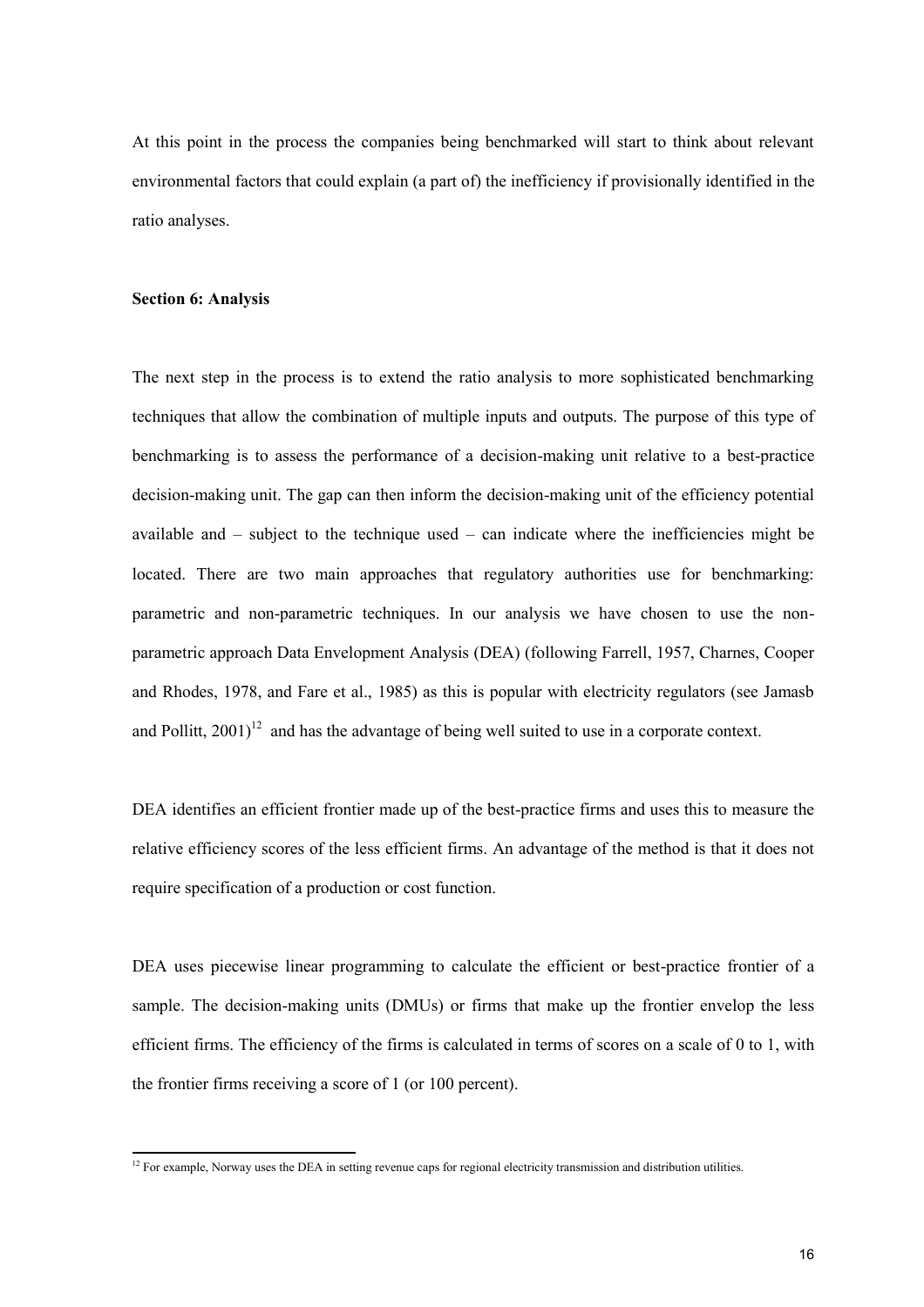At this point in the process the companies being benchmarked will start to think about relevant environmental factors that could explain (a part of) the inefficiency if provisionally identified in the ratio analyses.

**Section 6: Analysis**

The next step in the process is to extend the ratio analysis to more sophisticated benchmarking techniques that allow the combination of multiple inputs and outputs. The purpose of this type of benchmarking is to assess the performance of a decision-making unit relative to a best-practice decision-making unit. The gap can then inform the decision-making unit of the efficiency potential available and – subject to the technique used – can indicate where the inefficiencies might be located. There are two main approaches that regulatory authorities use for benchmarking: parametric and non-parametric techniques. In our analysis we have chosen to use the non-parametric approach Data Envelopment Analysis (DEA) (following Farrell, 1957, Charnes, Cooper and Rhodes, 1978, and Fare et al., 1985) as this is popular with electricity regulators (see Jamasb and Pollitt, 2001)[12] and has the advantage of being well suited to use in a corporate context.

DEA identifies an efficient frontier made up of the best-practice firms and uses this to measure the relative efficiency scores of the less efficient firms. An advantage of the method is that it does not require specification of a production or cost function.

DEA uses piecewise linear programming to calculate the efficient or best-practice frontier of a sample. The decision-making units (DMUs) or firms that make up the frontier envelop the less efficient firms. The efficiency of the firms is calculated in terms of scores on a scale of 0 to 1, with the frontier firms receiving a score of 1 (or 100 percent).

---

[12] For example, Norway uses the DEA in setting revenue caps for regional electricity transmission and distribution utilities.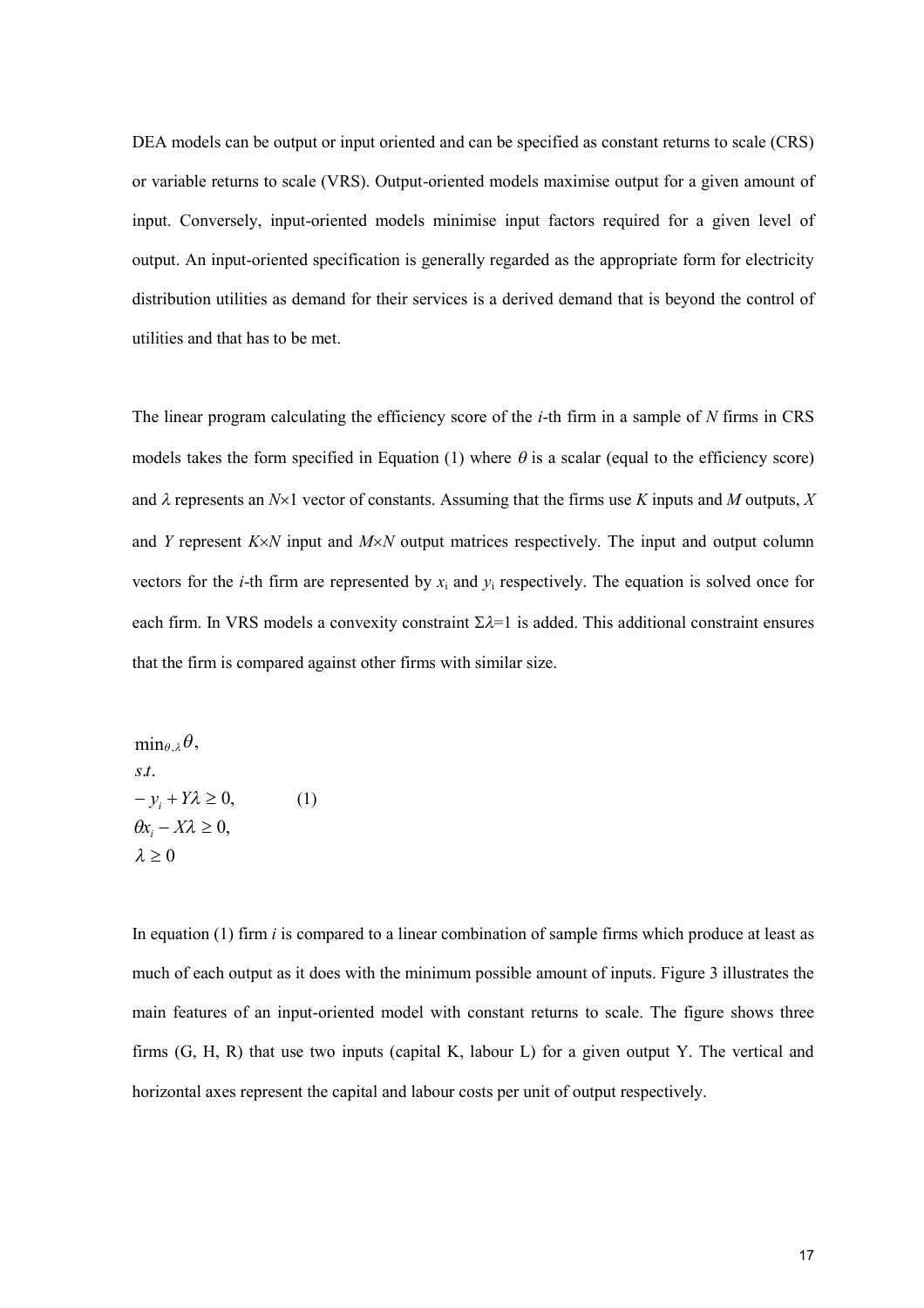DEA models can be output or input oriented and can be specified as constant returns to scale (CRS) or variable returns to scale (VRS). Output-oriented models maximise output for a given amount of input. Conversely, input-oriented models minimise input factors required for a given level of output. An input-oriented specification is generally regarded as the appropriate form for electricity distribution utilities as demand for their services is a derived demand that is beyond the control of utilities and that has to be met.

The linear program calculating the efficiency score of the $i$-th firm in a sample of $N$ firms in CRS models takes the form specified in Equation (1) where $\theta$ is a scalar (equal to the efficiency score) and $\lambda$ represents an $N\times 1$ vector of constants. Assuming that the firms use $K$ inputs and $M$ outputs, $X$ and $Y$ represent $K\times N$ input and $M\times N$ output matrices respectively. The input and output column vectors for the $i$-th firm are represented by $x_i$ and $y_i$ respectively. The equation is solved once for each firm. In VRS models a convexity constraint $\Sigma\lambda=1$ is added. This additional constraint ensures that the firm is compared against other firms with similar size.

$$
\begin{aligned}
&\min_{\theta,\lambda} \theta, \\
&s.t. \\
&-y_i + Y\lambda \geq 0, \qquad (1) \\
&\theta x_i - X\lambda \geq 0, \\
&\lambda \geq 0
\end{aligned}
$$

In equation (1) firm $i$ is compared to a linear combination of sample firms which produce at least as much of each output as it does with the minimum possible amount of inputs. Figure 3 illustrates the main features of an input-oriented model with constant returns to scale. The figure shows three firms (G, H, R) that use two inputs (capital K, labour L) for a given output Y. The vertical and horizontal axes represent the capital and labour costs per unit of output respectively.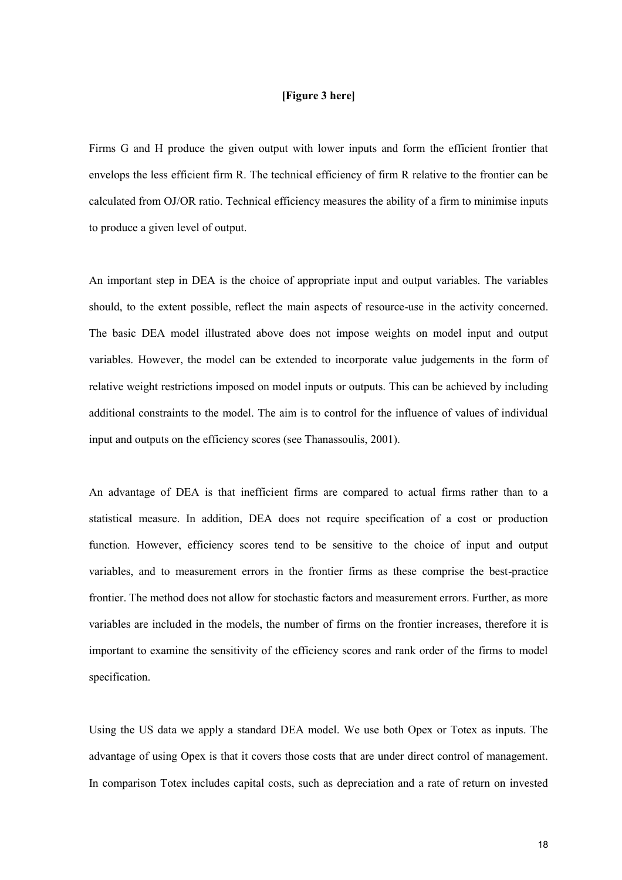**[Figure 3 here]**

Firms G and H produce the given output with lower inputs and form the efficient frontier that envelops the less efficient firm R. The technical efficiency of firm R relative to the frontier can be calculated from OJ/OR ratio. Technical efficiency measures the ability of a firm to minimise inputs to produce a given level of output.

An important step in DEA is the choice of appropriate input and output variables. The variables should, to the extent possible, reflect the main aspects of resource-use in the activity concerned. The basic DEA model illustrated above does not impose weights on model input and output variables. However, the model can be extended to incorporate value judgements in the form of relative weight restrictions imposed on model inputs or outputs. This can be achieved by including additional constraints to the model. The aim is to control for the influence of values of individual input and outputs on the efficiency scores (see Thanassoulis, 2001).

An advantage of DEA is that inefficient firms are compared to actual firms rather than to a statistical measure. In addition, DEA does not require specification of a cost or production function. However, efficiency scores tend to be sensitive to the choice of input and output variables, and to measurement errors in the frontier firms as these comprise the best-practice frontier. The method does not allow for stochastic factors and measurement errors. Further, as more variables are included in the models, the number of firms on the frontier increases, therefore it is important to examine the sensitivity of the efficiency scores and rank order of the firms to model specification.

Using the US data we apply a standard DEA model. We use both Opex or Totex as inputs. The advantage of using Opex is that it covers those costs that are under direct control of management. In comparison Totex includes capital costs, such as depreciation and a rate of return on invested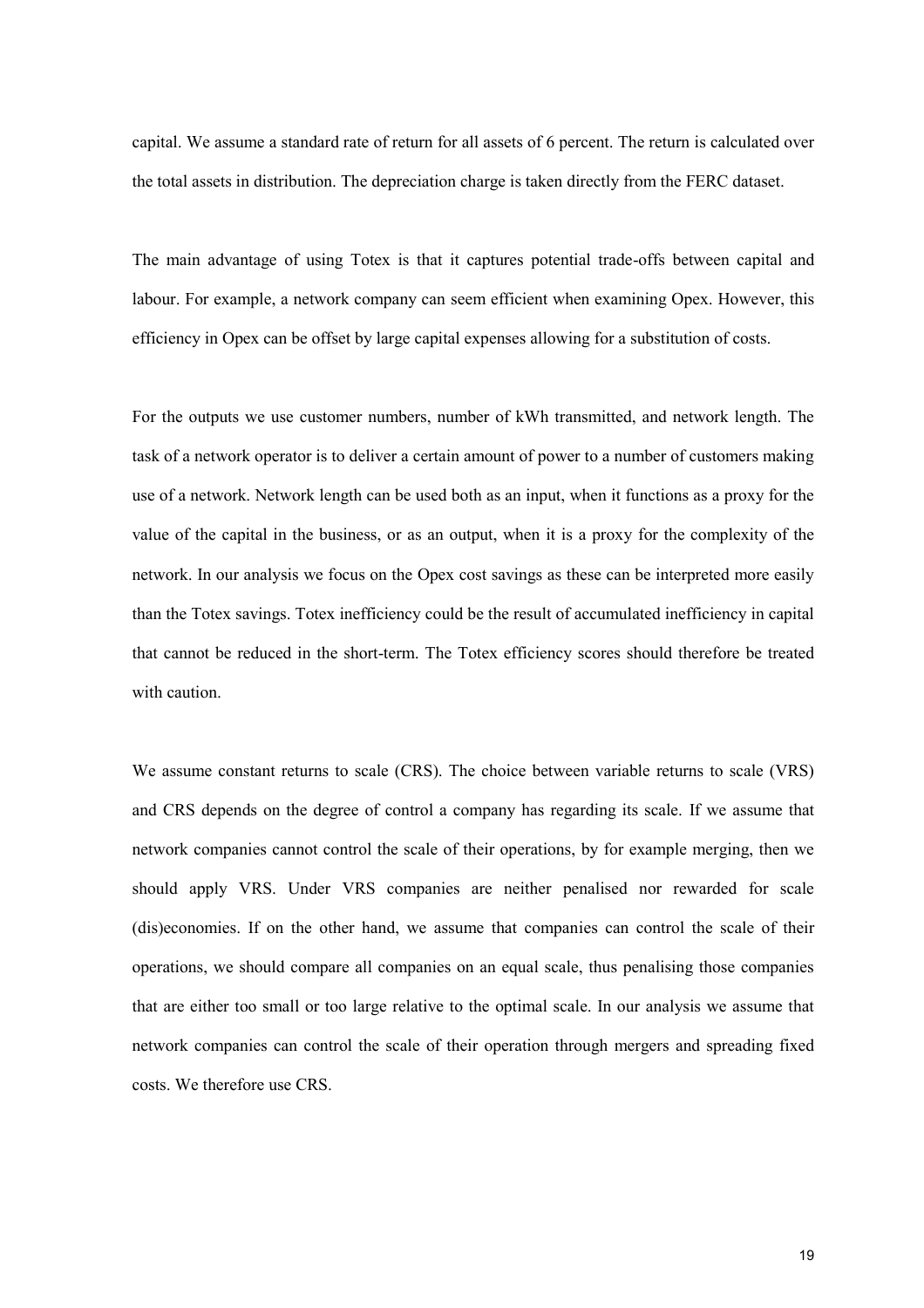capital. We assume a standard rate of return for all assets of 6 percent. The return is calculated over the total assets in distribution. The depreciation charge is taken directly from the FERC dataset.

The main advantage of using Totex is that it captures potential trade-offs between capital and labour. For example, a network company can seem efficient when examining Opex. However, this efficiency in Opex can be offset by large capital expenses allowing for a substitution of costs.

For the outputs we use customer numbers, number of kWh transmitted, and network length. The task of a network operator is to deliver a certain amount of power to a number of customers making use of a network. Network length can be used both as an input, when it functions as a proxy for the value of the capital in the business, or as an output, when it is a proxy for the complexity of the network. In our analysis we focus on the Opex cost savings as these can be interpreted more easily than the Totex savings. Totex inefficiency could be the result of accumulated inefficiency in capital that cannot be reduced in the short-term. The Totex efficiency scores should therefore be treated with caution.

We assume constant returns to scale (CRS). The choice between variable returns to scale (VRS) and CRS depends on the degree of control a company has regarding its scale. If we assume that network companies cannot control the scale of their operations, by for example merging, then we should apply VRS. Under VRS companies are neither penalised nor rewarded for scale (dis)economies. If on the other hand, we assume that companies can control the scale of their operations, we should compare all companies on an equal scale, thus penalising those companies that are either too small or too large relative to the optimal scale. In our analysis we assume that network companies can control the scale of their operation through mergers and spreading fixed costs. We therefore use CRS.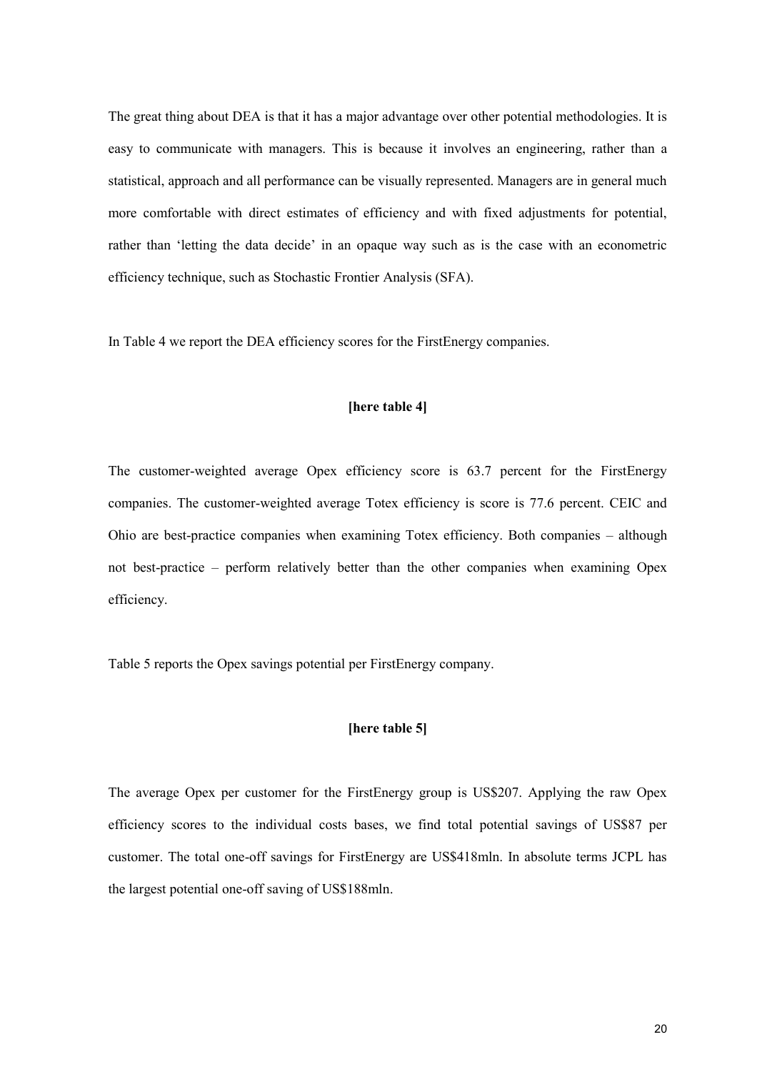The great thing about DEA is that it has a major advantage over other potential methodologies. It is easy to communicate with managers. This is because it involves an engineering, rather than a statistical, approach and all performance can be visually represented. Managers are in general much more comfortable with direct estimates of efficiency and with fixed adjustments for potential, rather than 'letting the data decide' in an opaque way such as is the case with an econometric efficiency technique, such as Stochastic Frontier Analysis (SFA).

In Table 4 we report the DEA efficiency scores for the FirstEnergy companies.

**[here table 4]**

The customer-weighted average Opex efficiency score is 63.7 percent for the FirstEnergy companies. The customer-weighted average Totex efficiency is score is 77.6 percent. CEIC and Ohio are best-practice companies when examining Totex efficiency. Both companies – although not best-practice – perform relatively better than the other companies when examining Opex efficiency.

Table 5 reports the Opex savings potential per FirstEnergy company.

**[here table 5]**

The average Opex per customer for the FirstEnergy group is US$207. Applying the raw Opex efficiency scores to the individual costs bases, we find total potential savings of US$87 per customer. The total one-off savings for FirstEnergy are US$418mln. In absolute terms JCPL has the largest potential one-off saving of US$188mln.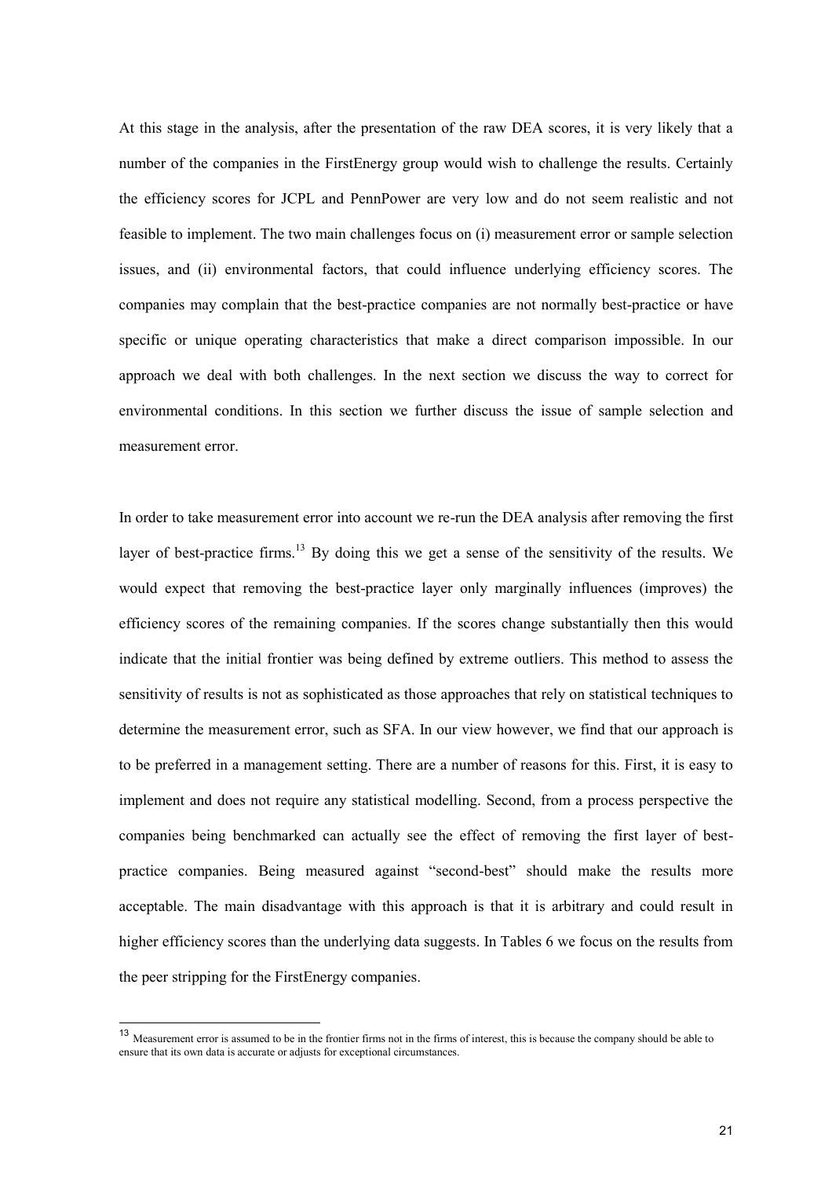At this stage in the analysis, after the presentation of the raw DEA scores, it is very likely that a number of the companies in the FirstEnergy group would wish to challenge the results. Certainly the efficiency scores for JCPL and PennPower are very low and do not seem realistic and not feasible to implement. The two main challenges focus on (i) measurement error or sample selection issues, and (ii) environmental factors, that could influence underlying efficiency scores. The companies may complain that the best-practice companies are not normally best-practice or have specific or unique operating characteristics that make a direct comparison impossible. In our approach we deal with both challenges. In the next section we discuss the way to correct for environmental conditions. In this section we further discuss the issue of sample selection and measurement error.

In order to take measurement error into account we re-run the DEA analysis after removing the first layer of best-practice firms.[13] By doing this we get a sense of the sensitivity of the results. We would expect that removing the best-practice layer only marginally influences (improves) the efficiency scores of the remaining companies. If the scores change substantially then this would indicate that the initial frontier was being defined by extreme outliers. This method to assess the sensitivity of results is not as sophisticated as those approaches that rely on statistical techniques to determine the measurement error, such as SFA. In our view however, we find that our approach is to be preferred in a management setting. There are a number of reasons for this. First, it is easy to implement and does not require any statistical modelling. Second, from a process perspective the companies being benchmarked can actually see the effect of removing the first layer of best-practice companies. Being measured against "second-best" should make the results more acceptable. The main disadvantage with this approach is that it is arbitrary and could result in higher efficiency scores than the underlying data suggests. In Tables 6 we focus on the results from the peer stripping for the FirstEnergy companies.

[13] Measurement error is assumed to be in the frontier firms not in the firms of interest, this is because the company should be able to ensure that its own data is accurate or adjusts for exceptional circumstances.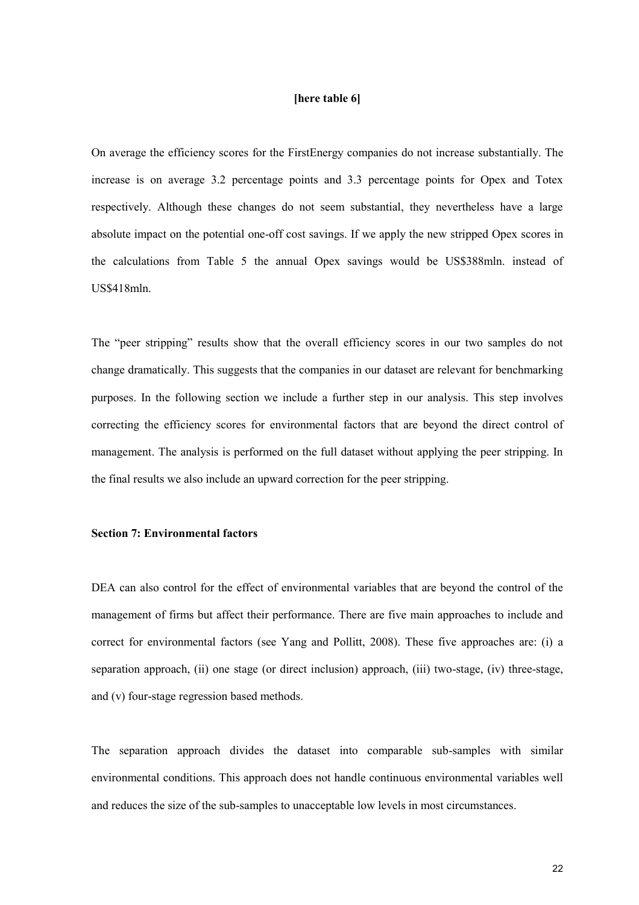**[here table 6]**

On average the efficiency scores for the FirstEnergy companies do not increase substantially. The increase is on average 3.2 percentage points and 3.3 percentage points for Opex and Totex respectively. Although these changes do not seem substantial, they nevertheless have a large absolute impact on the potential one-off cost savings. If we apply the new stripped Opex scores in the calculations from Table 5 the annual Opex savings would be US$388mln. instead of US$418mln.

The "peer stripping" results show that the overall efficiency scores in our two samples do not change dramatically. This suggests that the companies in our dataset are relevant for benchmarking purposes. In the following section we include a further step in our analysis. This step involves correcting the efficiency scores for environmental factors that are beyond the direct control of management. The analysis is performed on the full dataset without applying the peer stripping. In the final results we also include an upward correction for the peer stripping.

**Section 7: Environmental factors**

DEA can also control for the effect of environmental variables that are beyond the control of the management of firms but affect their performance. There are five main approaches to include and correct for environmental factors (see Yang and Pollitt, 2008). These five approaches are: (i) a separation approach, (ii) one stage (or direct inclusion) approach, (iii) two-stage, (iv) three-stage, and (v) four-stage regression based methods.

The separation approach divides the dataset into comparable sub-samples with similar environmental conditions. This approach does not handle continuous environmental variables well and reduces the size of the sub-samples to unacceptable low levels in most circumstances.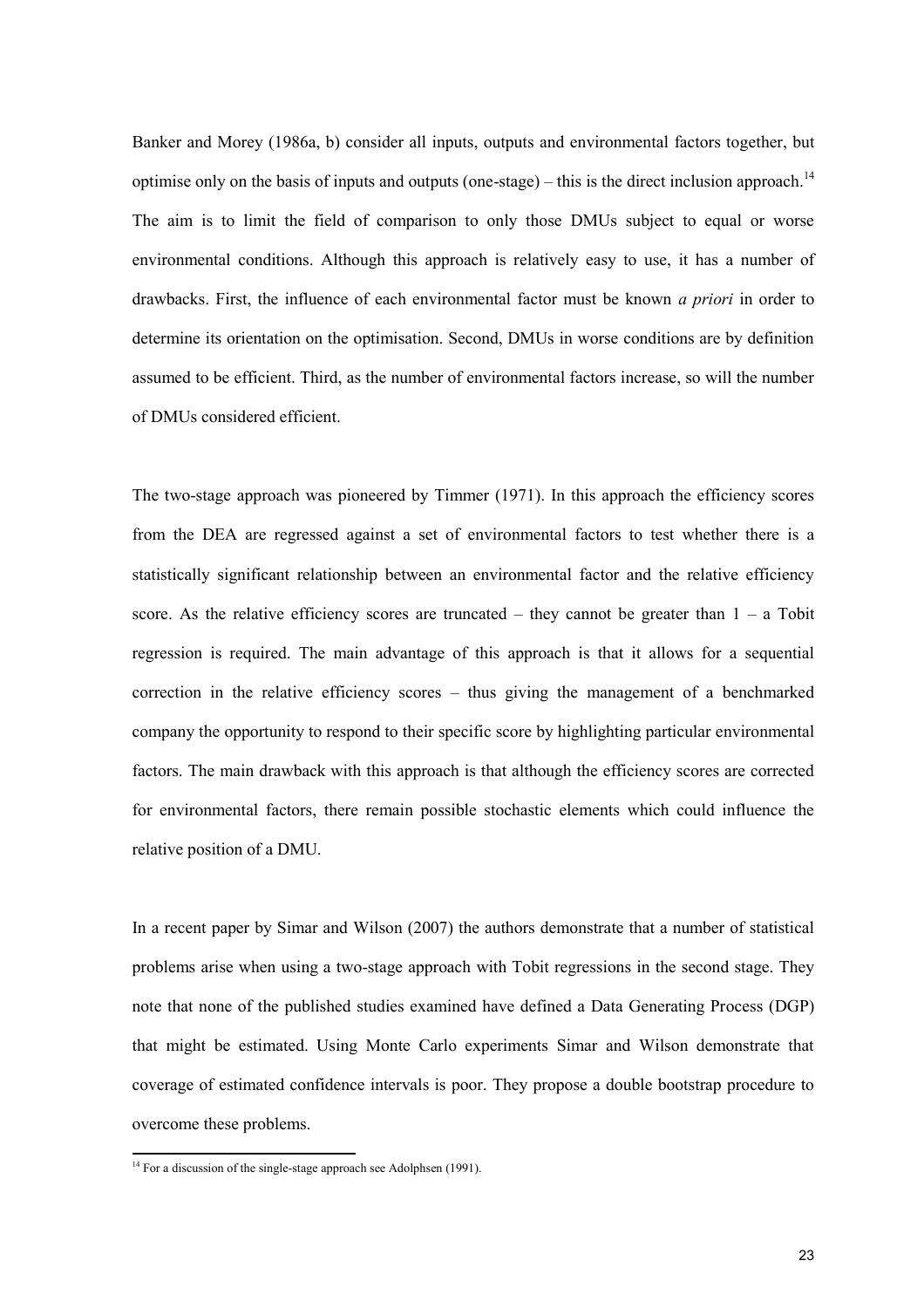Banker and Morey (1986a, b) consider all inputs, outputs and environmental factors together, but optimise only on the basis of inputs and outputs (one-stage) – this is the direct inclusion approach.[14] The aim is to limit the field of comparison to only those DMUs subject to equal or worse environmental conditions. Although this approach is relatively easy to use, it has a number of drawbacks. First, the influence of each environmental factor must be known *a priori* in order to determine its orientation on the optimisation. Second, DMUs in worse conditions are by definition assumed to be efficient. Third, as the number of environmental factors increase, so will the number of DMUs considered efficient.

The two-stage approach was pioneered by Timmer (1971). In this approach the efficiency scores from the DEA are regressed against a set of environmental factors to test whether there is a statistically significant relationship between an environmental factor and the relative efficiency score. As the relative efficiency scores are truncated – they cannot be greater than 1 – a Tobit regression is required. The main advantage of this approach is that it allows for a sequential correction in the relative efficiency scores – thus giving the management of a benchmarked company the opportunity to respond to their specific score by highlighting particular environmental factors. The main drawback with this approach is that although the efficiency scores are corrected for environmental factors, there remain possible stochastic elements which could influence the relative position of a DMU.

In a recent paper by Simar and Wilson (2007) the authors demonstrate that a number of statistical problems arise when using a two-stage approach with Tobit regressions in the second stage. They note that none of the published studies examined have defined a Data Generating Process (DGP) that might be estimated. Using Monte Carlo experiments Simar and Wilson demonstrate that coverage of estimated confidence intervals is poor. They propose a double bootstrap procedure to overcome these problems.

[14] For a discussion of the single-stage approach see Adolphsen (1991).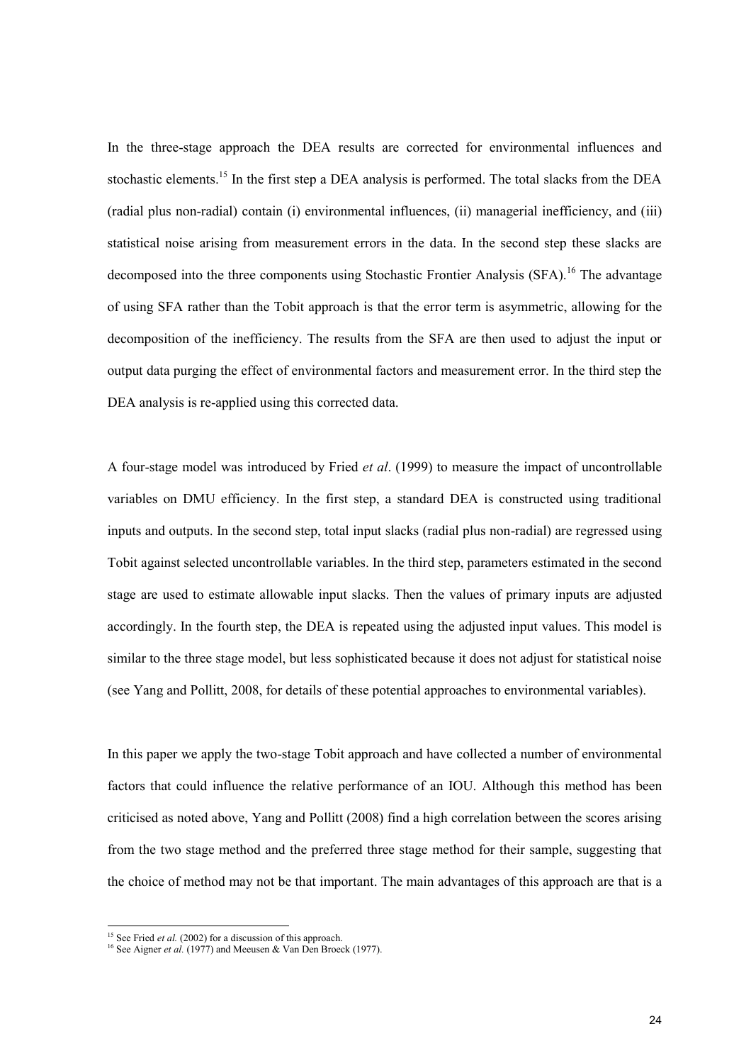In the three-stage approach the DEA results are corrected for environmental influences and stochastic elements.[15] In the first step a DEA analysis is performed. The total slacks from the DEA (radial plus non-radial) contain (i) environmental influences, (ii) managerial inefficiency, and (iii) statistical noise arising from measurement errors in the data. In the second step these slacks are decomposed into the three components using Stochastic Frontier Analysis (SFA).[16] The advantage of using SFA rather than the Tobit approach is that the error term is asymmetric, allowing for the decomposition of the inefficiency. The results from the SFA are then used to adjust the input or output data purging the effect of environmental factors and measurement error. In the third step the DEA analysis is re-applied using this corrected data.

A four-stage model was introduced by Fried *et al*. (1999) to measure the impact of uncontrollable variables on DMU efficiency. In the first step, a standard DEA is constructed using traditional inputs and outputs. In the second step, total input slacks (radial plus non-radial) are regressed using Tobit against selected uncontrollable variables. In the third step, parameters estimated in the second stage are used to estimate allowable input slacks. Then the values of primary inputs are adjusted accordingly. In the fourth step, the DEA is repeated using the adjusted input values. This model is similar to the three stage model, but less sophisticated because it does not adjust for statistical noise (see Yang and Pollitt, 2008, for details of these potential approaches to environmental variables).

In this paper we apply the two-stage Tobit approach and have collected a number of environmental factors that could influence the relative performance of an IOU. Although this method has been criticised as noted above, Yang and Pollitt (2008) find a high correlation between the scores arising from the two stage method and the preferred three stage method for their sample, suggesting that the choice of method may not be that important. The main advantages of this approach are that is a

---

[15] See Fried *et al.* (2002) for a discussion of this approach.

[16] See Aigner *et al.* (1977) and Meeusen & Van Den Broeck (1977).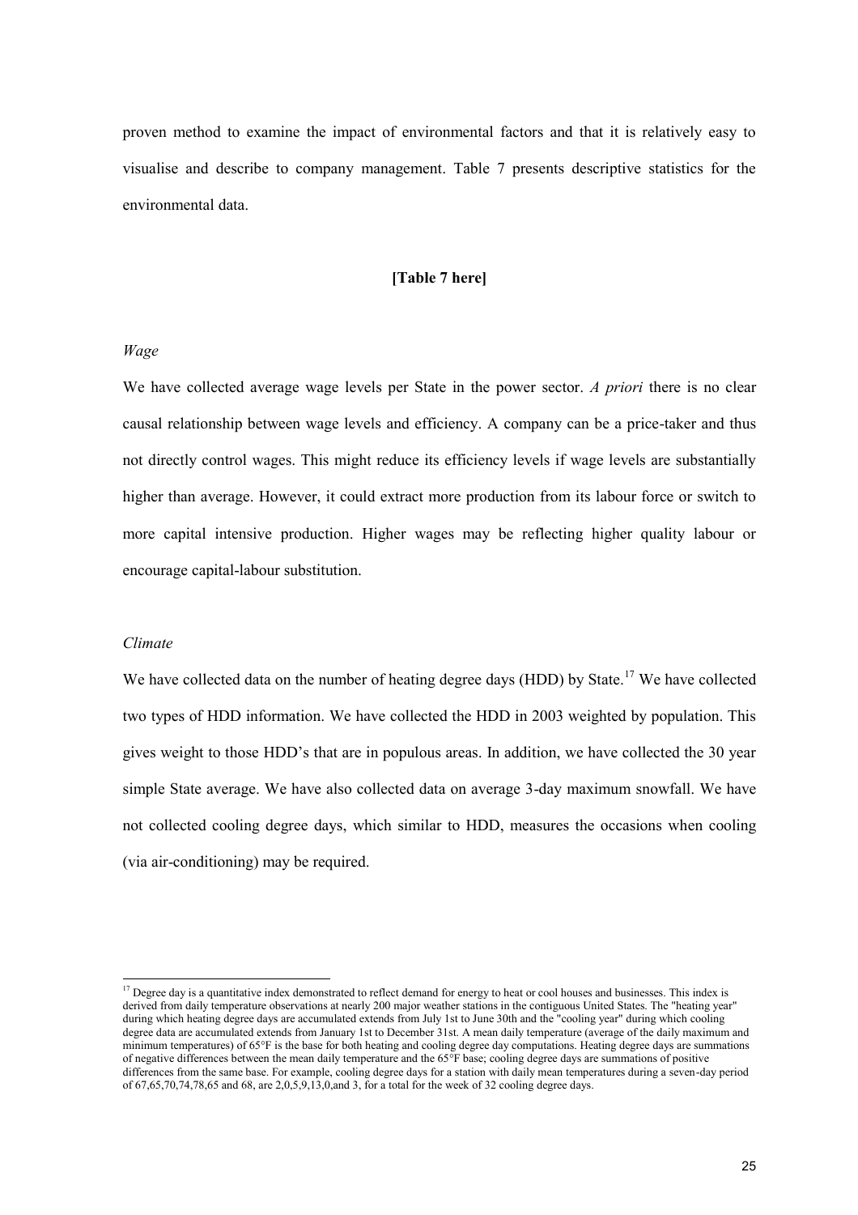proven method to examine the impact of environmental factors and that it is relatively easy to visualise and describe to company management. Table 7 presents descriptive statistics for the environmental data.

**[Table 7 here]**

*Wage*

We have collected average wage levels per State in the power sector. *A priori* there is no clear causal relationship between wage levels and efficiency. A company can be a price-taker and thus not directly control wages. This might reduce its efficiency levels if wage levels are substantially higher than average. However, it could extract more production from its labour force or switch to more capital intensive production. Higher wages may be reflecting higher quality labour or encourage capital-labour substitution.

*Climate*

We have collected data on the number of heating degree days (HDD) by State.[17] We have collected two types of HDD information. We have collected the HDD in 2003 weighted by population. This gives weight to those HDD's that are in populous areas. In addition, we have collected the 30 year simple State average. We have also collected data on average 3-day maximum snowfall. We have not collected cooling degree days, which similar to HDD, measures the occasions when cooling (via air-conditioning) may be required.

[17] Degree day is a quantitative index demonstrated to reflect demand for energy to heat or cool houses and businesses. This index is derived from daily temperature observations at nearly 200 major weather stations in the contiguous United States. The "heating year" during which heating degree days are accumulated extends from July 1st to June 30th and the "cooling year" during which cooling degree data are accumulated extends from January 1st to December 31st. A mean daily temperature (average of the daily maximum and minimum temperatures) of 65°F is the base for both heating and cooling degree day computations. Heating degree days are summations of negative differences between the mean daily temperature and the 65°F base; cooling degree days are summations of positive differences from the same base. For example, cooling degree days for a station with daily mean temperatures during a seven-day period of 67,65,70,74,78,65 and 68, are 2,0,5,9,13,0,and 3, for a total for the week of 32 cooling degree days.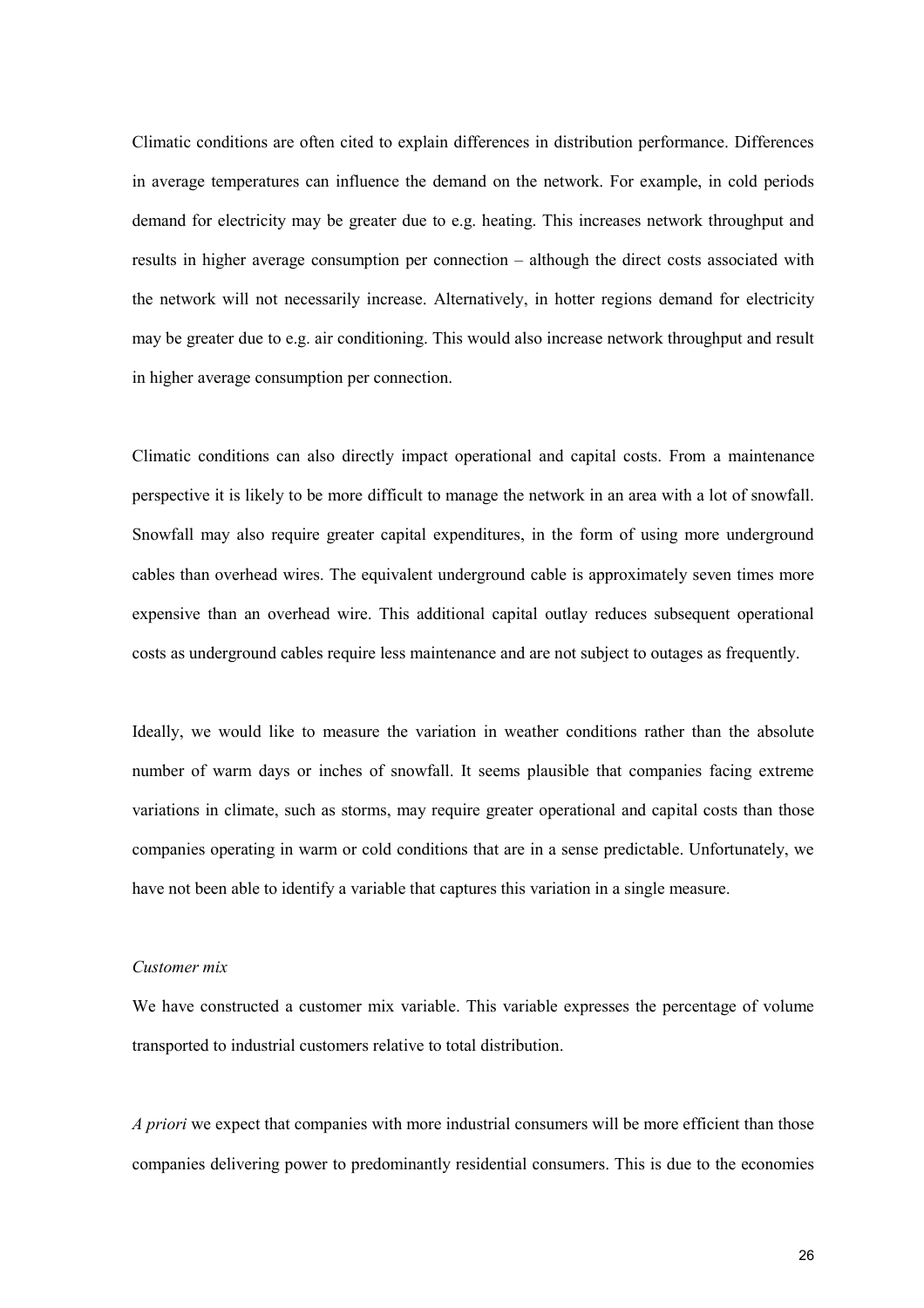Climatic conditions are often cited to explain differences in distribution performance. Differences in average temperatures can influence the demand on the network. For example, in cold periods demand for electricity may be greater due to e.g. heating. This increases network throughput and results in higher average consumption per connection – although the direct costs associated with the network will not necessarily increase. Alternatively, in hotter regions demand for electricity may be greater due to e.g. air conditioning. This would also increase network throughput and result in higher average consumption per connection.

Climatic conditions can also directly impact operational and capital costs. From a maintenance perspective it is likely to be more difficult to manage the network in an area with a lot of snowfall. Snowfall may also require greater capital expenditures, in the form of using more underground cables than overhead wires. The equivalent underground cable is approximately seven times more expensive than an overhead wire. This additional capital outlay reduces subsequent operational costs as underground cables require less maintenance and are not subject to outages as frequently.

Ideally, we would like to measure the variation in weather conditions rather than the absolute number of warm days or inches of snowfall. It seems plausible that companies facing extreme variations in climate, such as storms, may require greater operational and capital costs than those companies operating in warm or cold conditions that are in a sense predictable. Unfortunately, we have not been able to identify a variable that captures this variation in a single measure.

*Customer mix*

We have constructed a customer mix variable. This variable expresses the percentage of volume transported to industrial customers relative to total distribution.

*A priori* we expect that companies with more industrial consumers will be more efficient than those companies delivering power to predominantly residential consumers. This is due to the economies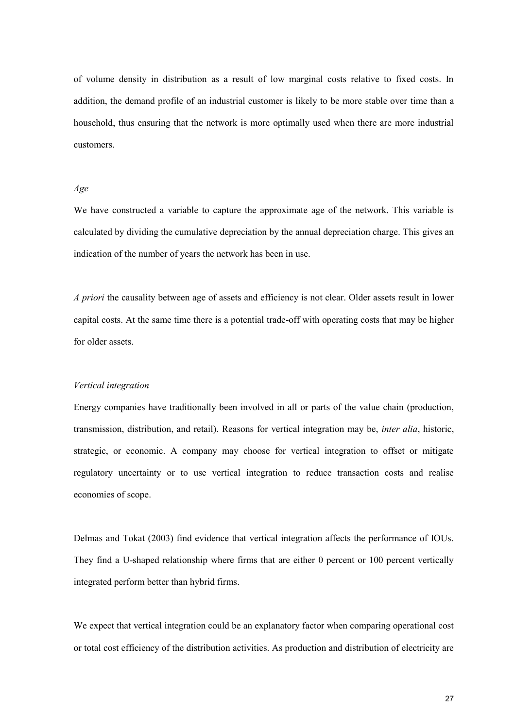of volume density in distribution as a result of low marginal costs relative to fixed costs. In addition, the demand profile of an industrial customer is likely to be more stable over time than a household, thus ensuring that the network is more optimally used when there are more industrial customers.

*Age*

We have constructed a variable to capture the approximate age of the network. This variable is calculated by dividing the cumulative depreciation by the annual depreciation charge. This gives an indication of the number of years the network has been in use.

*A priori* the causality between age of assets and efficiency is not clear. Older assets result in lower capital costs. At the same time there is a potential trade-off with operating costs that may be higher for older assets.

*Vertical integration*

Energy companies have traditionally been involved in all or parts of the value chain (production, transmission, distribution, and retail). Reasons for vertical integration may be, *inter alia*, historic, strategic, or economic. A company may choose for vertical integration to offset or mitigate regulatory uncertainty or to use vertical integration to reduce transaction costs and realise economies of scope.

Delmas and Tokat (2003) find evidence that vertical integration affects the performance of IOUs. They find a U-shaped relationship where firms that are either 0 percent or 100 percent vertically integrated perform better than hybrid firms.

We expect that vertical integration could be an explanatory factor when comparing operational cost or total cost efficiency of the distribution activities. As production and distribution of electricity are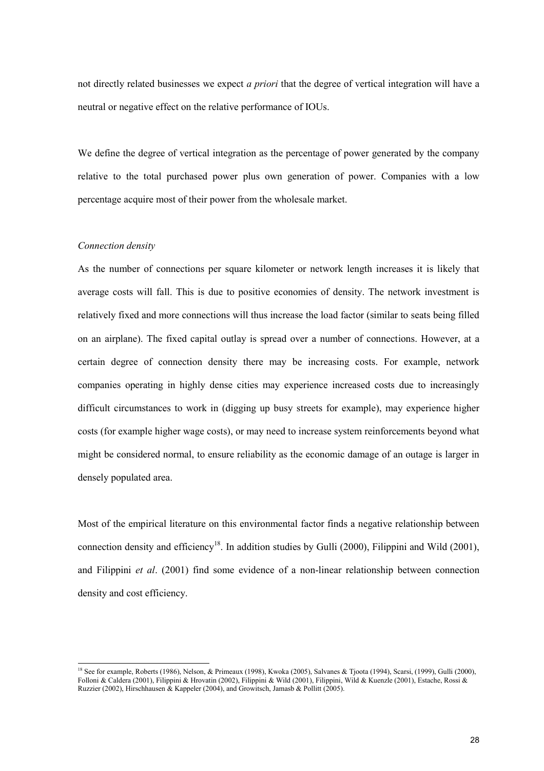not directly related businesses we expect *a priori* that the degree of vertical integration will have a neutral or negative effect on the relative performance of IOUs.

We define the degree of vertical integration as the percentage of power generated by the company relative to the total purchased power plus own generation of power. Companies with a low percentage acquire most of their power from the wholesale market.

*Connection density*

As the number of connections per square kilometer or network length increases it is likely that average costs will fall. This is due to positive economies of density. The network investment is relatively fixed and more connections will thus increase the load factor (similar to seats being filled on an airplane). The fixed capital outlay is spread over a number of connections. However, at a certain degree of connection density there may be increasing costs. For example, network companies operating in highly dense cities may experience increased costs due to increasingly difficult circumstances to work in (digging up busy streets for example), may experience higher costs (for example higher wage costs), or may need to increase system reinforcements beyond what might be considered normal, to ensure reliability as the economic damage of an outage is larger in densely populated area.

Most of the empirical literature on this environmental factor finds a negative relationship between connection density and efficiency[18]. In addition studies by Gulli (2000), Filippini and Wild (2001), and Filippini *et al*. (2001) find some evidence of a non-linear relationship between connection density and cost efficiency.

[18] See for example, Roberts (1986), Nelson, & Primeaux (1998), Kwoka (2005), Salvanes & Tjoota (1994), Scarsi, (1999), Gulli (2000), Folloni & Caldera (2001), Filippini & Hrovatin (2002), Filippini & Wild (2001), Filippini, Wild & Kuenzle (2001), Estache, Rossi & Ruzzier (2002), Hirschhausen & Kappeler (2004), and Growitsch, Jamasb & Pollitt (2005).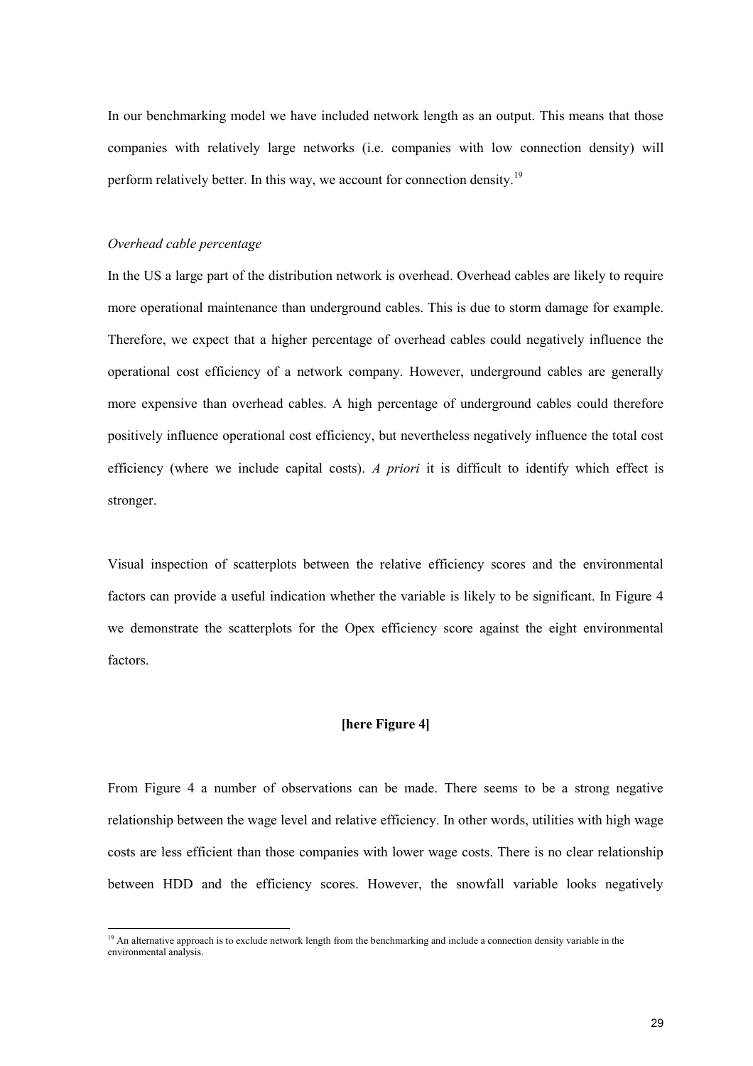In our benchmarking model we have included network length as an output. This means that those companies with relatively large networks (i.e. companies with low connection density) will perform relatively better. In this way, we account for connection density.[19]

*Overhead cable percentage*

In the US a large part of the distribution network is overhead. Overhead cables are likely to require more operational maintenance than underground cables. This is due to storm damage for example. Therefore, we expect that a higher percentage of overhead cables could negatively influence the operational cost efficiency of a network company. However, underground cables are generally more expensive than overhead cables. A high percentage of underground cables could therefore positively influence operational cost efficiency, but nevertheless negatively influence the total cost efficiency (where we include capital costs). *A priori* it is difficult to identify which effect is stronger.

Visual inspection of scatterplots between the relative efficiency scores and the environmental factors can provide a useful indication whether the variable is likely to be significant. In Figure 4 we demonstrate the scatterplots for the Opex efficiency score against the eight environmental factors.

**[here Figure 4]**

From Figure 4 a number of observations can be made. There seems to be a strong negative relationship between the wage level and relative efficiency. In other words, utilities with high wage costs are less efficient than those companies with lower wage costs. There is no clear relationship between HDD and the efficiency scores. However, the snowfall variable looks negatively

---

[19] An alternative approach is to exclude network length from the benchmarking and include a connection density variable in the environmental analysis.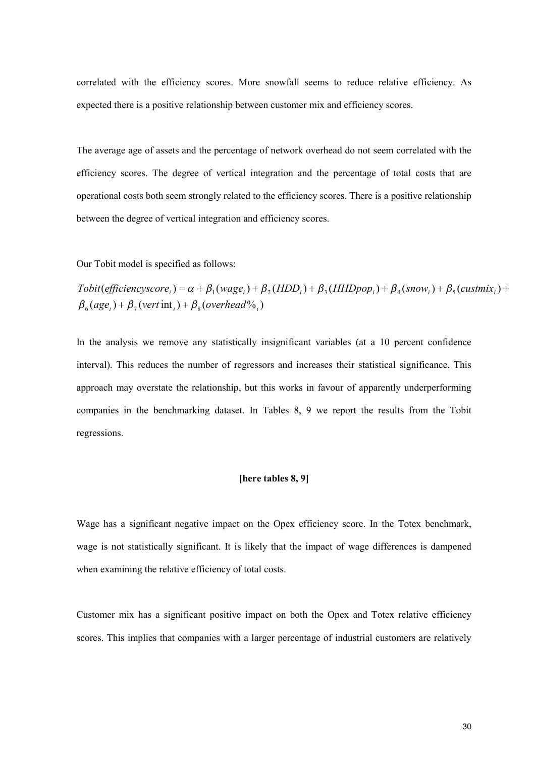correlated with the efficiency scores. More snowfall seems to reduce relative efficiency. As expected there is a positive relationship between customer mix and efficiency scores.

The average age of assets and the percentage of network overhead do not seem correlated with the efficiency scores. The degree of vertical integration and the percentage of total costs that are operational costs both seem strongly related to the efficiency scores. There is a positive relationship between the degree of vertical integration and efficiency scores.

Our Tobit model is specified as follows:

$$Tobit(efficiencyscore_i) = \alpha + \beta_1(wage_i) + \beta_2(HDD_i) + \beta_3(HHDpop_i) + \beta_4(snow_i) + \beta_5(custmix_i) + \beta_6(age_i) + \beta_7(vert\operatorname{int}_i) + \beta_8(overhead\%_i)$$

In the analysis we remove any statistically insignificant variables (at a 10 percent confidence interval). This reduces the number of regressors and increases their statistical significance. This approach may overstate the relationship, but this works in favour of apparently underperforming companies in the benchmarking dataset. In Tables 8, 9 we report the results from the Tobit regressions.

**[here tables 8, 9]**

Wage has a significant negative impact on the Opex efficiency score. In the Totex benchmark, wage is not statistically significant. It is likely that the impact of wage differences is dampened when examining the relative efficiency of total costs.

Customer mix has a significant positive impact on both the Opex and Totex relative efficiency scores. This implies that companies with a larger percentage of industrial customers are relatively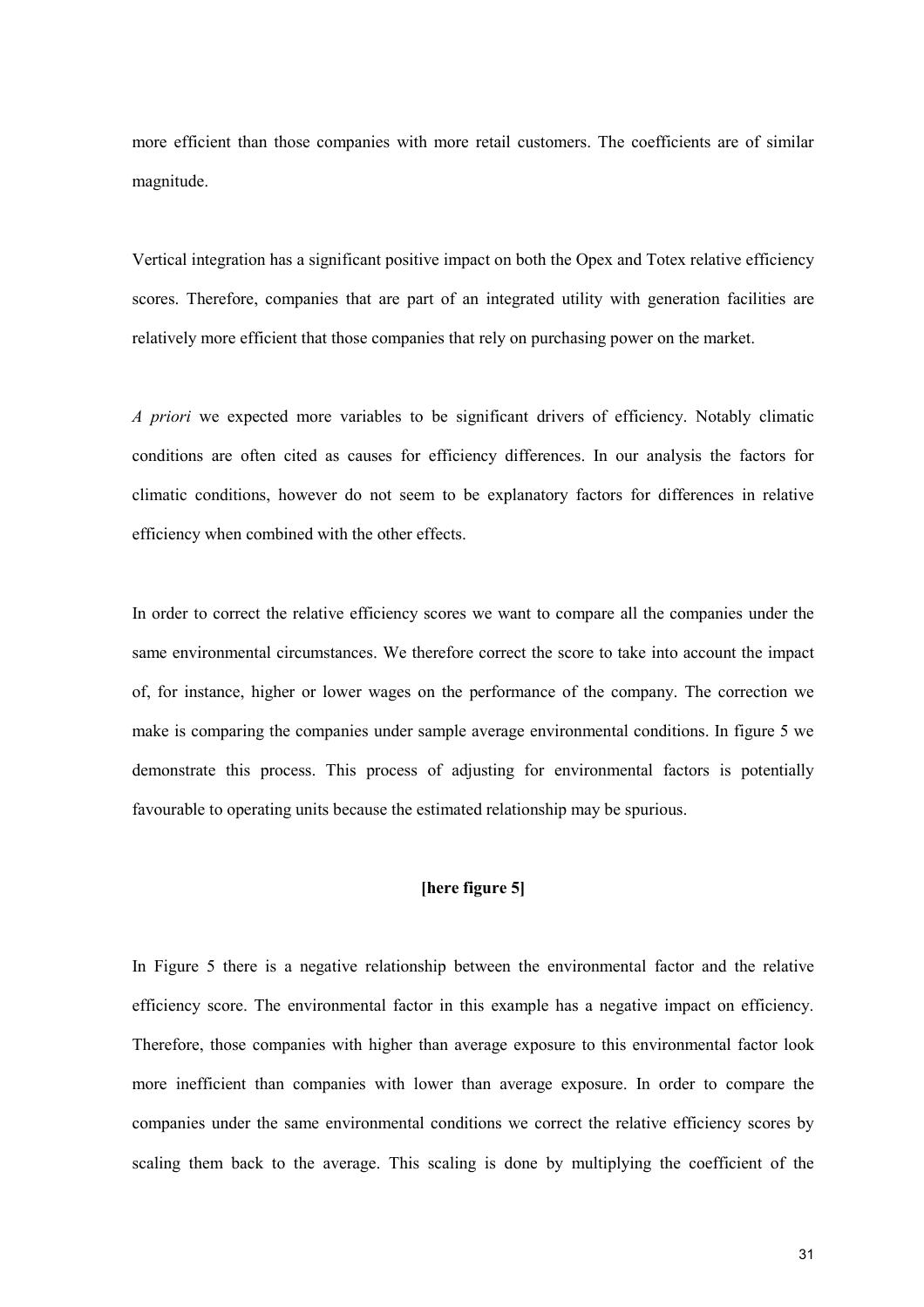more efficient than those companies with more retail customers. The coefficients are of similar magnitude.

Vertical integration has a significant positive impact on both the Opex and Totex relative efficiency scores. Therefore, companies that are part of an integrated utility with generation facilities are relatively more efficient that those companies that rely on purchasing power on the market.

*A priori* we expected more variables to be significant drivers of efficiency. Notably climatic conditions are often cited as causes for efficiency differences. In our analysis the factors for climatic conditions, however do not seem to be explanatory factors for differences in relative efficiency when combined with the other effects.

In order to correct the relative efficiency scores we want to compare all the companies under the same environmental circumstances. We therefore correct the score to take into account the impact of, for instance, higher or lower wages on the performance of the company. The correction we make is comparing the companies under sample average environmental conditions. In figure 5 we demonstrate this process. This process of adjusting for environmental factors is potentially favourable to operating units because the estimated relationship may be spurious.

**[here figure 5]**

In Figure 5 there is a negative relationship between the environmental factor and the relative efficiency score. The environmental factor in this example has a negative impact on efficiency. Therefore, those companies with higher than average exposure to this environmental factor look more inefficient than companies with lower than average exposure. In order to compare the companies under the same environmental conditions we correct the relative efficiency scores by scaling them back to the average. This scaling is done by multiplying the coefficient of the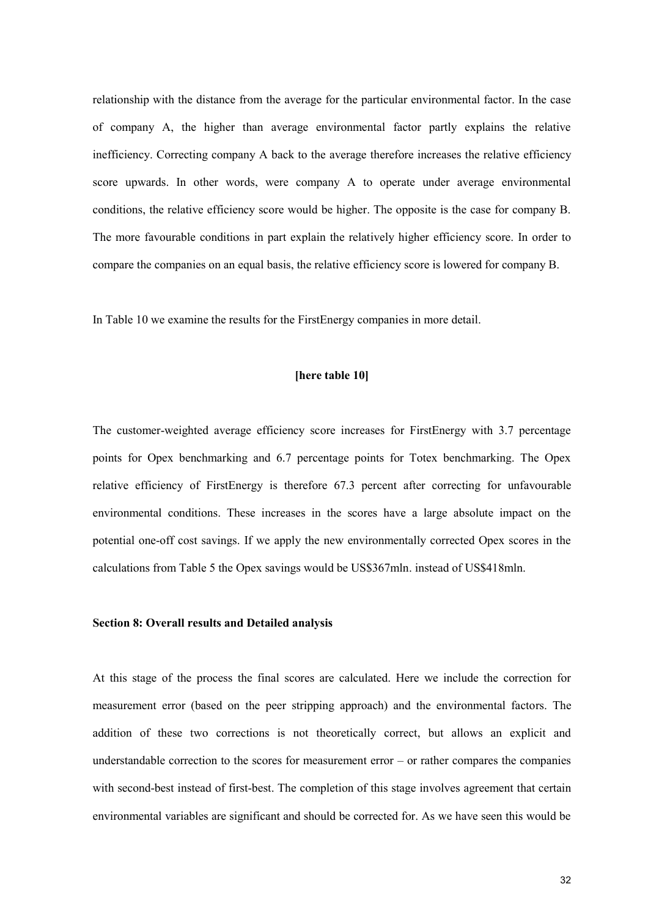relationship with the distance from the average for the particular environmental factor. In the case of company A, the higher than average environmental factor partly explains the relative inefficiency. Correcting company A back to the average therefore increases the relative efficiency score upwards. In other words, were company A to operate under average environmental conditions, the relative efficiency score would be higher. The opposite is the case for company B. The more favourable conditions in part explain the relatively higher efficiency score. In order to compare the companies on an equal basis, the relative efficiency score is lowered for company B.

In Table 10 we examine the results for the FirstEnergy companies in more detail.

**[here table 10]**

The customer-weighted average efficiency score increases for FirstEnergy with 3.7 percentage points for Opex benchmarking and 6.7 percentage points for Totex benchmarking. The Opex relative efficiency of FirstEnergy is therefore 67.3 percent after correcting for unfavourable environmental conditions. These increases in the scores have a large absolute impact on the potential one-off cost savings. If we apply the new environmentally corrected Opex scores in the calculations from Table 5 the Opex savings would be US$367mln. instead of US$418mln.

### Section 8: Overall results and Detailed analysis

At this stage of the process the final scores are calculated. Here we include the correction for measurement error (based on the peer stripping approach) and the environmental factors. The addition of these two corrections is not theoretically correct, but allows an explicit and understandable correction to the scores for measurement error – or rather compares the companies with second-best instead of first-best. The completion of this stage involves agreement that certain environmental variables are significant and should be corrected for. As we have seen this would be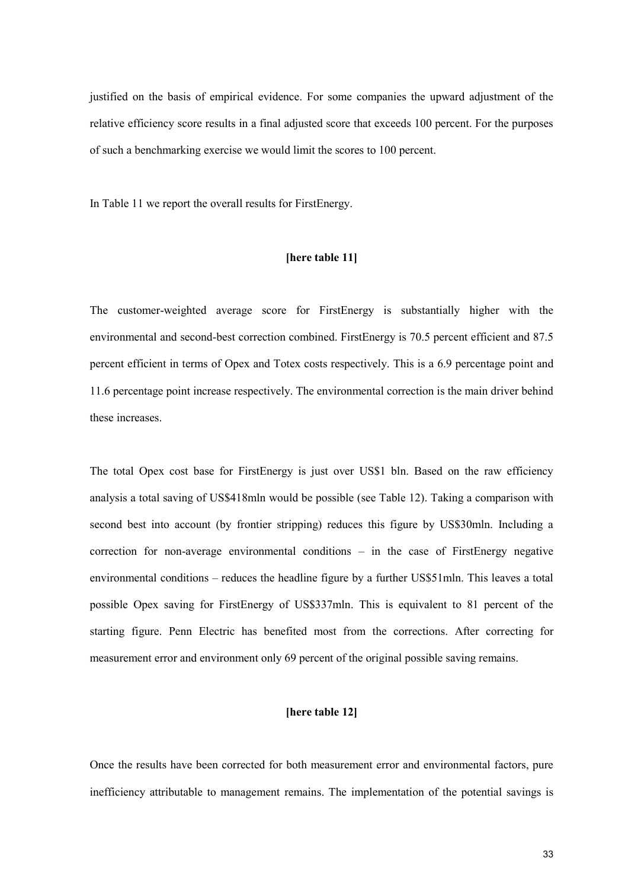justified on the basis of empirical evidence. For some companies the upward adjustment of the relative efficiency score results in a final adjusted score that exceeds 100 percent. For the purposes of such a benchmarking exercise we would limit the scores to 100 percent.

In Table 11 we report the overall results for FirstEnergy.

**[here table 11]**

The customer-weighted average score for FirstEnergy is substantially higher with the environmental and second-best correction combined. FirstEnergy is 70.5 percent efficient and 87.5 percent efficient in terms of Opex and Totex costs respectively. This is a 6.9 percentage point and 11.6 percentage point increase respectively. The environmental correction is the main driver behind these increases.

The total Opex cost base for FirstEnergy is just over US$1 bln. Based on the raw efficiency analysis a total saving of US$418mln would be possible (see Table 12). Taking a comparison with second best into account (by frontier stripping) reduces this figure by US$30mln. Including a correction for non-average environmental conditions – in the case of FirstEnergy negative environmental conditions – reduces the headline figure by a further US$51mln. This leaves a total possible Opex saving for FirstEnergy of US$337mln. This is equivalent to 81 percent of the starting figure. Penn Electric has benefited most from the corrections. After correcting for measurement error and environment only 69 percent of the original possible saving remains.

**[here table 12]**

Once the results have been corrected for both measurement error and environmental factors, pure inefficiency attributable to management remains. The implementation of the potential savings is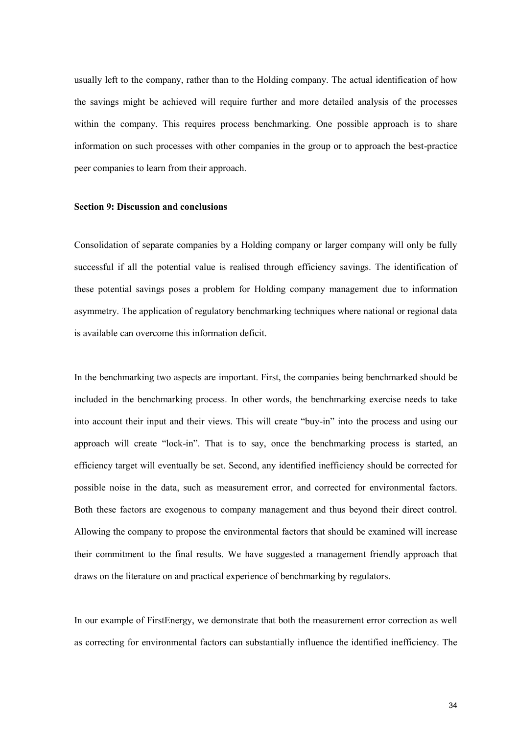usually left to the company, rather than to the Holding company. The actual identification of how the savings might be achieved will require further and more detailed analysis of the processes within the company. This requires process benchmarking. One possible approach is to share information on such processes with other companies in the group or to approach the best-practice peer companies to learn from their approach.

**Section 9: Discussion and conclusions**

Consolidation of separate companies by a Holding company or larger company will only be fully successful if all the potential value is realised through efficiency savings. The identification of these potential savings poses a problem for Holding company management due to information asymmetry. The application of regulatory benchmarking techniques where national or regional data is available can overcome this information deficit.

In the benchmarking two aspects are important. First, the companies being benchmarked should be included in the benchmarking process. In other words, the benchmarking exercise needs to take into account their input and their views. This will create "buy-in" into the process and using our approach will create "lock-in". That is to say, once the benchmarking process is started, an efficiency target will eventually be set. Second, any identified inefficiency should be corrected for possible noise in the data, such as measurement error, and corrected for environmental factors. Both these factors are exogenous to company management and thus beyond their direct control. Allowing the company to propose the environmental factors that should be examined will increase their commitment to the final results. We have suggested a management friendly approach that draws on the literature on and practical experience of benchmarking by regulators.

In our example of FirstEnergy, we demonstrate that both the measurement error correction as well as correcting for environmental factors can substantially influence the identified inefficiency. The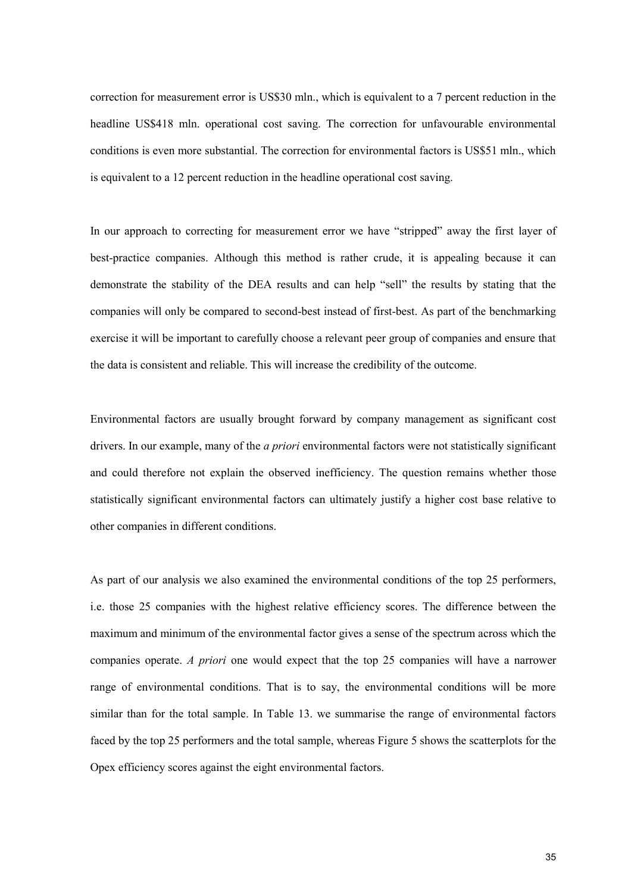correction for measurement error is US$30 mln., which is equivalent to a 7 percent reduction in the headline US$418 mln. operational cost saving. The correction for unfavourable environmental conditions is even more substantial. The correction for environmental factors is US$51 mln., which is equivalent to a 12 percent reduction in the headline operational cost saving.

In our approach to correcting for measurement error we have "stripped" away the first layer of best-practice companies. Although this method is rather crude, it is appealing because it can demonstrate the stability of the DEA results and can help "sell" the results by stating that the companies will only be compared to second-best instead of first-best. As part of the benchmarking exercise it will be important to carefully choose a relevant peer group of companies and ensure that the data is consistent and reliable. This will increase the credibility of the outcome.

Environmental factors are usually brought forward by company management as significant cost drivers. In our example, many of the *a priori* environmental factors were not statistically significant and could therefore not explain the observed inefficiency. The question remains whether those statistically significant environmental factors can ultimately justify a higher cost base relative to other companies in different conditions.

As part of our analysis we also examined the environmental conditions of the top 25 performers, i.e. those 25 companies with the highest relative efficiency scores. The difference between the maximum and minimum of the environmental factor gives a sense of the spectrum across which the companies operate. *A priori* one would expect that the top 25 companies will have a narrower range of environmental conditions. That is to say, the environmental conditions will be more similar than for the total sample. In Table 13. we summarise the range of environmental factors faced by the top 25 performers and the total sample, whereas Figure 5 shows the scatterplots for the Opex efficiency scores against the eight environmental factors.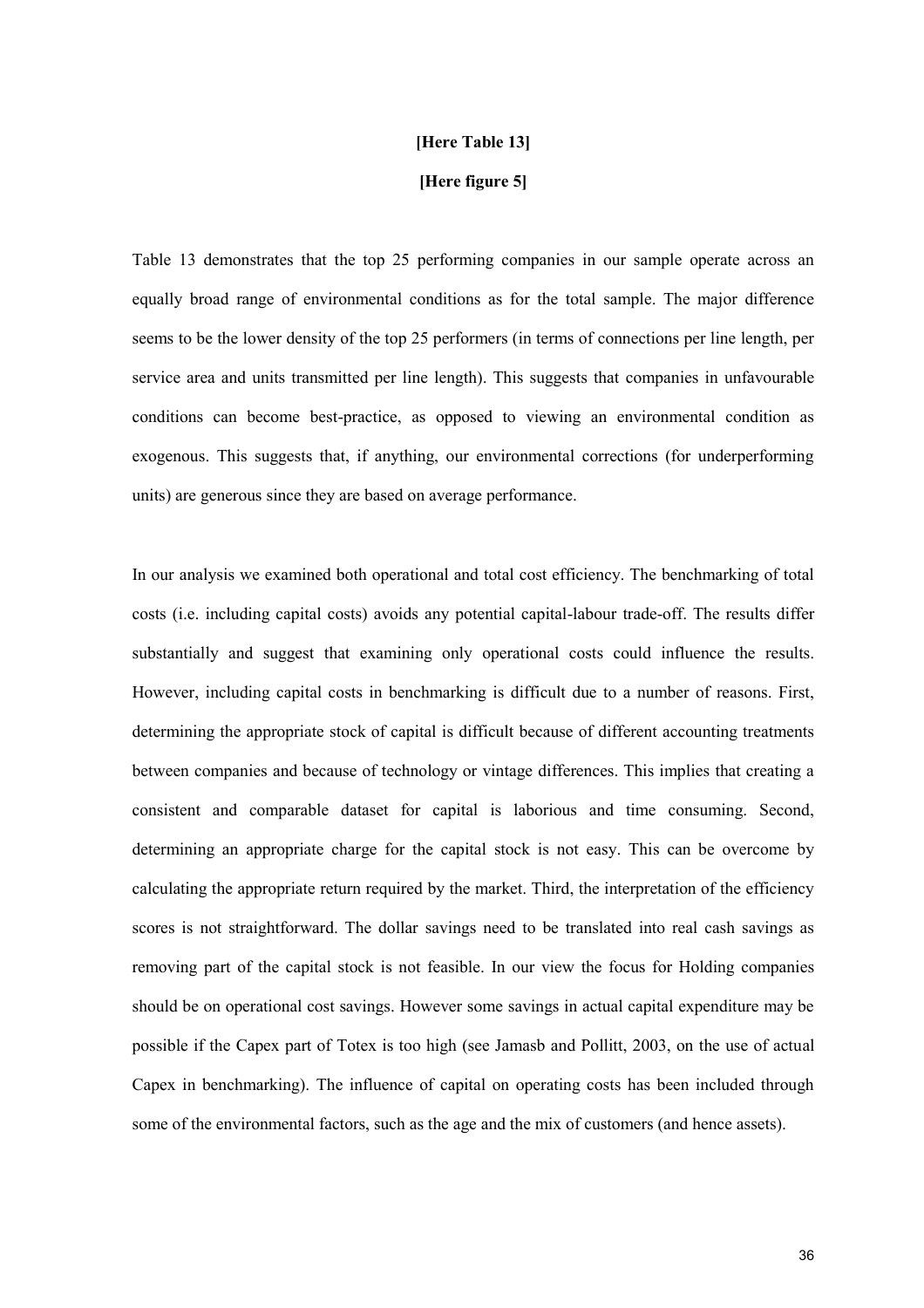**[Here Table 13]**

**[Here figure 5]**

Table 13 demonstrates that the top 25 performing companies in our sample operate across an equally broad range of environmental conditions as for the total sample. The major difference seems to be the lower density of the top 25 performers (in terms of connections per line length, per service area and units transmitted per line length). This suggests that companies in unfavourable conditions can become best-practice, as opposed to viewing an environmental condition as exogenous. This suggests that, if anything, our environmental corrections (for underperforming units) are generous since they are based on average performance.

In our analysis we examined both operational and total cost efficiency. The benchmarking of total costs (i.e. including capital costs) avoids any potential capital-labour trade-off. The results differ substantially and suggest that examining only operational costs could influence the results. However, including capital costs in benchmarking is difficult due to a number of reasons. First, determining the appropriate stock of capital is difficult because of different accounting treatments between companies and because of technology or vintage differences. This implies that creating a consistent and comparable dataset for capital is laborious and time consuming. Second, determining an appropriate charge for the capital stock is not easy. This can be overcome by calculating the appropriate return required by the market. Third, the interpretation of the efficiency scores is not straightforward. The dollar savings need to be translated into real cash savings as removing part of the capital stock is not feasible. In our view the focus for Holding companies should be on operational cost savings. However some savings in actual capital expenditure may be possible if the Capex part of Totex is too high (see Jamasb and Pollitt, 2003, on the use of actual Capex in benchmarking). The influence of capital on operating costs has been included through some of the environmental factors, such as the age and the mix of customers (and hence assets).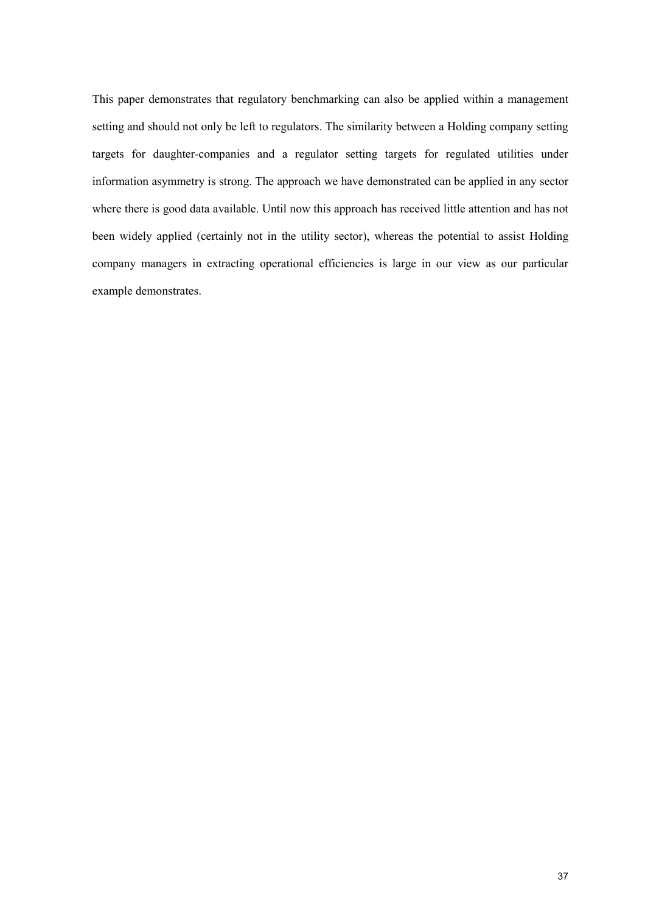This paper demonstrates that regulatory benchmarking can also be applied within a management setting and should not only be left to regulators. The similarity between a Holding company setting targets for daughter-companies and a regulator setting targets for regulated utilities under information asymmetry is strong. The approach we have demonstrated can be applied in any sector where there is good data available. Until now this approach has received little attention and has not been widely applied (certainly not in the utility sector), whereas the potential to assist Holding company managers in extracting operational efficiencies is large in our view as our particular example demonstrates.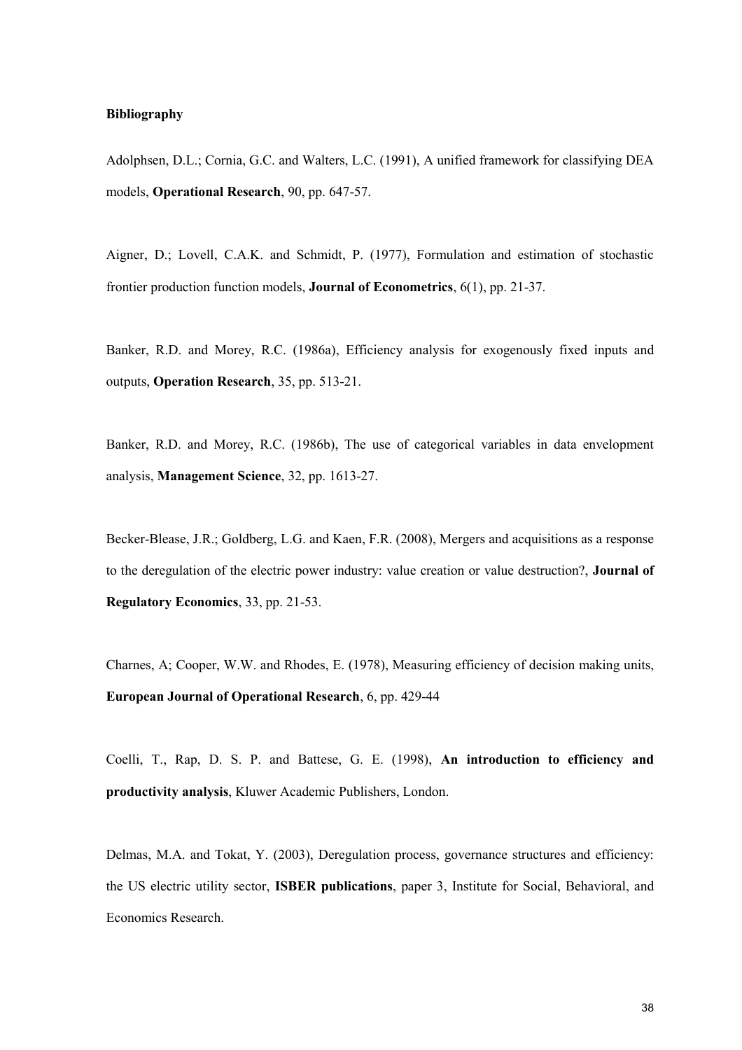**Bibliography**

Adolphsen, D.L.; Cornia, G.C. and Walters, L.C. (1991), A unified framework for classifying DEA models, **Operational Research**, 90, pp. 647-57.

Aigner, D.; Lovell, C.A.K. and Schmidt, P. (1977), Formulation and estimation of stochastic frontier production function models, **Journal of Econometrics**, 6(1), pp. 21-37.

Banker, R.D. and Morey, R.C. (1986a), Efficiency analysis for exogenously fixed inputs and outputs, **Operation Research**, 35, pp. 513-21.

Banker, R.D. and Morey, R.C. (1986b), The use of categorical variables in data envelopment analysis, **Management Science**, 32, pp. 1613-27.

Becker-Blease, J.R.; Goldberg, L.G. and Kaen, F.R. (2008), Mergers and acquisitions as a response to the deregulation of the electric power industry: value creation or value destruction?, **Journal of Regulatory Economics**, 33, pp. 21-53.

Charnes, A; Cooper, W.W. and Rhodes, E. (1978), Measuring efficiency of decision making units, **European Journal of Operational Research**, 6, pp. 429-44

Coelli, T., Rap, D. S. P. and Battese, G. E. (1998), **An introduction to efficiency and productivity analysis**, Kluwer Academic Publishers, London.

Delmas, M.A. and Tokat, Y. (2003), Deregulation process, governance structures and efficiency: the US electric utility sector, **ISBER publications**, paper 3, Institute for Social, Behavioral, and Economics Research.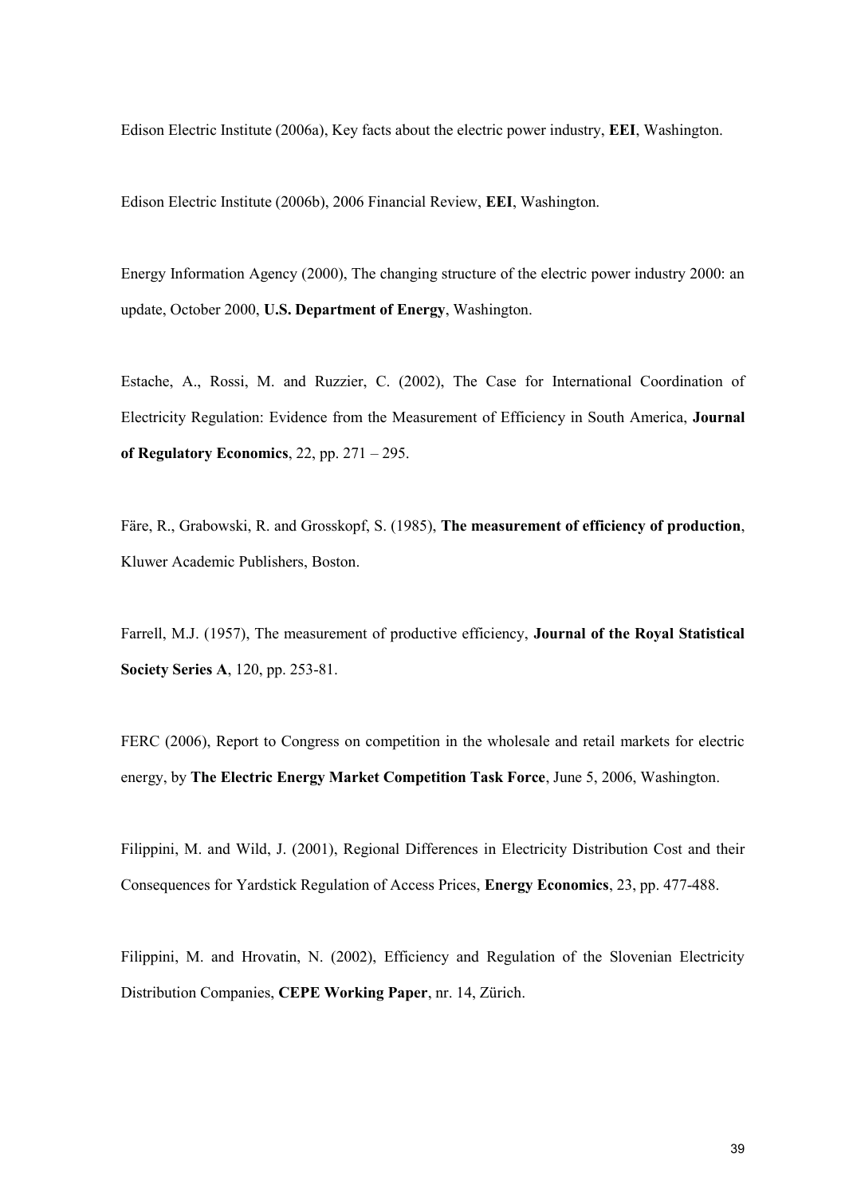Edison Electric Institute (2006a), Key facts about the electric power industry, **EEI**, Washington.

Edison Electric Institute (2006b), 2006 Financial Review, **EEI**, Washington.

Energy Information Agency (2000), The changing structure of the electric power industry 2000: an update, October 2000, **U.S. Department of Energy**, Washington.

Estache, A., Rossi, M. and Ruzzier, C. (2002), The Case for International Coordination of Electricity Regulation: Evidence from the Measurement of Efficiency in South America, **Journal of Regulatory Economics**, 22, pp. 271 – 295.

Färe, R., Grabowski, R. and Grosskopf, S. (1985), **The measurement of efficiency of production**, Kluwer Academic Publishers, Boston.

Farrell, M.J. (1957), The measurement of productive efficiency, **Journal of the Royal Statistical Society Series A**, 120, pp. 253-81.

FERC (2006), Report to Congress on competition in the wholesale and retail markets for electric energy, by **The Electric Energy Market Competition Task Force**, June 5, 2006, Washington.

Filippini, M. and Wild, J. (2001), Regional Differences in Electricity Distribution Cost and their Consequences for Yardstick Regulation of Access Prices, **Energy Economics**, 23, pp. 477-488.

Filippini, M. and Hrovatin, N. (2002), Efficiency and Regulation of the Slovenian Electricity Distribution Companies, **CEPE Working Paper**, nr. 14, Zürich.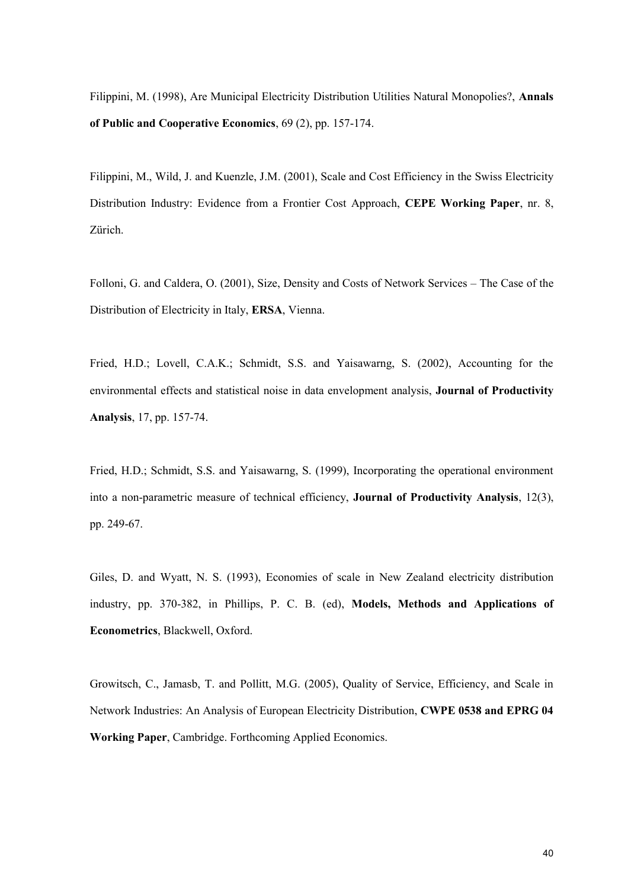Filippini, M. (1998), Are Municipal Electricity Distribution Utilities Natural Monopolies?, **Annals of Public and Cooperative Economics**, 69 (2), pp. 157-174.

Filippini, M., Wild, J. and Kuenzle, J.M. (2001), Scale and Cost Efficiency in the Swiss Electricity Distribution Industry: Evidence from a Frontier Cost Approach, **CEPE Working Paper**, nr. 8, Zürich.

Folloni, G. and Caldera, O. (2001), Size, Density and Costs of Network Services – The Case of the Distribution of Electricity in Italy, **ERSA**, Vienna.

Fried, H.D.; Lovell, C.A.K.; Schmidt, S.S. and Yaisawarng, S. (2002), Accounting for the environmental effects and statistical noise in data envelopment analysis, **Journal of Productivity Analysis**, 17, pp. 157-74.

Fried, H.D.; Schmidt, S.S. and Yaisawarng, S. (1999), Incorporating the operational environment into a non-parametric measure of technical efficiency, **Journal of Productivity Analysis**, 12(3), pp. 249-67.

Giles, D. and Wyatt, N. S. (1993), Economies of scale in New Zealand electricity distribution industry, pp. 370-382, in Phillips, P. C. B. (ed), **Models, Methods and Applications of Econometrics**, Blackwell, Oxford.

Growitsch, C., Jamasb, T. and Pollitt, M.G. (2005), Quality of Service, Efficiency, and Scale in Network Industries: An Analysis of European Electricity Distribution, **CWPE 0538 and EPRG 04 Working Paper**, Cambridge. Forthcoming Applied Economics.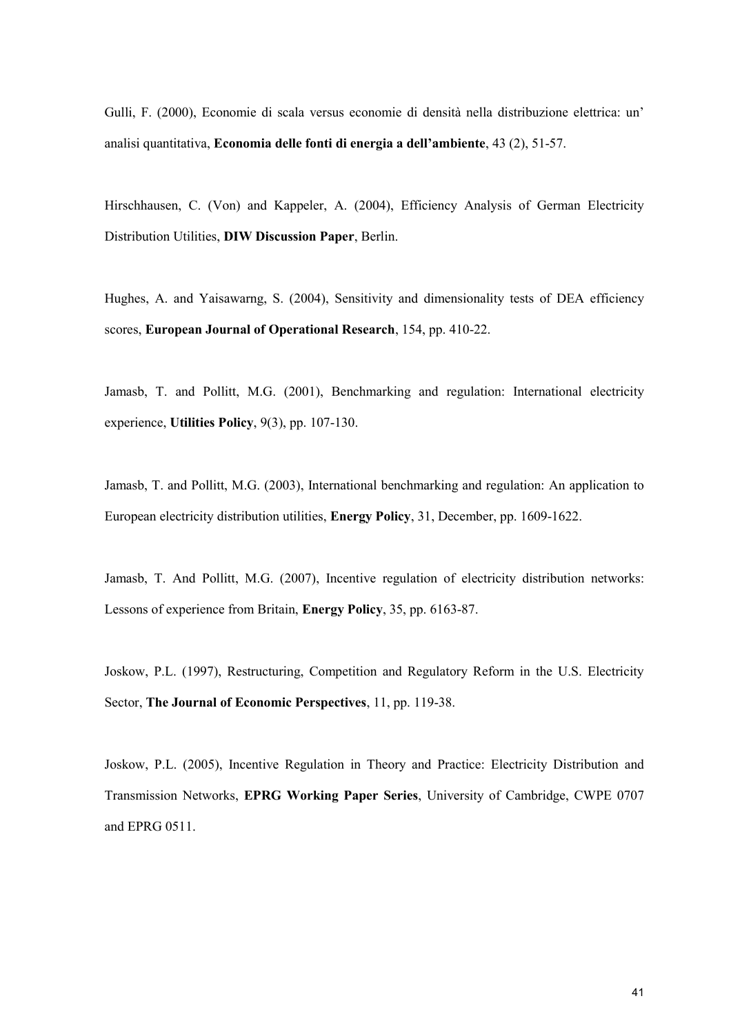Gulli, F. (2000), Economie di scala versus economie di densità nella distribuzione elettrica: un' analisi quantitativa, **Economia delle fonti di energia a dell'ambiente**, 43 (2), 51-57.

Hirschhausen, C. (Von) and Kappeler, A. (2004), Efficiency Analysis of German Electricity Distribution Utilities, **DIW Discussion Paper**, Berlin.

Hughes, A. and Yaisawarng, S. (2004), Sensitivity and dimensionality tests of DEA efficiency scores, **European Journal of Operational Research**, 154, pp. 410-22.

Jamasb, T. and Pollitt, M.G. (2001), Benchmarking and regulation: International electricity experience, **Utilities Policy**, 9(3), pp. 107-130.

Jamasb, T. and Pollitt, M.G. (2003), International benchmarking and regulation: An application to European electricity distribution utilities, **Energy Policy**, 31, December, pp. 1609-1622.

Jamasb, T. And Pollitt, M.G. (2007), Incentive regulation of electricity distribution networks: Lessons of experience from Britain, **Energy Policy**, 35, pp. 6163-87.

Joskow, P.L. (1997), Restructuring, Competition and Regulatory Reform in the U.S. Electricity Sector, **The Journal of Economic Perspectives**, 11, pp. 119-38.

Joskow, P.L. (2005), Incentive Regulation in Theory and Practice: Electricity Distribution and Transmission Networks, **EPRG Working Paper Series**, University of Cambridge, CWPE 0707 and EPRG 0511.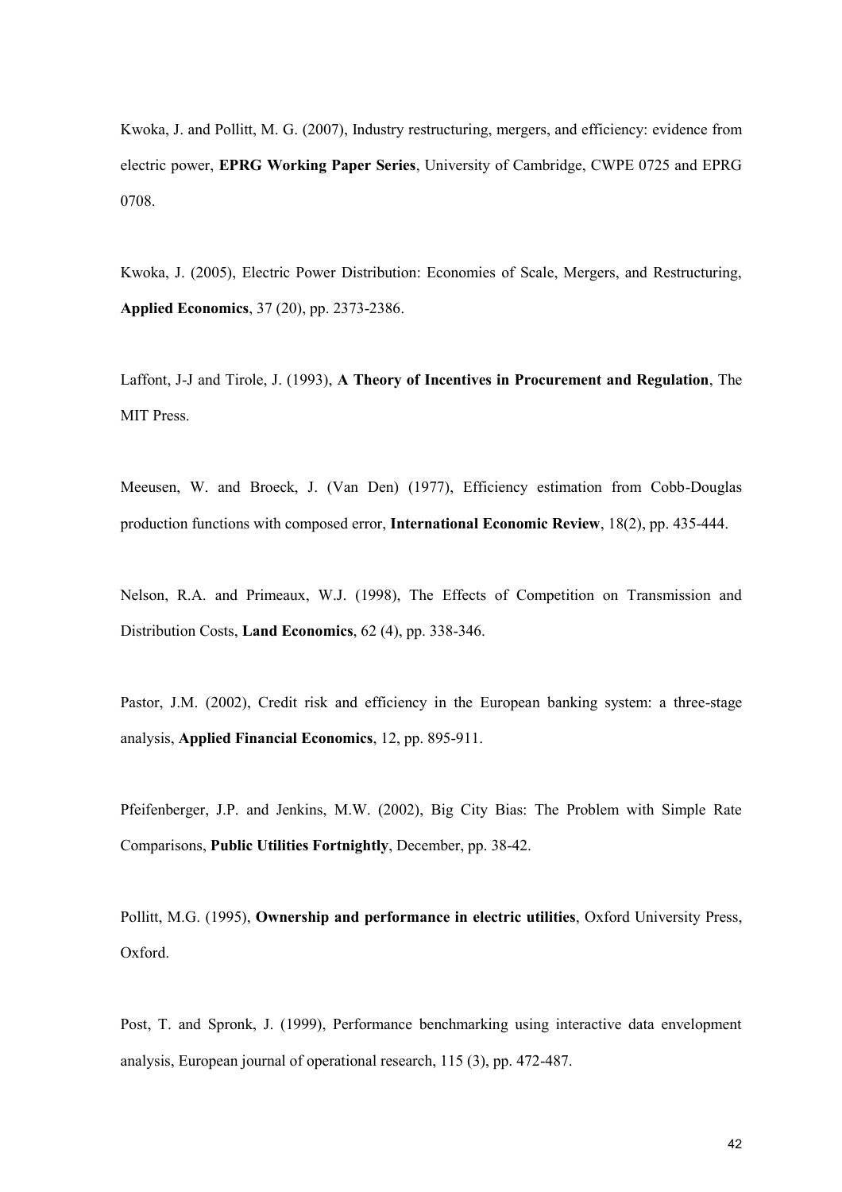Kwoka, J. and Pollitt, M. G. (2007), Industry restructuring, mergers, and efficiency: evidence from electric power, **EPRG Working Paper Series**, University of Cambridge, CWPE 0725 and EPRG 0708.

Kwoka, J. (2005), Electric Power Distribution: Economies of Scale, Mergers, and Restructuring, **Applied Economics**, 37 (20), pp. 2373-2386.

Laffont, J-J and Tirole, J. (1993), **A Theory of Incentives in Procurement and Regulation**, The MIT Press.

Meeusen, W. and Broeck, J. (Van Den) (1977), Efficiency estimation from Cobb-Douglas production functions with composed error, **International Economic Review**, 18(2), pp. 435-444.

Nelson, R.A. and Primeaux, W.J. (1998), The Effects of Competition on Transmission and Distribution Costs, **Land Economics**, 62 (4), pp. 338-346.

Pastor, J.M. (2002), Credit risk and efficiency in the European banking system: a three-stage analysis, **Applied Financial Economics**, 12, pp. 895-911.

Pfeifenberger, J.P. and Jenkins, M.W. (2002), Big City Bias: The Problem with Simple Rate Comparisons, **Public Utilities Fortnightly**, December, pp. 38-42.

Pollitt, M.G. (1995), **Ownership and performance in electric utilities**, Oxford University Press, Oxford.

Post, T. and Spronk, J. (1999), Performance benchmarking using interactive data envelopment analysis, European journal of operational research, 115 (3), pp. 472-487.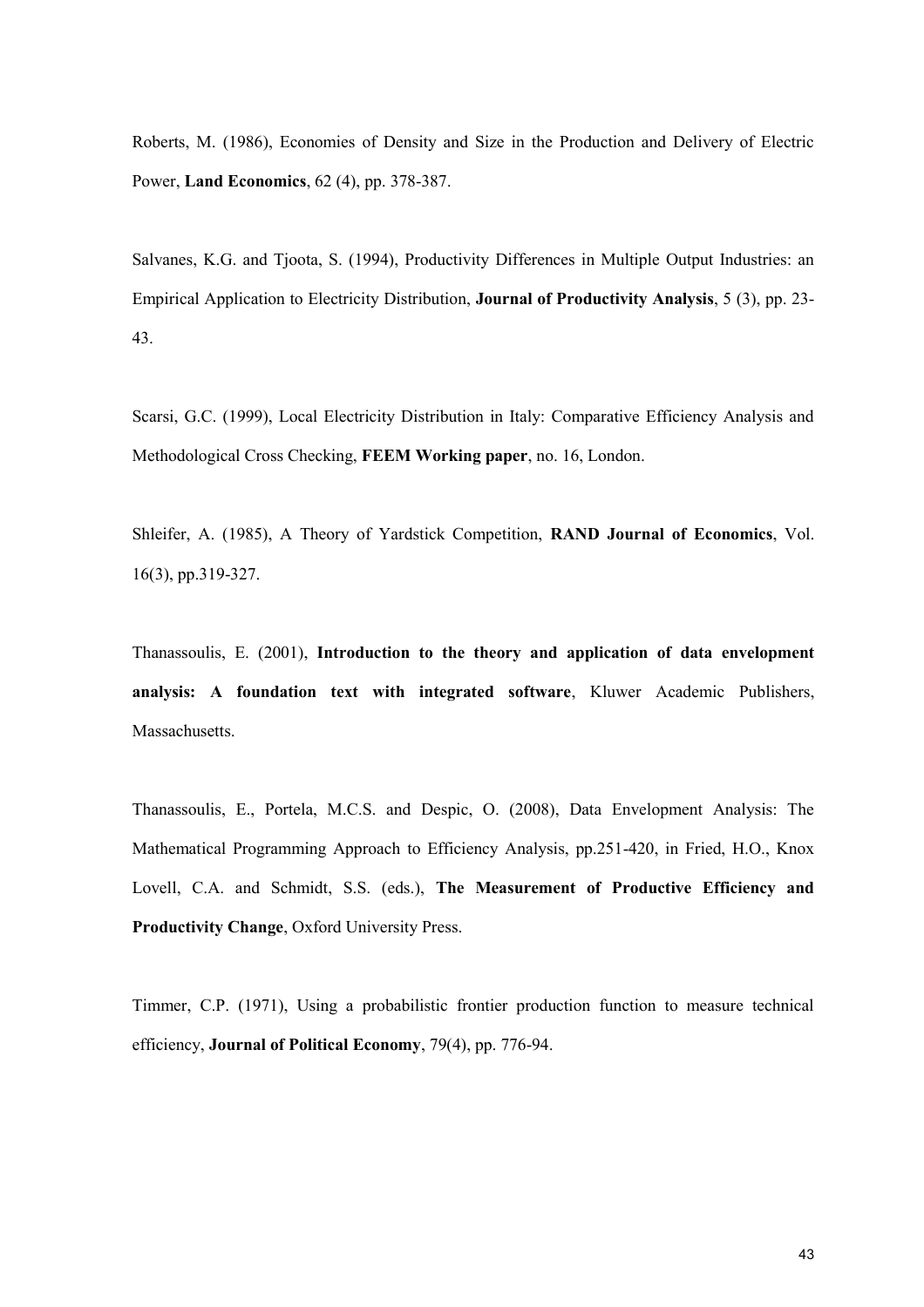Roberts, M. (1986), Economies of Density and Size in the Production and Delivery of Electric Power, **Land Economics**, 62 (4), pp. 378-387.

Salvanes, K.G. and Tjoota, S. (1994), Productivity Differences in Multiple Output Industries: an Empirical Application to Electricity Distribution, **Journal of Productivity Analysis**, 5 (3), pp. 23-43.

Scarsi, G.C. (1999), Local Electricity Distribution in Italy: Comparative Efficiency Analysis and Methodological Cross Checking, **FEEM Working paper**, no. 16, London.

Shleifer, A. (1985), A Theory of Yardstick Competition, **RAND Journal of Economics**, Vol. 16(3), pp.319-327.

Thanassoulis, E. (2001), **Introduction to the theory and application of data envelopment analysis: A foundation text with integrated software**, Kluwer Academic Publishers, Massachusetts.

Thanassoulis, E., Portela, M.C.S. and Despic, O. (2008), Data Envelopment Analysis: The Mathematical Programming Approach to Efficiency Analysis, pp.251-420, in Fried, H.O., Knox Lovell, C.A. and Schmidt, S.S. (eds.), **The Measurement of Productive Efficiency and Productivity Change**, Oxford University Press.

Timmer, C.P. (1971), Using a probabilistic frontier production function to measure technical efficiency, **Journal of Political Economy**, 79(4), pp. 776-94.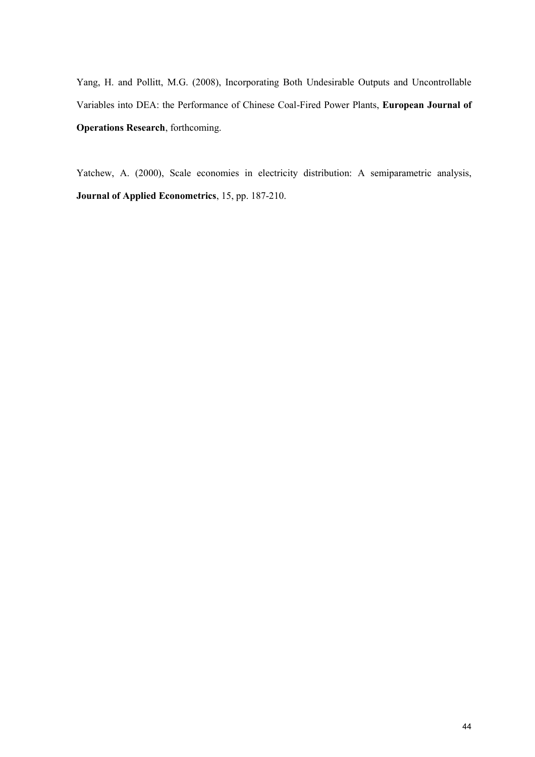Yang, H. and Pollitt, M.G. (2008), Incorporating Both Undesirable Outputs and Uncontrollable Variables into DEA: the Performance of Chinese Coal-Fired Power Plants, **European Journal of Operations Research**, forthcoming.

Yatchew, A. (2000), Scale economies in electricity distribution: A semiparametric analysis, **Journal of Applied Econometrics**, 15, pp. 187-210.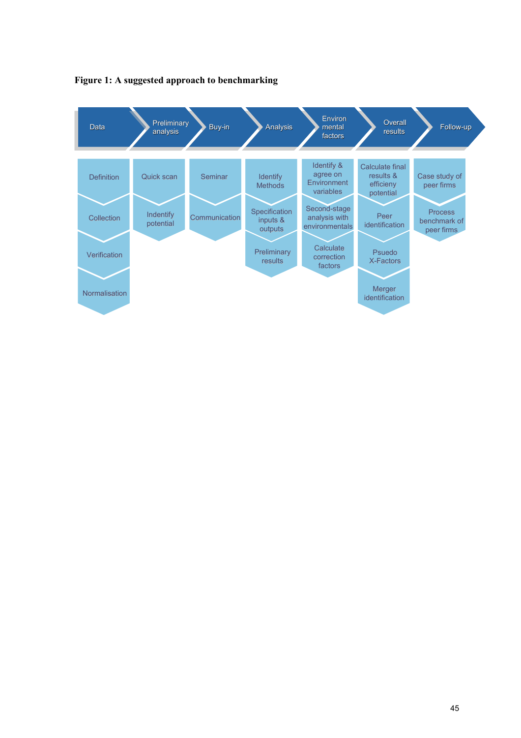**Figure 1: A suggested approach to benchmarking**

| Data | Preliminary analysis | Buy-in | Analysis | Environ mental factors | Overall results | Follow-up |
| --- | --- | --- | --- | --- | --- | --- |
| Definition | Quick scan | Seminar | Identify Methods | Identify & agree on Environment variables | Calculate final results & efficieny potential | Case study of peer firms |
| Collection | Indentify potential | Communication | Specification inputs & outputs | Second-stage analysis with environmentals | Peer identification | Process benchmark of peer firms |
| Verification | | | Preliminary results | Calculate correction factors | Psuedo X-Factors | |
| Normalisation | | | | | Merger identification | |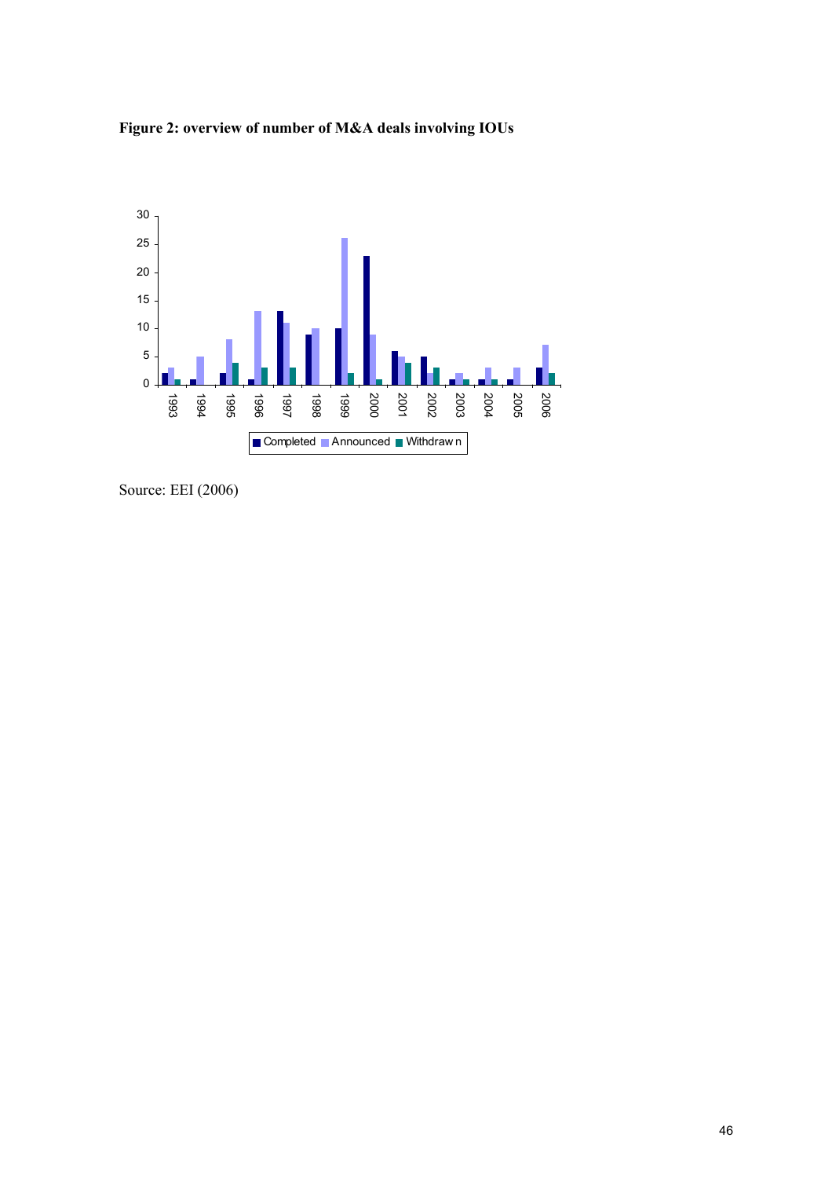**Figure 2: overview of number of M&A deals involving IOUs**

Source: EEI (2006)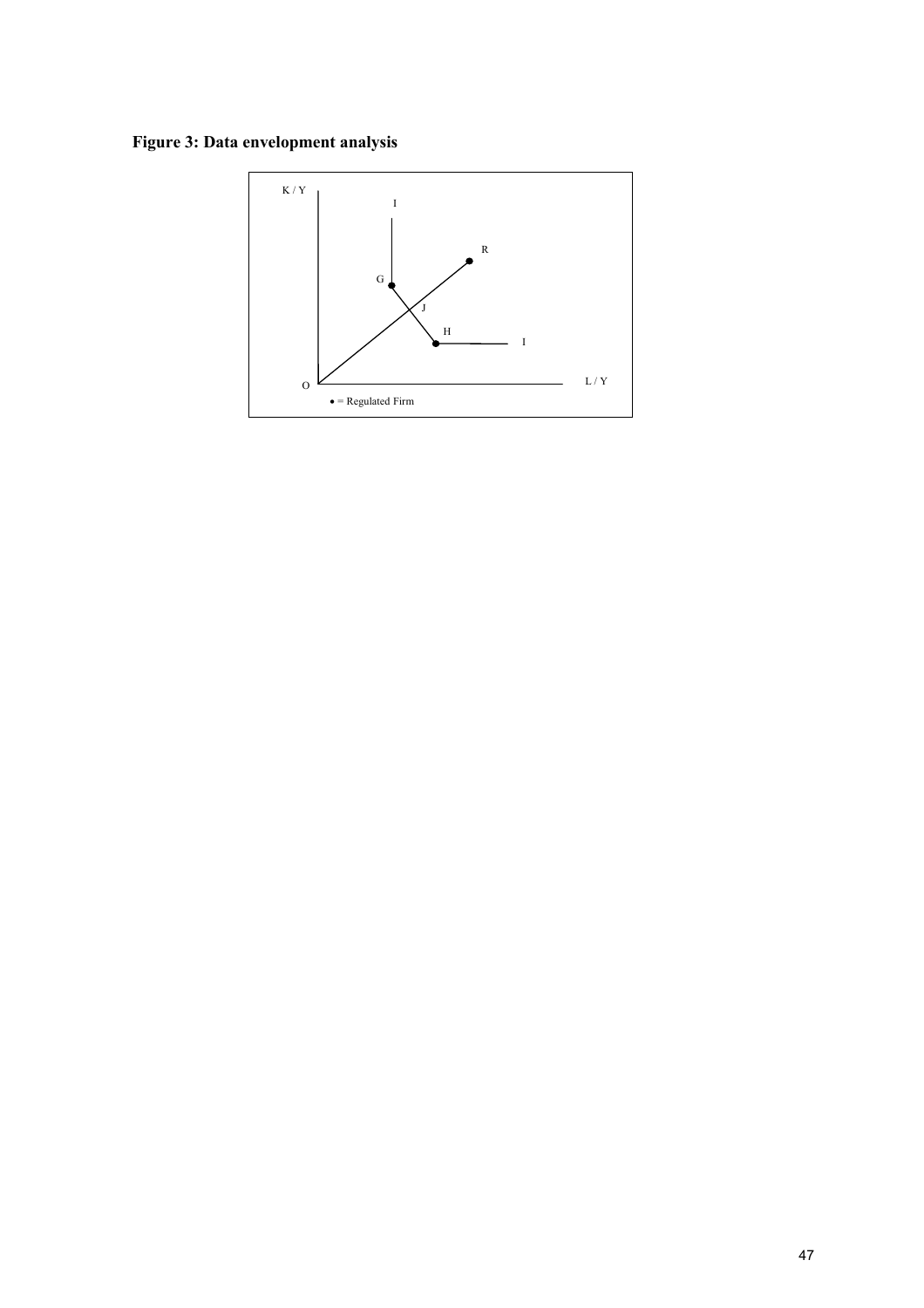**Figure 3: Data envelopment analysis**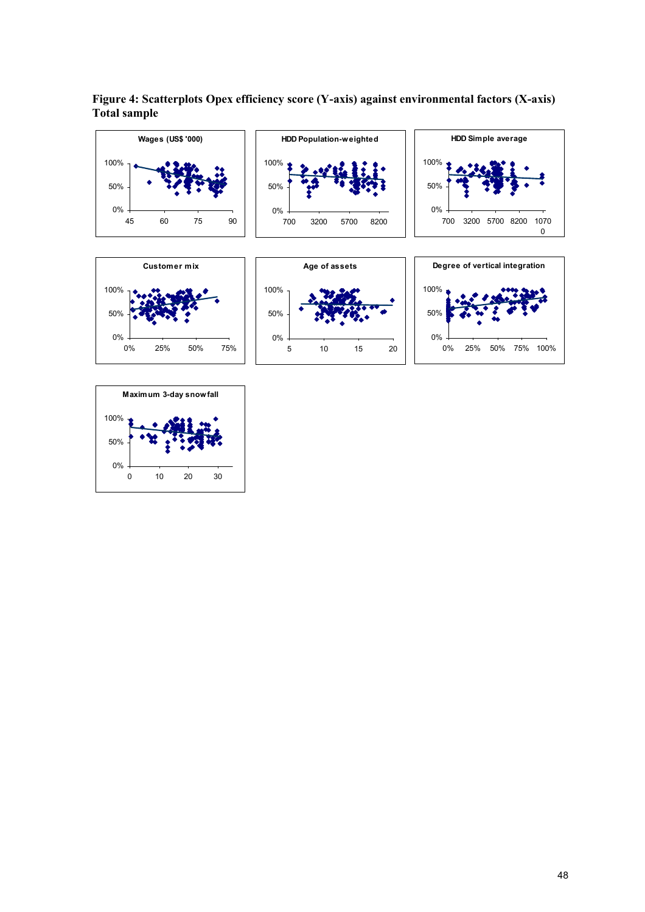**Figure 4: Scatterplots Opex efficiency score (Y-axis) against environmental factors (X-axis) Total sample**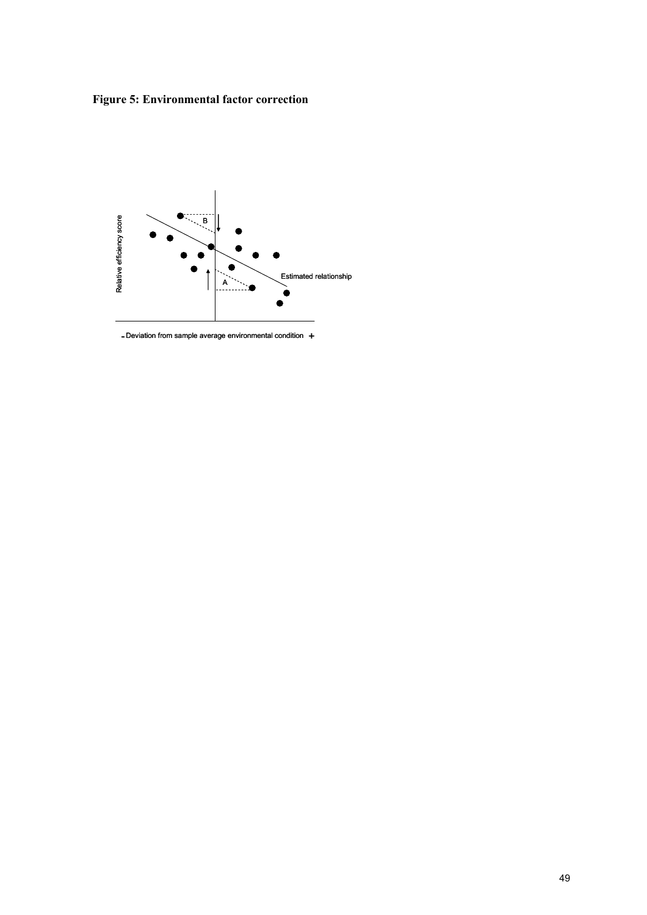**Figure 5: Environmental factor correction**

Relative efficiency score

B

A

Estimated relationship

- Deviation from sample average environmental condition +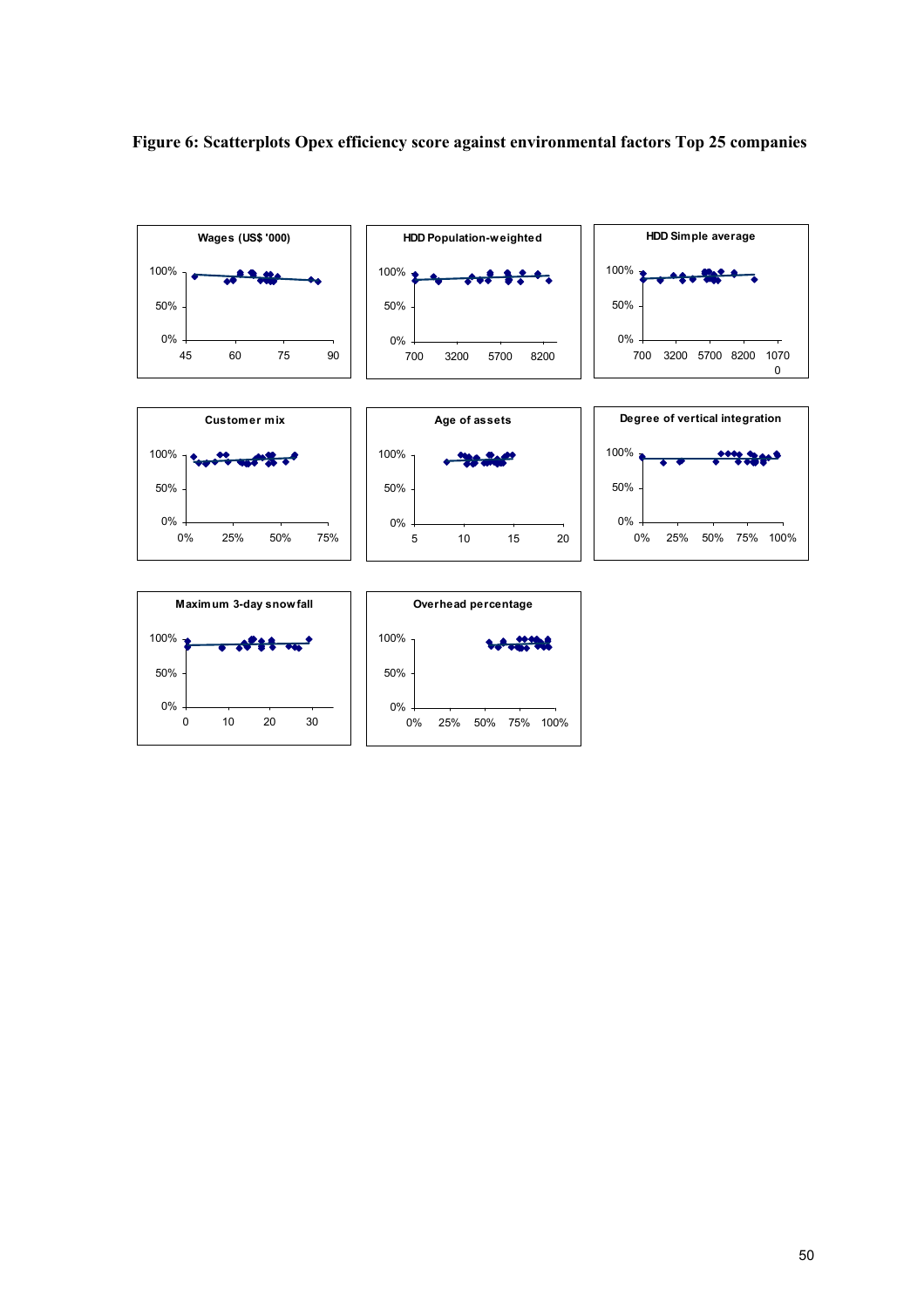**Figure 6: Scatterplots Opex efficiency score against environmental factors Top 25 companies**

Wages (US$ '000)

HDD Population-weighted

HDD Simple average

Customer mix

Age of assets

Degree of vertical integration

Maximum 3-day snowfall

Overhead percentage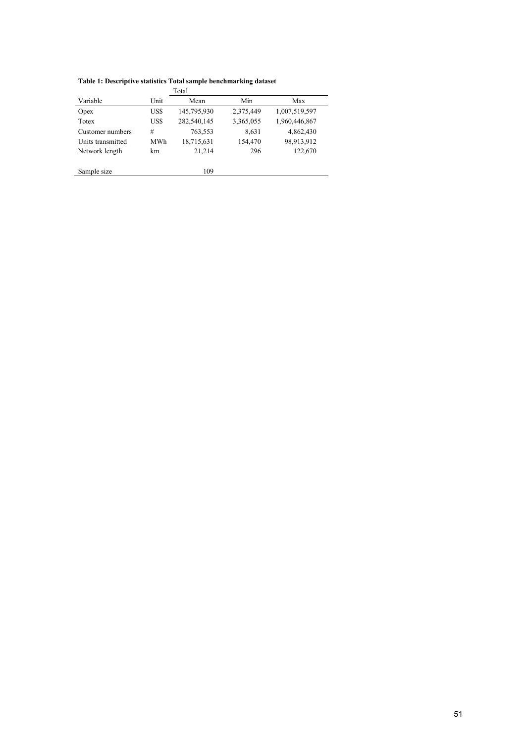**Table 1: Descriptive statistics Total sample benchmarking dataset**

| | | Total | | |
|---|---|---|---|---|
| Variable | Unit | Mean | Min | Max |
| Opex | US$ | 145,795,930 | 2,375,449 | 1,007,519,597 |
| Totex | US$ | 282,540,145 | 3,365,055 | 1,960,446,867 |
| Customer numbers | # | 763,553 | 8,631 | 4,862,430 |
| Units transmitted | MWh | 18,715,631 | 154,470 | 98,913,912 |
| Network length | km | 21,214 | 296 | 122,670 |
| | | | | |
| Sample size | | 109 | | |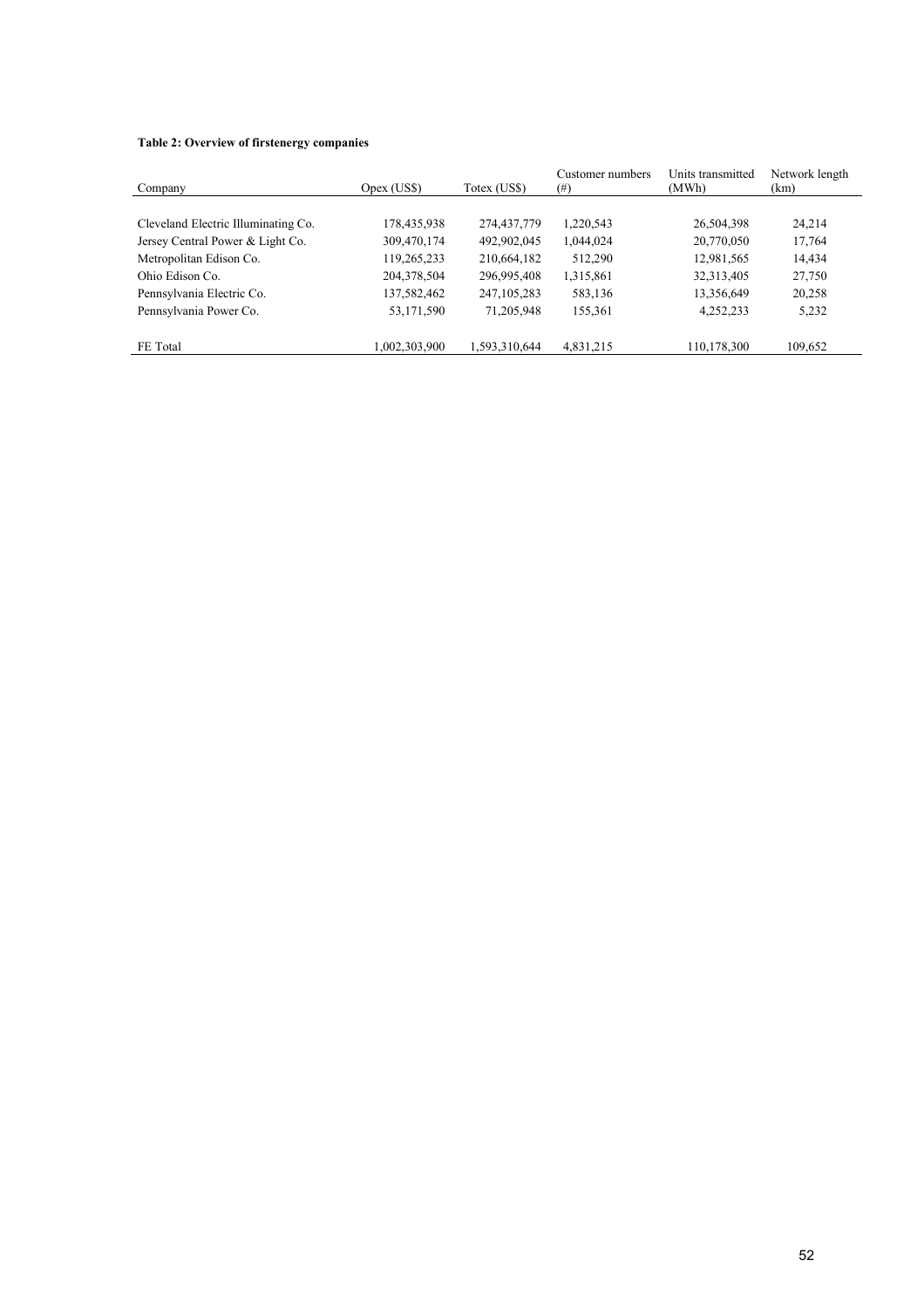**Table 2: Overview of firstenergy companies**

| Company | Opex (US$) | Totex (US$) | Customer numbers (#) | Units transmitted (MWh) | Network length (km) |
|---|---|---|---|---|---|
| Cleveland Electric Illuminating Co. | 178,435,938 | 274,437,779 | 1,220,543 | 26,504,398 | 24,214 |
| Jersey Central Power & Light Co. | 309,470,174 | 492,902,045 | 1,044,024 | 20,770,050 | 17,764 |
| Metropolitan Edison Co. | 119,265,233 | 210,664,182 | 512,290 | 12,981,565 | 14,434 |
| Ohio Edison Co. | 204,378,504 | 296,995,408 | 1,315,861 | 32,313,405 | 27,750 |
| Pennsylvania Electric Co. | 137,582,462 | 247,105,283 | 583,136 | 13,356,649 | 20,258 |
| Pennsylvania Power Co. | 53,171,590 | 71,205,948 | 155,361 | 4,252,233 | 5,232 |
| FE Total | 1,002,303,900 | 1,593,310,644 | 4,831,215 | 110,178,300 | 109,652 |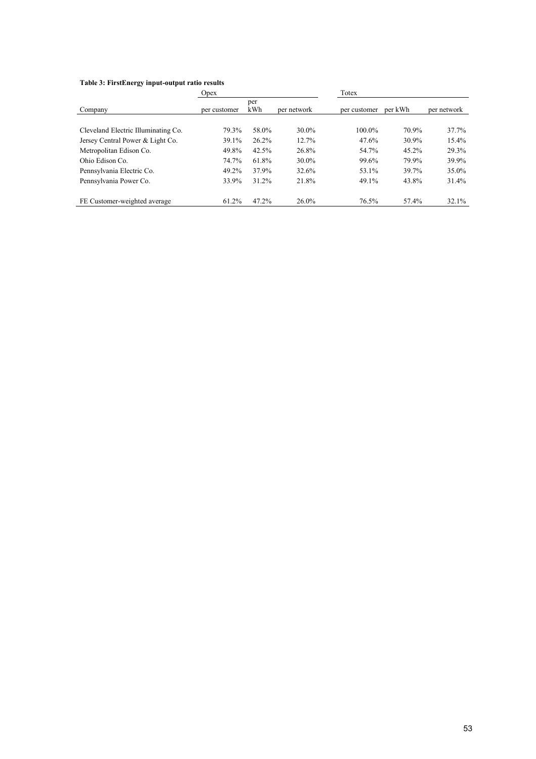**Table 3: FirstEnergy input-output ratio results**

| Company | Opex | | | Totex | | |
|---|---|---|---|---|---|---|
| | per customer | per kWh | per network | per customer | per kWh | per network |
| Cleveland Electric Illuminating Co. | 79.3% | 58.0% | 30.0% | 100.0% | 70.9% | 37.7% |
| Jersey Central Power & Light Co. | 39.1% | 26.2% | 12.7% | 47.6% | 30.9% | 15.4% |
| Metropolitan Edison Co. | 49.8% | 42.5% | 26.8% | 54.7% | 45.2% | 29.3% |
| Ohio Edison Co. | 74.7% | 61.8% | 30.0% | 99.6% | 79.9% | 39.9% |
| Pennsylvania Electric Co. | 49.2% | 37.9% | 32.6% | 53.1% | 39.7% | 35.0% |
| Pennsylvania Power Co. | 33.9% | 31.2% | 21.8% | 49.1% | 43.8% | 31.4% |
| FE Customer-weighted average | 61.2% | 47.2% | 26.0% | 76.5% | 57.4% | 32.1% |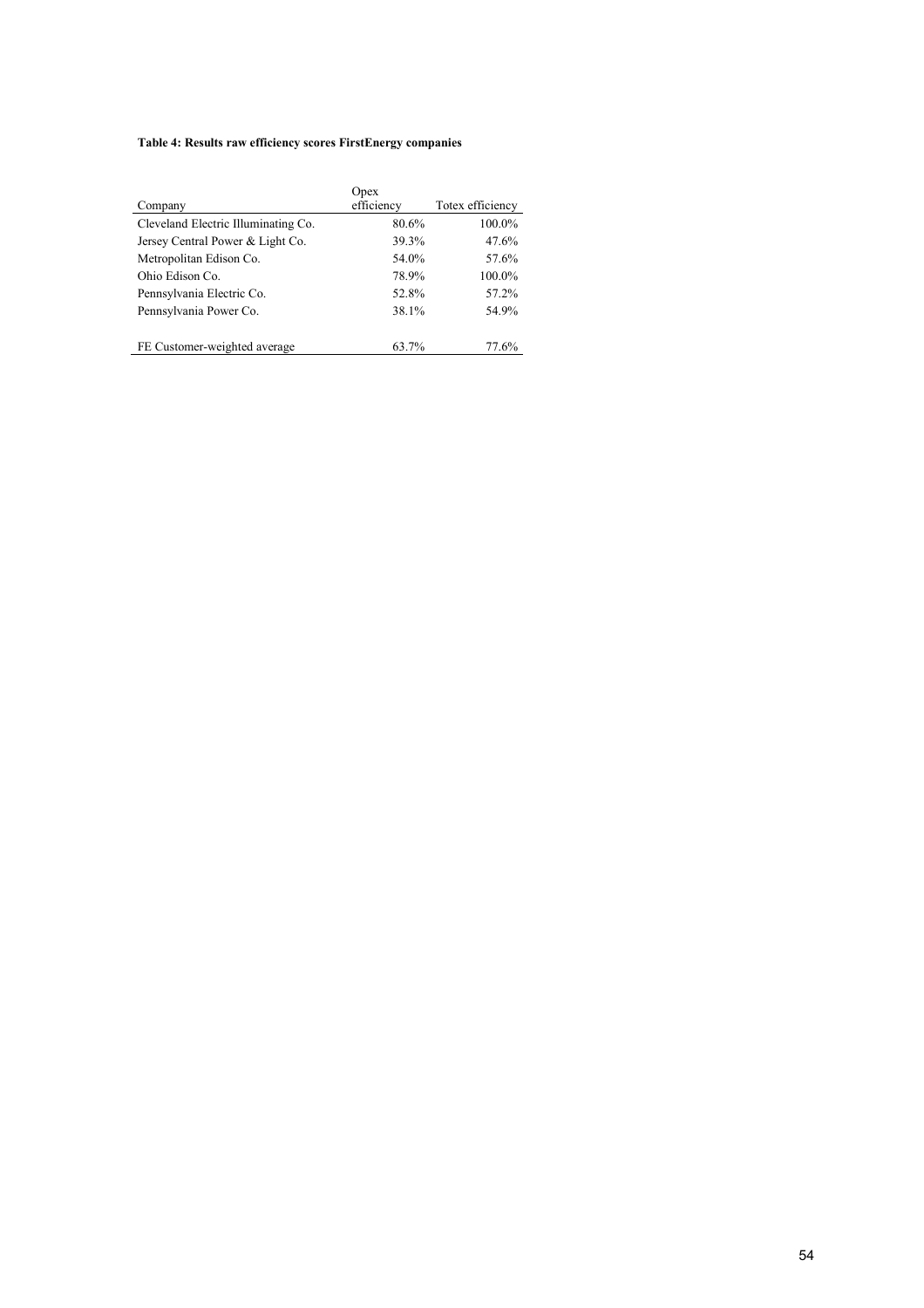**Table 4: Results raw efficiency scores FirstEnergy companies**

| Company | Opex efficiency | Totex efficiency |
|---|---|---|
| Cleveland Electric Illuminating Co. | 80.6% | 100.0% |
| Jersey Central Power & Light Co. | 39.3% | 47.6% |
| Metropolitan Edison Co. | 54.0% | 57.6% |
| Ohio Edison Co. | 78.9% | 100.0% |
| Pennsylvania Electric Co. | 52.8% | 57.2% |
| Pennsylvania Power Co. | 38.1% | 54.9% |
| | | |
| FE Customer-weighted average | 63.7% | 77.6% |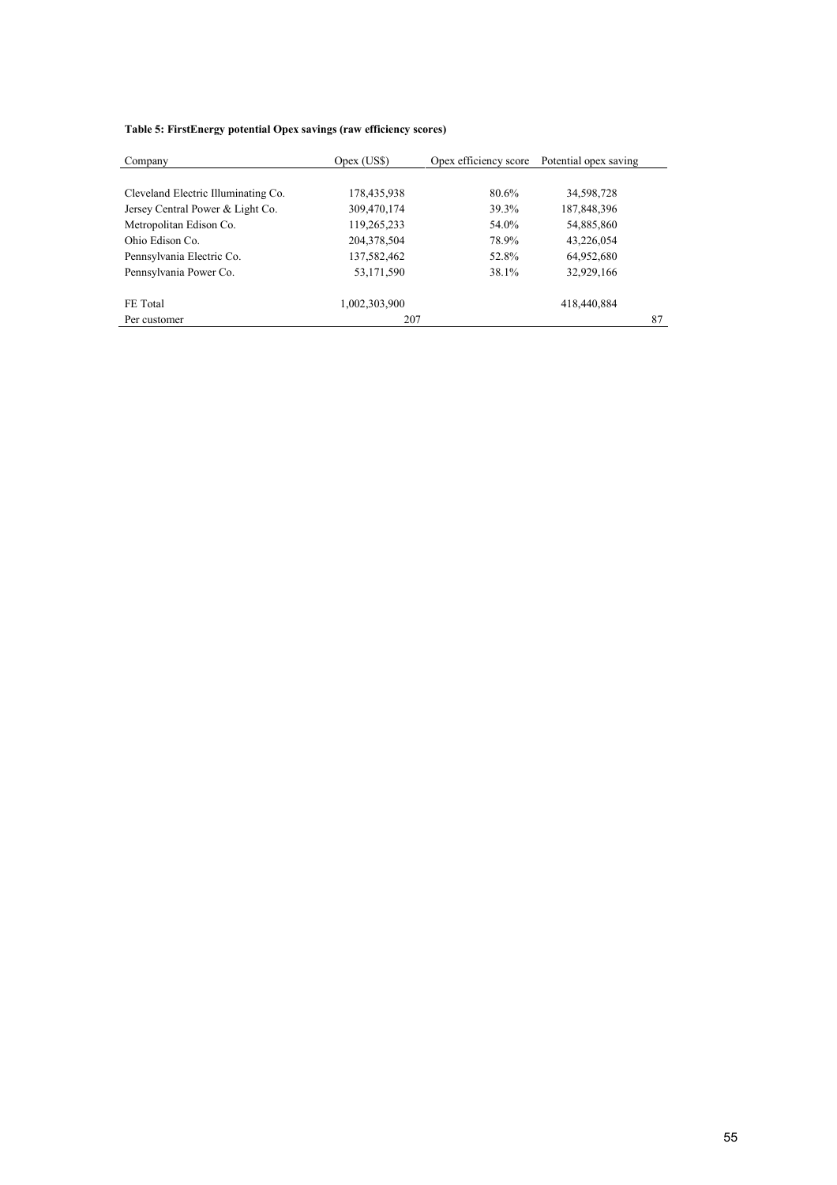**Table 5: FirstEnergy potential Opex savings (raw efficiency scores)**

| Company | Opex (US$) | Opex efficiency score | Potential opex saving |
|---|---|---|---|
| Cleveland Electric Illuminating Co. | 178,435,938 | 80.6% | 34,598,728 |
| Jersey Central Power & Light Co. | 309,470,174 | 39.3% | 187,848,396 |
| Metropolitan Edison Co. | 119,265,233 | 54.0% | 54,885,860 |
| Ohio Edison Co. | 204,378,504 | 78.9% | 43,226,054 |
| Pennsylvania Electric Co. | 137,582,462 | 52.8% | 64,952,680 |
| Pennsylvania Power Co. | 53,171,590 | 38.1% | 32,929,166 |
| FE Total | 1,002,303,900 | | 418,440,884 |
| Per customer | 207 | | 87 |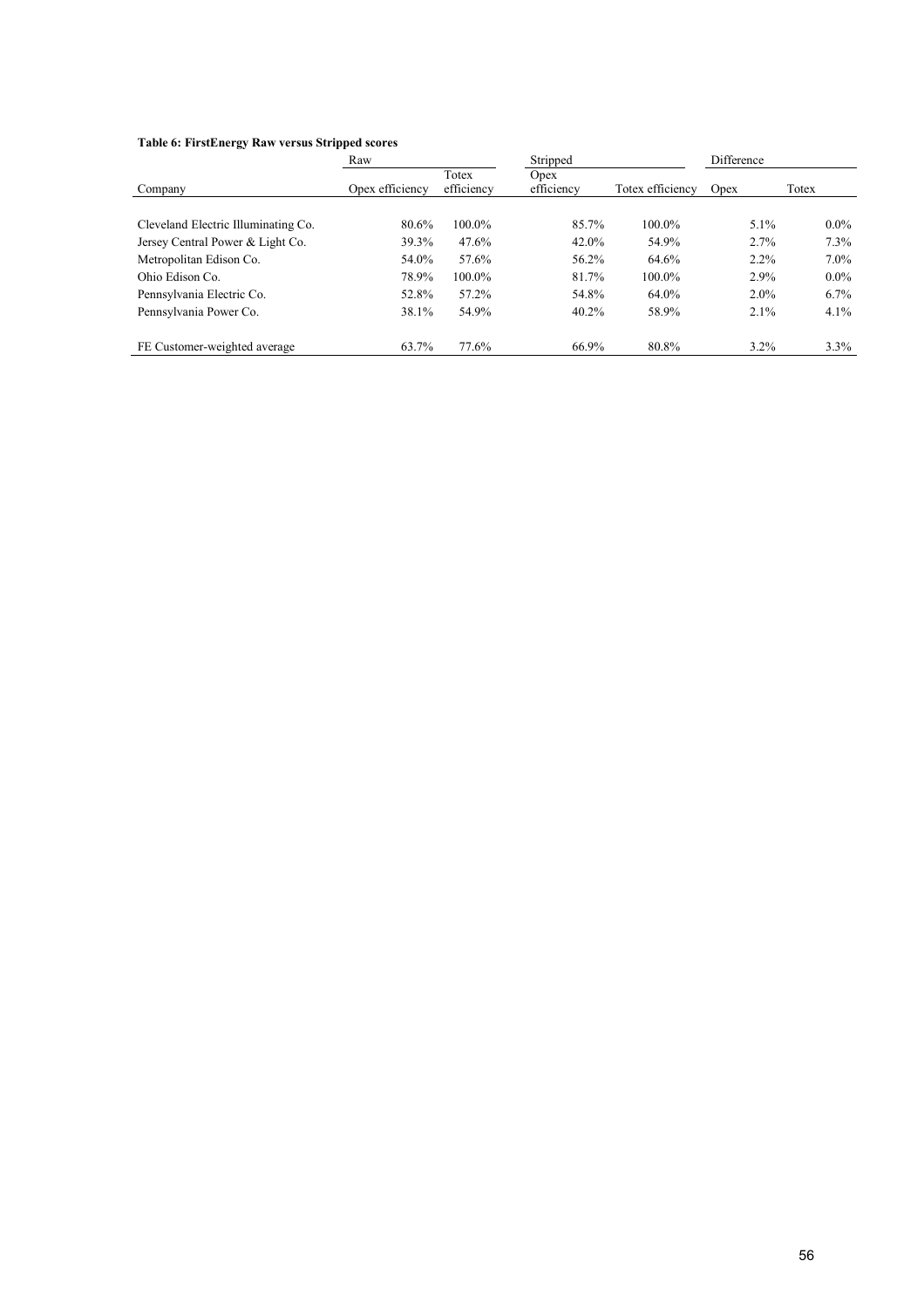**Table 6: FirstEnergy Raw versus Stripped scores**

| Company | Raw | | Stripped | | Difference | |
|---|---|---|---|---|---|---|
| | Opex efficiency | Totex efficiency | Opex efficiency | Totex efficiency | Opex | Totex |
| Cleveland Electric Illuminating Co. | 80.6% | 100.0% | 85.7% | 100.0% | 5.1% | 0.0% |
| Jersey Central Power & Light Co. | 39.3% | 47.6% | 42.0% | 54.9% | 2.7% | 7.3% |
| Metropolitan Edison Co. | 54.0% | 57.6% | 56.2% | 64.6% | 2.2% | 7.0% |
| Ohio Edison Co. | 78.9% | 100.0% | 81.7% | 100.0% | 2.9% | 0.0% |
| Pennsylvania Electric Co. | 52.8% | 57.2% | 54.8% | 64.0% | 2.0% | 6.7% |
| Pennsylvania Power Co. | 38.1% | 54.9% | 40.2% | 58.9% | 2.1% | 4.1% |
| FE Customer-weighted average | 63.7% | 77.6% | 66.9% | 80.8% | 3.2% | 3.3% |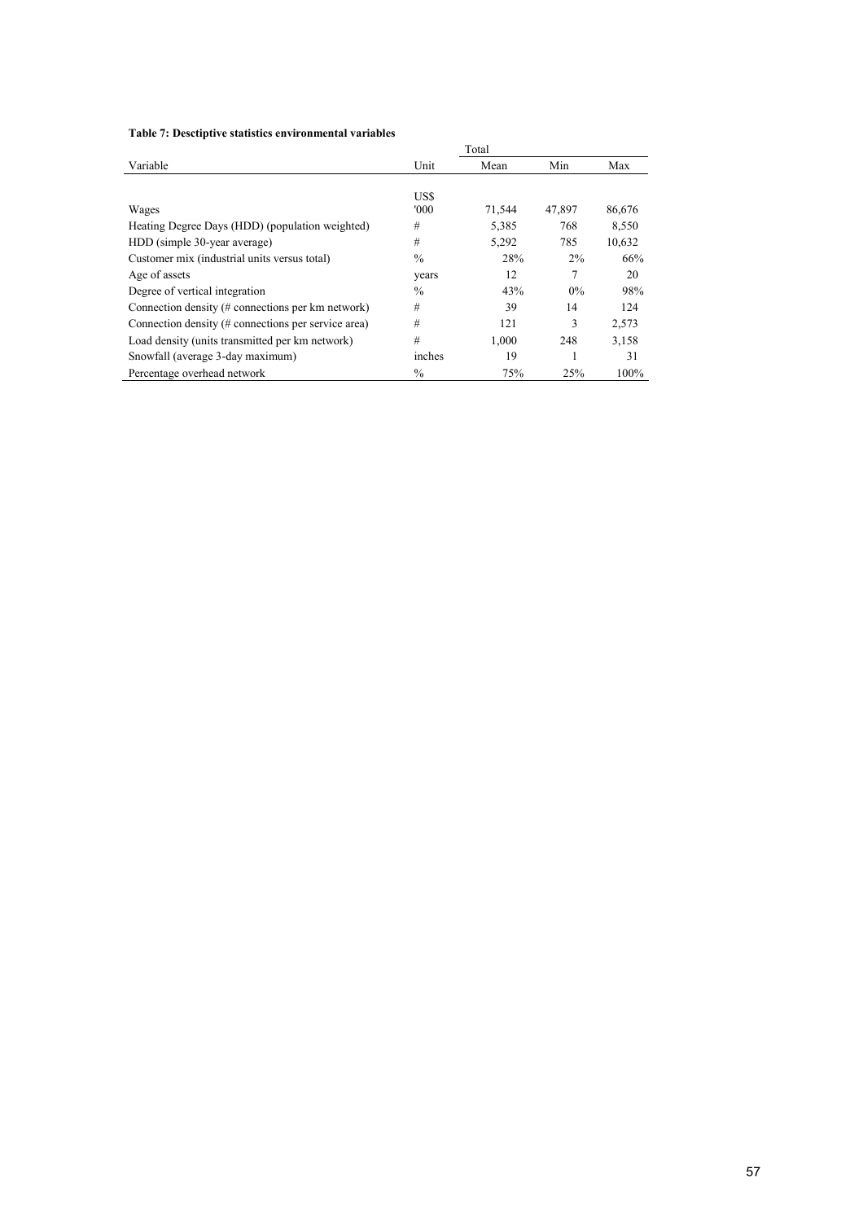**Table 7: Desctiptive statistics environmental variables**

| Variable | Unit | Total | | |
|---|---|---|---|---|
| | | Mean | Min | Max |
| Wages | US$ '000 | 71,544 | 47,897 | 86,676 |
| Heating Degree Days (HDD) (population weighted) | # | 5,385 | 768 | 8,550 |
| HDD (simple 30-year average) | # | 5,292 | 785 | 10,632 |
| Customer mix (industrial units versus total) | % | 28% | 2% | 66% |
| Age of assets | years | 12 | 7 | 20 |
| Degree of vertical integration | % | 43% | 0% | 98% |
| Connection density (# connections per km network) | # | 39 | 14 | 124 |
| Connection density (# connections per service area) | # | 121 | 3 | 2,573 |
| Load density (units transmitted per km network) | # | 1,000 | 248 | 3,158 |
| Snowfall (average 3-day maximum) | inches | 19 | 1 | 31 |
| Percentage overhead network | % | 75% | 25% | 100% |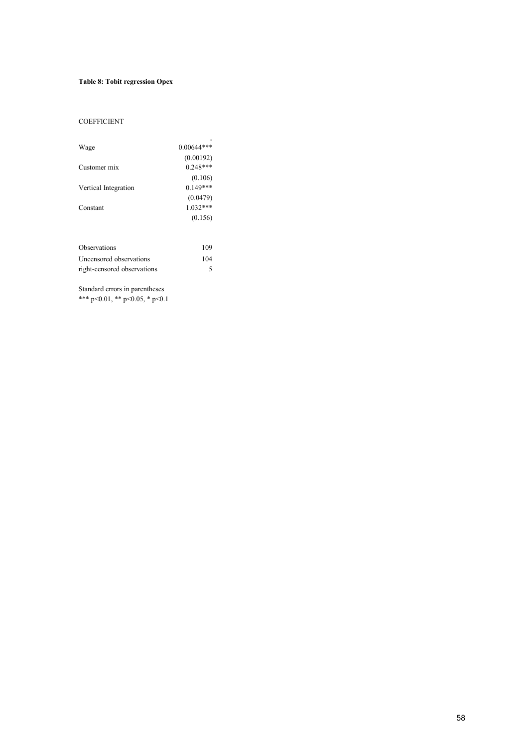**Table 8: Tobit regression Opex**

| COEFFICIENT | |
|---|---|
| Wage | -0.00644*** |
| | (0.00192) |
| Customer mix | 0.248*** |
| | (0.106) |
| Vertical Integration | 0.149*** |
| | (0.0479) |
| Constant | 1.032*** |
| | (0.156) |
| | |
| Observations | 109 |
| Uncensored observations | 104 |
| right-censored observations | 5 |

Standard errors in parentheses
*** p<0.01, ** p<0.05, * p<0.1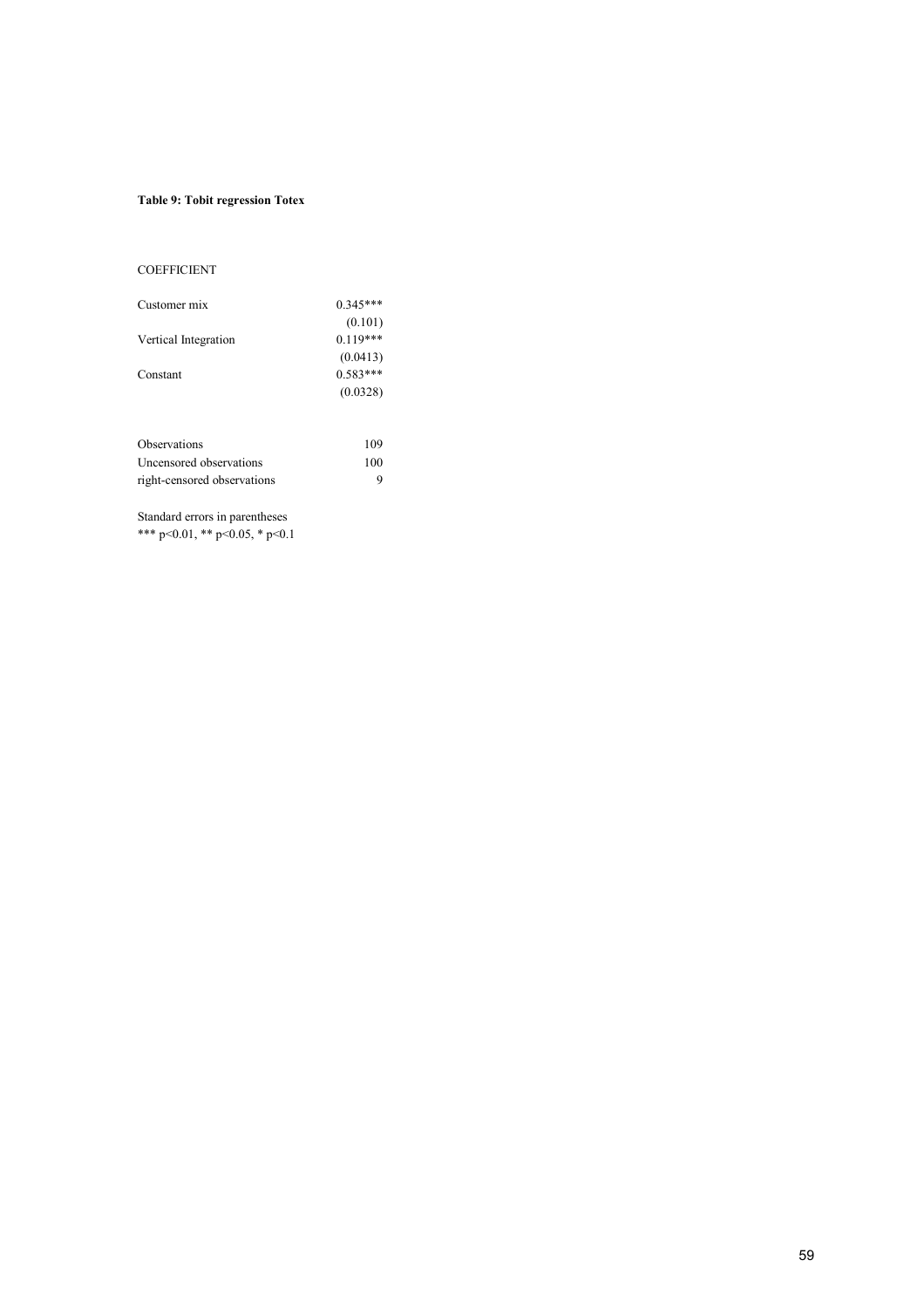**Table 9: Tobit regression Totex**

| COEFFICIENT | |
|---|---|
| Customer mix | 0.345*** |
| | (0.101) |
| Vertical Integration | 0.119*** |
| | (0.0413) |
| Constant | 0.583*** |
| | (0.0328) |
| | |
| Observations | 109 |
| Uncensored observations | 100 |
| right-censored observations | 9 |

Standard errors in parentheses
*** p<0.01, ** p<0.05, * p<0.1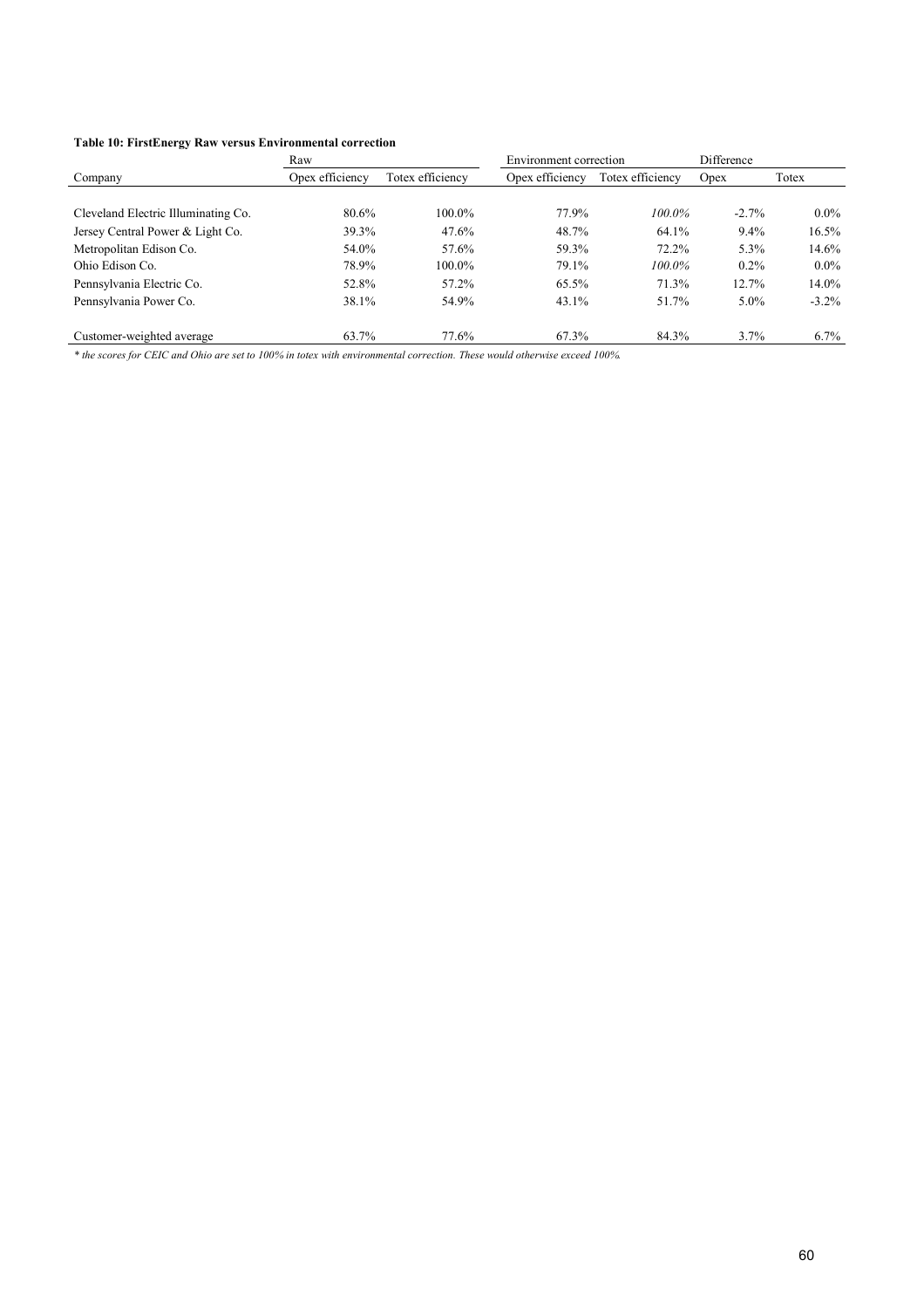**Table 10: FirstEnergy Raw versus Environmental correction**

| Company | Raw | | Environment correction | | Difference | |
|---|---|---|---|---|---|---|
| | Opex efficiency | Totex efficiency | Opex efficiency | Totex efficiency | Opex | Totex |
| Cleveland Electric Illuminating Co. | 80.6% | 100.0% | 77.9% | *100.0%* | -2.7% | 0.0% |
| Jersey Central Power & Light Co. | 39.3% | 47.6% | 48.7% | 64.1% | 9.4% | 16.5% |
| Metropolitan Edison Co. | 54.0% | 57.6% | 59.3% | 72.2% | 5.3% | 14.6% |
| Ohio Edison Co. | 78.9% | 100.0% | 79.1% | *100.0%* | 0.2% | 0.0% |
| Pennsylvania Electric Co. | 52.8% | 57.2% | 65.5% | 71.3% | 12.7% | 14.0% |
| Pennsylvania Power Co. | 38.1% | 54.9% | 43.1% | 51.7% | 5.0% | -3.2% |
| Customer-weighted average | 63.7% | 77.6% | 67.3% | 84.3% | 3.7% | 6.7% |

*\* the scores for CEIC and Ohio are set to 100% in totex with environmental correction. These would otherwise exceed 100%.*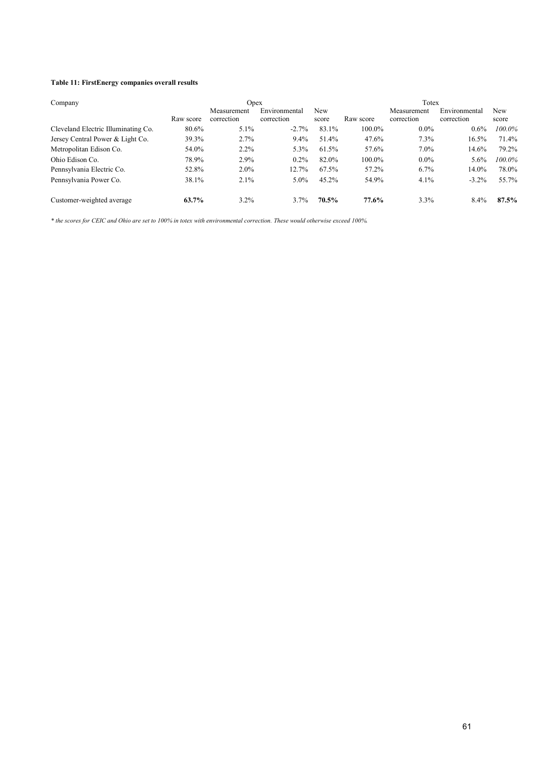**Table 11: FirstEnergy companies overall results**

| Company | Opex | | | | Totex | | | |
|---|---|---|---|---|---|---|---|---|
| | Raw score | Measurement correction | Environmental correction | New score | Raw score | Measurement correction | Environmental correction | New score |
| Cleveland Electric Illuminating Co. | 80.6% | 5.1% | -2.7% | 83.1% | 100.0% | 0.0% | 0.6% | *100.0%* |
| Jersey Central Power & Light Co. | 39.3% | 2.7% | 9.4% | 51.4% | 47.6% | 7.3% | 16.5% | 71.4% |
| Metropolitan Edison Co. | 54.0% | 2.2% | 5.3% | 61.5% | 57.6% | 7.0% | 14.6% | 79.2% |
| Ohio Edison Co. | 78.9% | 2.9% | 0.2% | 82.0% | 100.0% | 0.0% | 5.6% | *100.0%* |
| Pennsylvania Electric Co. | 52.8% | 2.0% | 12.7% | 67.5% | 57.2% | 6.7% | 14.0% | 78.0% |
| Pennsylvania Power Co. | 38.1% | 2.1% | 5.0% | 45.2% | 54.9% | 4.1% | -3.2% | 55.7% |
| Customer-weighted average | **63.7%** | 3.2% | 3.7% | **70.5%** | **77.6%** | 3.3% | 8.4% | **87.5%** |

*\* the scores for CEIC and Ohio are set to 100% in totex with environmental correction. These would otherwise exceed 100%.*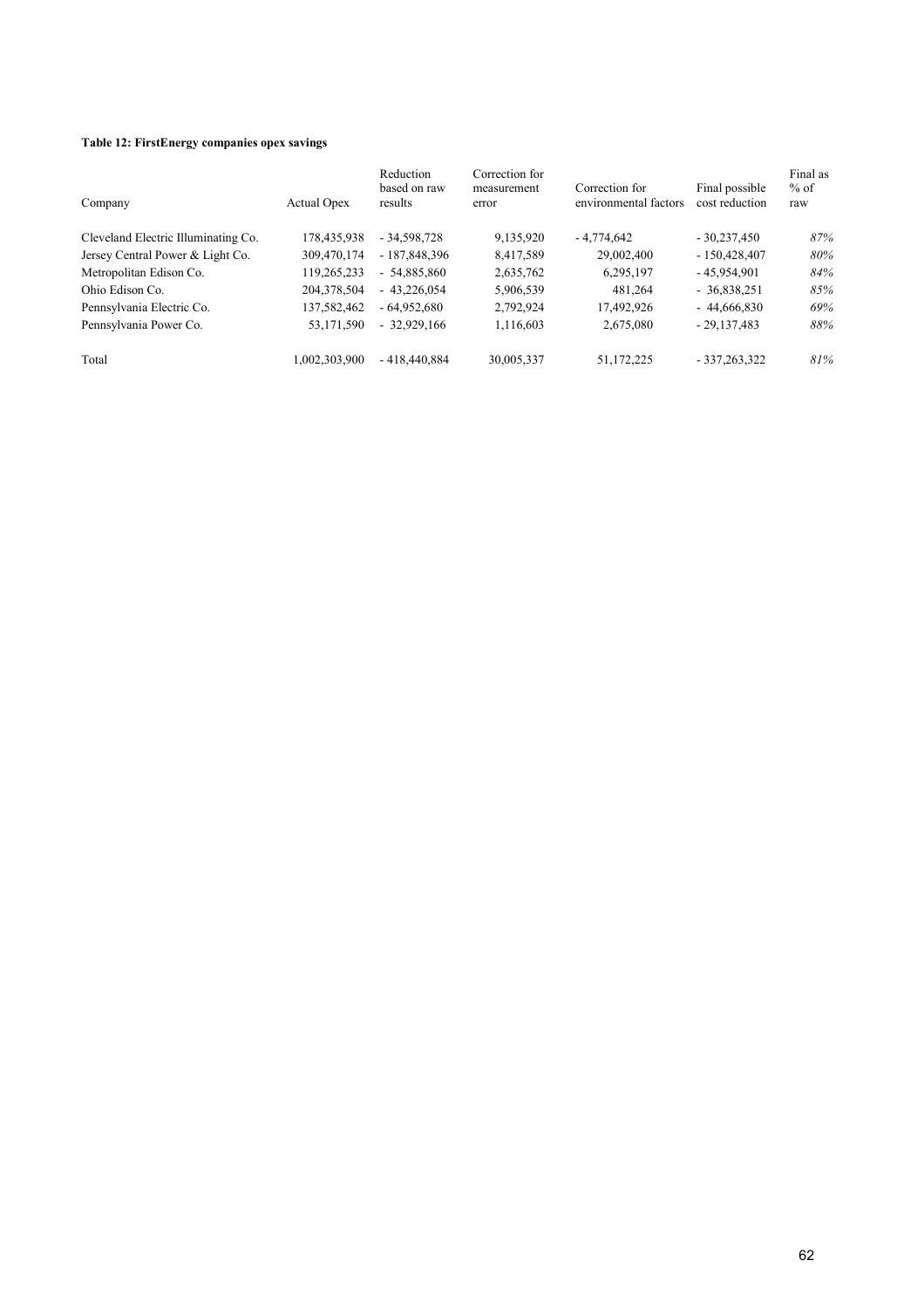**Table 12: FirstEnergy companies opex savings**

| Company | Actual Opex | Reduction based on raw results | Correction for measurement error | Correction for environmental factors | Final possible cost reduction | Final as % of raw |
|---|---|---|---|---|---|---|
| Cleveland Electric Illuminating Co. | 178,435,938 | - 34,598,728 | 9,135,920 | - 4,774,642 | - 30,237,450 | *87%* |
| Jersey Central Power & Light Co. | 309,470,174 | - 187,848,396 | 8,417,589 | 29,002,400 | - 150,428,407 | *80%* |
| Metropolitan Edison Co. | 119,265,233 | - 54,885,860 | 2,635,762 | 6,295,197 | - 45,954,901 | *84%* |
| Ohio Edison Co. | 204,378,504 | - 43,226,054 | 5,906,539 | 481,264 | - 36,838,251 | *85%* |
| Pennsylvania Electric Co. | 137,582,462 | - 64,952,680 | 2,792,924 | 17,492,926 | - 44,666,830 | *69%* |
| Pennsylvania Power Co. | 53,171,590 | - 32,929,166 | 1,116,603 | 2,675,080 | - 29,137,483 | *88%* |
| Total | 1,002,303,900 | - 418,440,884 | 30,005,337 | 51,172,225 | - 337,263,322 | *81%* |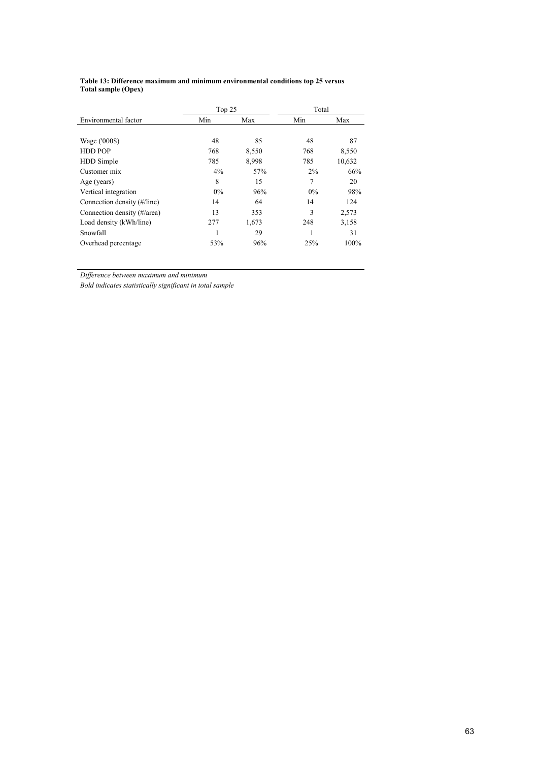**Table 13: Difference maximum and minimum environmental conditions top 25 versus Total sample (Opex)**

| Environmental factor | Top 25 | | Total | |
|---|---|---|---|---|
| | Min | Max | Min | Max |
| Wage ('000$) | 48 | 85 | 48 | 87 |
| HDD POP | 768 | 8,550 | 768 | 8,550 |
| HDD Simple | 785 | 8,998 | 785 | 10,632 |
| Customer mix | 4% | 57% | 2% | 66% |
| Age (years) | 8 | 15 | 7 | 20 |
| Vertical integration | 0% | 96% | 0% | 98% |
| Connection density (#/line) | 14 | 64 | 14 | 124 |
| Connection density (#/area) | 13 | 353 | 3 | 2,573 |
| Load density (kWh/line) | 277 | 1,673 | 248 | 3,158 |
| Snowfall | 1 | 29 | 1 | 31 |
| Overhead percentage | 53% | 96% | 25% | 100% |

*Difference between maximum and minimum*

*Bold indicates statistically significant in total sample*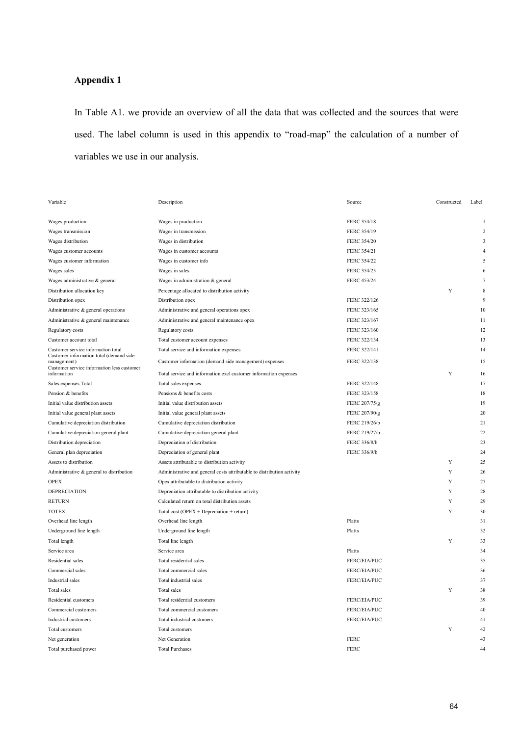# Appendix 1

In Table A1. we provide an overview of all the data that was collected and the sources that were used. The label column is used in this appendix to "road-map" the calculation of a number of variables we use in our analysis.

| Variable | Description | Source | Constructed | Label |
|---|---|---|---|---|
| Wages production | Wages in production | FERC 354/18 | | 1 |
| Wages transmission | Wages in transmission | FERC 354/19 | | 2 |
| Wages distribution | Wages in distribution | FERC 354/20 | | 3 |
| Wages customer accounts | Wages in customer accounts | FERC 354/21 | | 4 |
| Wages customer information | Wages in customer info | FERC 354/22 | | 5 |
| Wages sales | Wages in sales | FERC 354/23 | | 6 |
| Wages administrative & general | Wages in administration & general | FERC 453/24 | | 7 |
| Distribution allocation key | Percentage allocated to distribution activity | | Y | 8 |
| Distribution opex | Distribution opex | FERC 322/126 | | 9 |
| Administrative & general operations | Administrative and general operations opex | FERC 323/165 | | 10 |
| Administrative & general maintenance | Administrative and general maintenance opex | FERC 323/167 | | 11 |
| Regulatory costs | Regulatory costs | FERC 323/160 | | 12 |
| Customer account total | Total customer account expenses | FERC 322/134 | | 13 |
| Customer service information total | Total service and information expenses | FERC 322/141 | | 14 |
| Customer information total (demand side management) | Customer information (demand side management) expenses | FERC 322/138 | | 15 |
| Customer service information less customer information | Total service and information excl customer information expenses | | Y | 16 |
| Sales expenses Total | Total sales expenses | FERC 322/148 | | 17 |
| Pension & benefits | Pensions & benefits costs | FERC 323/158 | | 18 |
| Initial value distribution assets | Initial value distribution assets | FERC 207/75/g | | 19 |
| Initial value general plant assets | Initial value general plant assets | FERC 207/90/g | | 20 |
| Cumulative depreciation distribution | Cumulative depreciation distribution | FERC 219/26/b | | 21 |
| Cumulative depreciation general plant | Cumulative depreciation general plant | FERC 219/27/b | | 22 |
| Distribution depreciation | Depreciation of distribution | FERC 336/8/b | | 23 |
| General plan depreciation | Depreciation of general plant | FERC 336/9/b | | 24 |
| Assets to distribution | Assets attributable to distribution activity | | Y | 25 |
| Administrative & general to distribution | Administrative and general costs attributable to distribution activity | | Y | 26 |
| OPEX | Opex attributable to distribution activity | | Y | 27 |
| DEPRECIATION | Depreciation attributable to distribution activity | | Y | 28 |
| RETURN | Calculated return on total distribution assets | | Y | 29 |
| TOTEX | Total cost (OPEX + Depreciation + return) | | Y | 30 |
| Overhead line length | Overhead line length | Platts | | 31 |
| Underground line length | Underground line length | Platts | | 32 |
| Total length | Total line length | | Y | 33 |
| Service area | Service area | Platts | | 34 |
| Residential sales | Total residential sales | FERC/EIA/PUC | | 35 |
| Commercial sales | Total commercial sales | FERC/EIA/PUC | | 36 |
| Industrial sales | Total industrial sales | FERC/EIA/PUC | | 37 |
| Total sales | Total sales | | Y | 38 |
| Residential customers | Total residential customers | FERC/EIA/PUC | | 39 |
| Commercial customers | Total commercial customers | FERC/EIA/PUC | | 40 |
| Industrial customers | Total industrial customers | FERC/EIA/PUC | | 41 |
| Total customers | Total customers | | Y | 42 |
| Net generation | Net Generation | FERC | | 43 |
| Total purchased power | Total Purchases | FERC | | 44 |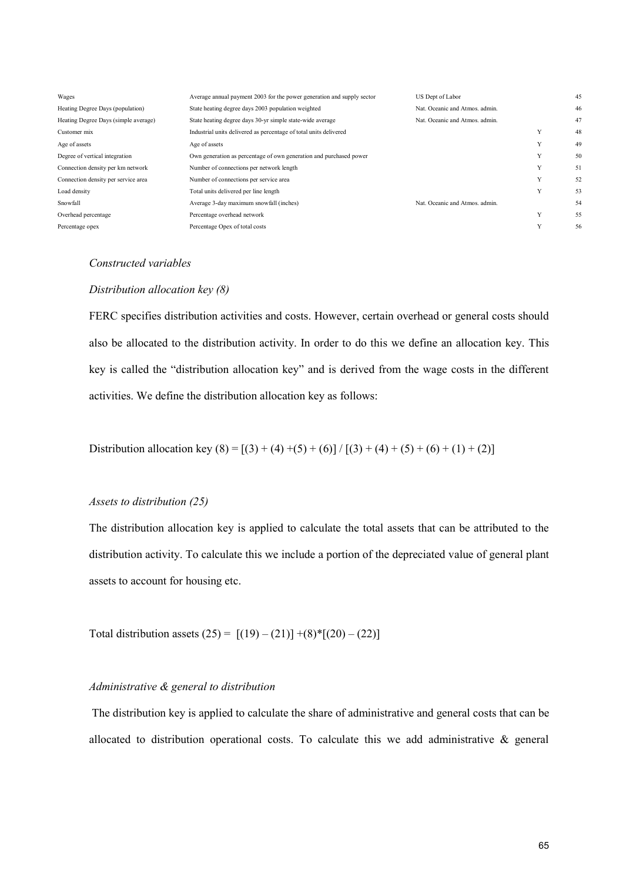| | | | | |
|---|---|---|---|---|
| Wages | Average annual payment 2003 for the power generation and supply sector | US Dept of Labor | | 45 |
| Heating Degree Days (population) | State heating degree days 2003 population weighted | Nat. Oceanic and Atmos. admin. | | 46 |
| Heating Degree Days (simple average) | State heating degree days 30-yr simple state-wide average | Nat. Oceanic and Atmos. admin. | | 47 |
| Customer mix | Industrial units delivered as percentage of total units delivered | | Y | 48 |
| Age of assets | Age of assets | | Y | 49 |
| Degree of vertical integration | Own generation as percentage of own generation and purchased power | | Y | 50 |
| Connection density per km network | Number of connections per network length | | Y | 51 |
| Connection density per service area | Number of connections per service area | | Y | 52 |
| Load density | Total units delivered per line length | | Y | 53 |
| Snowfall | Average 3-day maximum snowfall (inches) | Nat. Oceanic and Atmos. admin. | | 54 |
| Overhead percentage | Percentage overhead network | | Y | 55 |
| Percentage opex | Percentage Opex of total costs | | Y | 56 |

*Constructed variables*

*Distribution allocation key (8)*

FERC specifies distribution activities and costs. However, certain overhead or general costs should also be allocated to the distribution activity. In order to do this we define an allocation key. This key is called the "distribution allocation key" and is derived from the wage costs in the different activities. We define the distribution allocation key as follows:

Distribution allocation key (8) = [(3) + (4) +(5) + (6)] / [(3) + (4) + (5) + (6) + (1) + (2)]

*Assets to distribution (25)*

The distribution allocation key is applied to calculate the total assets that can be attributed to the distribution activity. To calculate this we include a portion of the depreciated value of general plant assets to account for housing etc.

Total distribution assets (25) = [(19) – (21)] +(8)*[(20) – (22)]

*Administrative & general to distribution*

The distribution key is applied to calculate the share of administrative and general costs that can be allocated to distribution operational costs. To calculate this we add administrative & general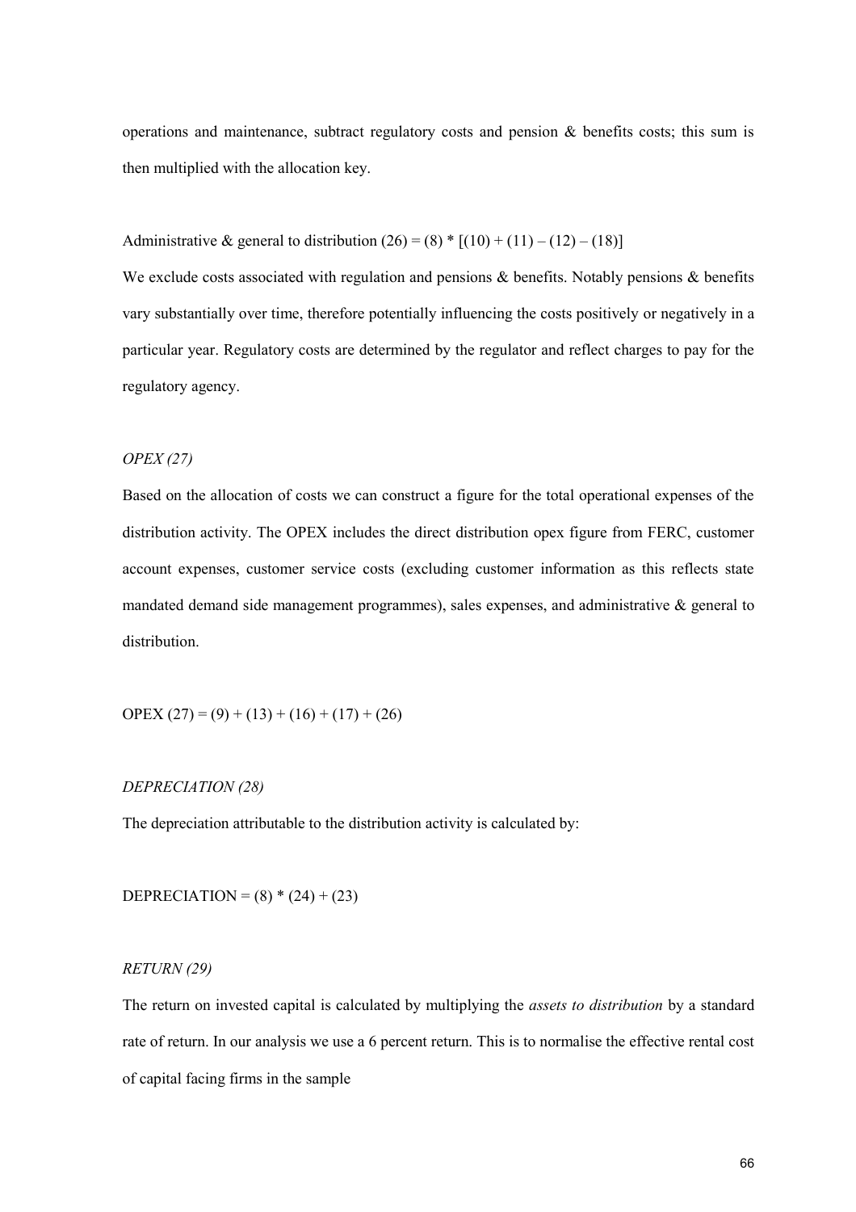operations and maintenance, subtract regulatory costs and pension & benefits costs; this sum is then multiplied with the allocation key.

Administrative & general to distribution (26) = (8) * [(10) + (11) – (12) – (18)]

We exclude costs associated with regulation and pensions & benefits. Notably pensions & benefits vary substantially over time, therefore potentially influencing the costs positively or negatively in a particular year. Regulatory costs are determined by the regulator and reflect charges to pay for the regulatory agency.

*OPEX (27)*

Based on the allocation of costs we can construct a figure for the total operational expenses of the distribution activity. The OPEX includes the direct distribution opex figure from FERC, customer account expenses, customer service costs (excluding customer information as this reflects state mandated demand side management programmes), sales expenses, and administrative & general to distribution.

OPEX (27) = (9) + (13) + (16) + (17) + (26)

*DEPRECIATION (28)*

The depreciation attributable to the distribution activity is calculated by:

DEPRECIATION = (8) * (24) + (23)

*RETURN (29)*

The return on invested capital is calculated by multiplying the *assets to distribution* by a standard rate of return. In our analysis we use a 6 percent return. This is to normalise the effective rental cost of capital facing firms in the sample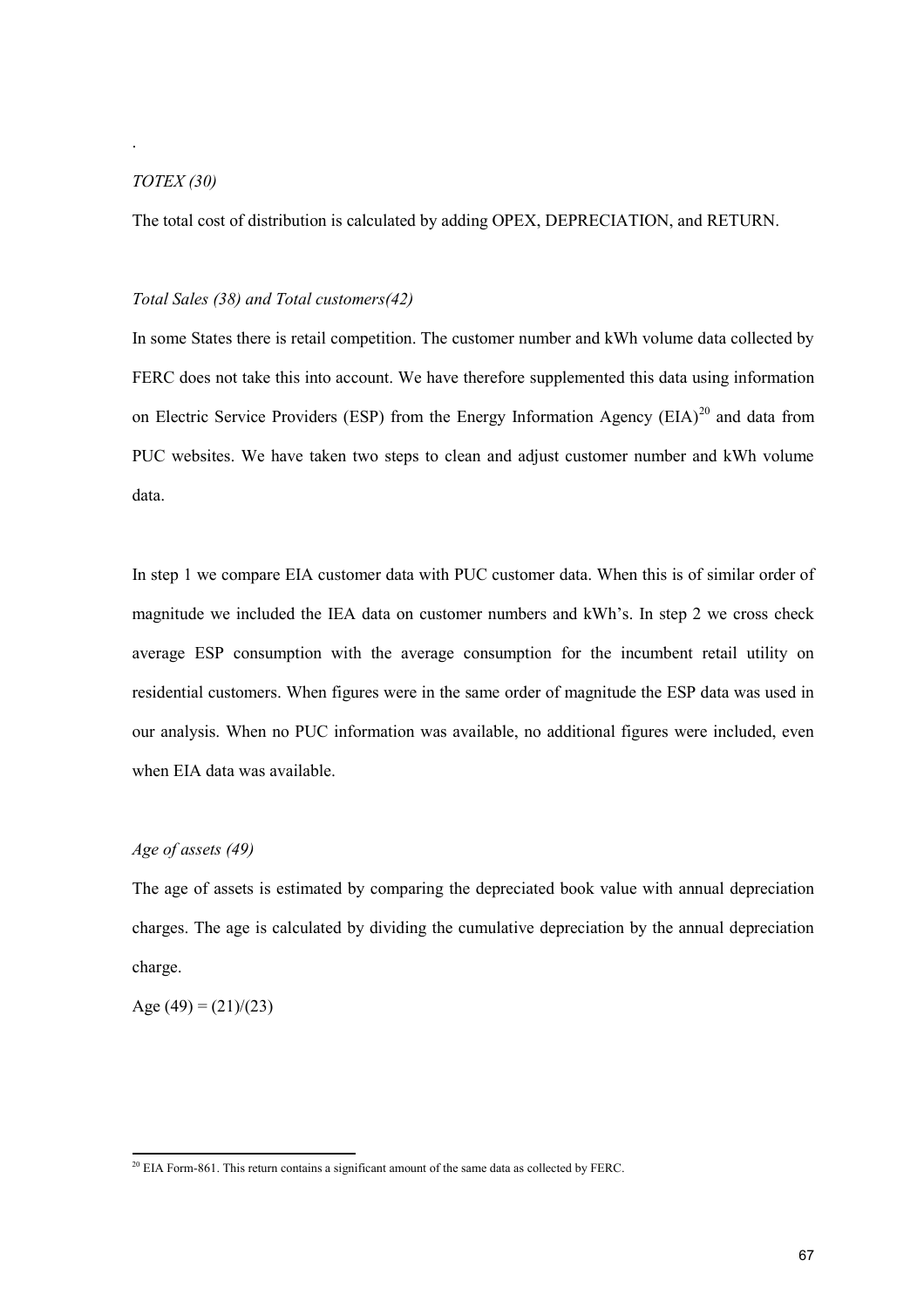.

*TOTEX (30)*

The total cost of distribution is calculated by adding OPEX, DEPRECIATION, and RETURN.

*Total Sales (38) and Total customers(42)*

In some States there is retail competition. The customer number and kWh volume data collected by FERC does not take this into account. We have therefore supplemented this data using information on Electric Service Providers (ESP) from the Energy Information Agency (EIA)[20] and data from PUC websites. We have taken two steps to clean and adjust customer number and kWh volume data.

In step 1 we compare EIA customer data with PUC customer data. When this is of similar order of magnitude we included the IEA data on customer numbers and kWh's. In step 2 we cross check average ESP consumption with the average consumption for the incumbent retail utility on residential customers. When figures were in the same order of magnitude the ESP data was used in our analysis. When no PUC information was available, no additional figures were included, even when EIA data was available.

*Age of assets (49)*

The age of assets is estimated by comparing the depreciated book value with annual depreciation charges. The age is calculated by dividing the cumulative depreciation by the annual depreciation charge.

Age (49) = (21)/(23)

[20] EIA Form-861. This return contains a significant amount of the same data as collected by FERC.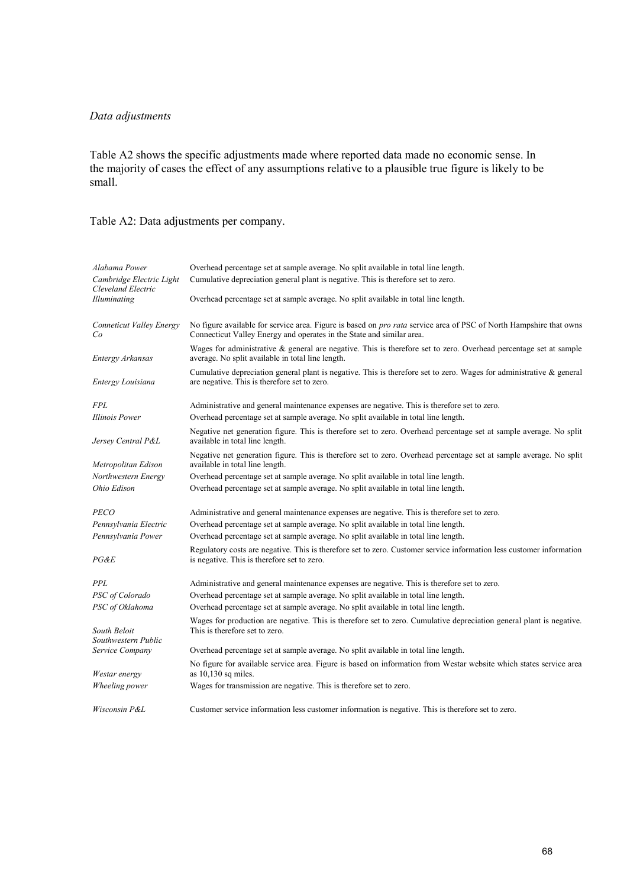*Data adjustments*

Table A2 shows the specific adjustments made where reported data made no economic sense. In the majority of cases the effect of any assumptions relative to a plausible true figure is likely to be small.

Table A2: Data adjustments per company.

| | |
|---|---|
| *Alabama Power* | Overhead percentage set at sample average. No split available in total line length. |
| *Cambridge Electric Light* | Cumulative depreciation general plant is negative. This is therefore set to zero. |
| *Cleveland Electric Illuminating* | Overhead percentage set at sample average. No split available in total line length. |
| *Conneticut Valley Energy Co* | No figure available for service area. Figure is based on *pro rata* service area of PSC of North Hampshire that owns Connecticut Valley Energy and operates in the State and similar area. |
| *Entergy Arkansas* | Wages for administrative & general are negative. This is therefore set to zero. Overhead percentage set at sample average. No split available in total line length. |
| *Entergy Louisiana* | Cumulative depreciation general plant is negative. This is therefore set to zero. Wages for administrative & general are negative. This is therefore set to zero. |
| *FPL* | Administrative and general maintenance expenses are negative. This is therefore set to zero. |
| *Illinois Power* | Overhead percentage set at sample average. No split available in total line length. |
| *Jersey Central P&L* | Negative net generation figure. This is therefore set to zero. Overhead percentage set at sample average. No split available in total line length. |
| *Metropolitan Edison* | Negative net generation figure. This is therefore set to zero. Overhead percentage set at sample average. No split available in total line length. |
| *Northwestern Energy* | Overhead percentage set at sample average. No split available in total line length. |
| *Ohio Edison* | Overhead percentage set at sample average. No split available in total line length. |
| *PECO* | Administrative and general maintenance expenses are negative. This is therefore set to zero. |
| *Pennsylvania Electric* | Overhead percentage set at sample average. No split available in total line length. |
| *Pennsylvania Power* | Overhead percentage set at sample average. No split available in total line length. |
| *PG&E* | Regulatory costs are negative. This is therefore set to zero. Customer service information less customer information is negative. This is therefore set to zero. |
| *PPL* | Administrative and general maintenance expenses are negative. This is therefore set to zero. |
| *PSC of Colorado* | Overhead percentage set at sample average. No split available in total line length. |
| *PSC of Oklahoma* | Overhead percentage set at sample average. No split available in total line length. |
| *South Beloit* | Wages for production are negative. This is therefore set to zero. Cumulative depreciation general plant is negative. This is therefore set to zero. |
| *Southwestern Public Service Company* | Overhead percentage set at sample average. No split available in total line length. |
| *Westar energy* | No figure for available service area. Figure is based on information from Westar website which states service area as 10,130 sq miles. |
| *Wheeling power* | Wages for transmission are negative. This is therefore set to zero. |
| *Wisconsin P&L* | Customer service information less customer information is negative. This is therefore set to zero. |